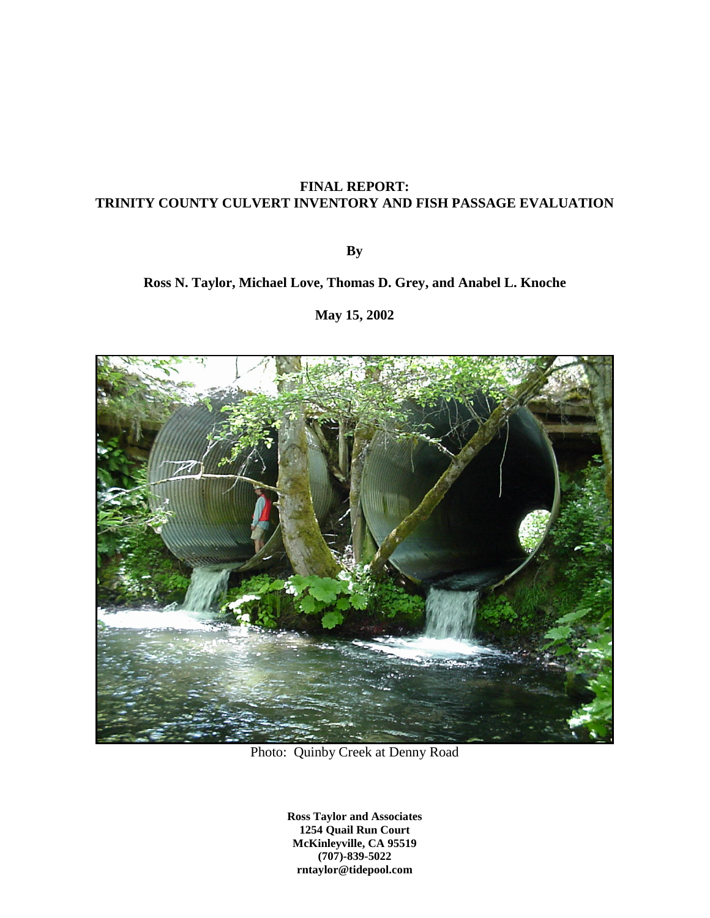# FINAL REPORT:
# TRINITY COUNTY CULVERT INVENTORY AND FISH PASSAGE EVALUATION

**By**

**Ross N. Taylor, Michael Love, Thomas D. Grey, and Anabel L. Knoche**

**May 15, 2002**

Photo: Quinby Creek at Denny Road

**Ross Taylor and Associates**
**1254 Quail Run Court**
**McKinleyville, CA 95519**
**(707)-839-5022**
**rntaylor@tidepool.com**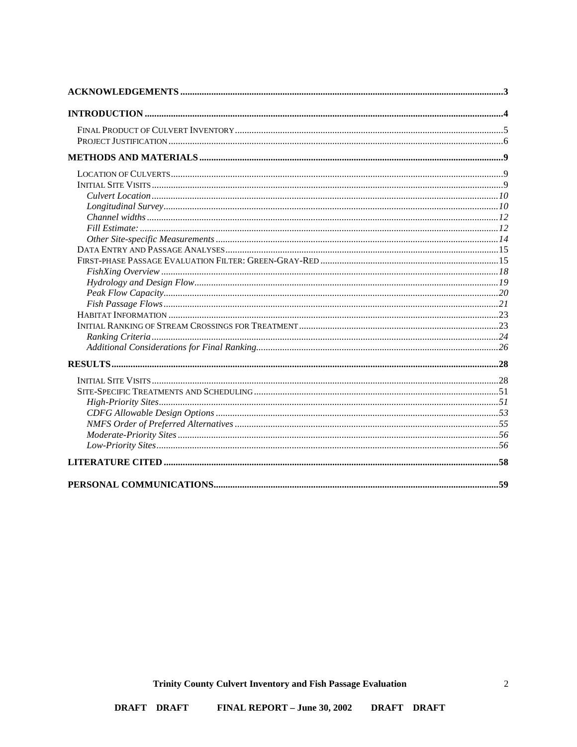**ACKNOWLEDGEMENTS** ..... 3

**INTRODUCTION** ..... 4

- FINAL PRODUCT OF CULVERT INVENTORY ..... 5
- PROJECT JUSTIFICATION ..... 6

**METHODS AND MATERIALS** ..... 9

- LOCATION OF CULVERTS ..... 9
- INITIAL SITE VISITS ..... 9
  - *Culvert Location* ..... 10
  - *Longitudinal Survey* ..... 10
  - *Channel widths* ..... 12
  - *Fill Estimate:* ..... 12
  - *Other Site-specific Measurements* ..... 14
- DATA ENTRY AND PASSAGE ANALYSES ..... 15
- FIRST-PHASE PASSAGE EVALUATION FILTER: GREEN-GRAY-RED ..... 15
  - *FishXing Overview* ..... 18
  - *Hydrology and Design Flow* ..... 19
  - *Peak Flow Capacity* ..... 20
  - *Fish Passage Flows* ..... 21
- HABITAT INFORMATION ..... 23
- INITIAL RANKING OF STREAM CROSSINGS FOR TREATMENT ..... 23
  - *Ranking Criteria* ..... 24
  - *Additional Considerations for Final Ranking* ..... 26

**RESULTS** ..... 28

- INITIAL SITE VISITS ..... 28
- SITE-SPECIFIC TREATMENTS AND SCHEDULING ..... 51
  - *High-Priority Sites* ..... 51
  - *CDFG Allowable Design Options* ..... 53
  - *NMFS Order of Preferred Alternatives* ..... 55
  - *Moderate-Priority Sites* ..... 56
  - *Low-Priority Sites* ..... 56

**LITERATURE CITED** ..... 58

**PERSONAL COMMUNICATIONS** ..... 59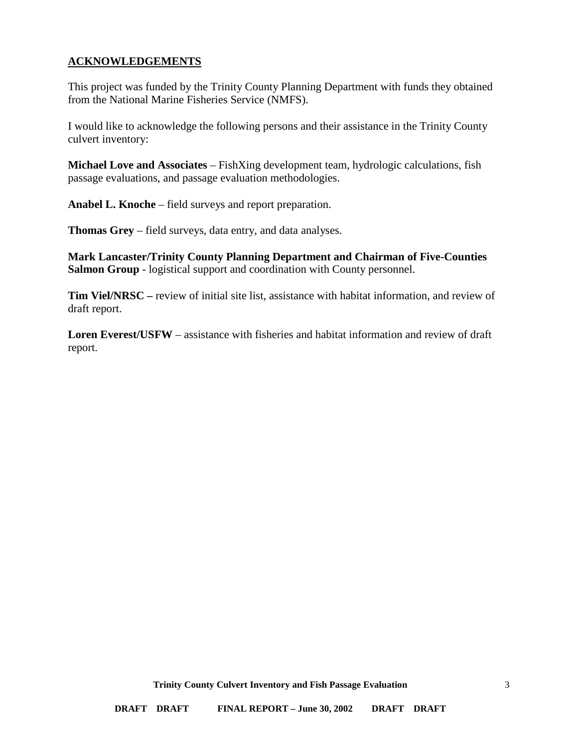## ACKNOWLEDGEMENTS

This project was funded by the Trinity County Planning Department with funds they obtained from the National Marine Fisheries Service (NMFS).

I would like to acknowledge the following persons and their assistance in the Trinity County culvert inventory:

**Michael Love and Associates** – FishXing development team, hydrologic calculations, fish passage evaluations, and passage evaluation methodologies.

**Anabel L. Knoche** – field surveys and report preparation.

**Thomas Grey** – field surveys, data entry, and data analyses.

**Mark Lancaster/Trinity County Planning Department and Chairman of Five-Counties Salmon Group** - logistical support and coordination with County personnel.

**Tim Viel/NRSC –** review of initial site list, assistance with habitat information, and review of draft report.

**Loren Everest/USFW** – assistance with fisheries and habitat information and review of draft report.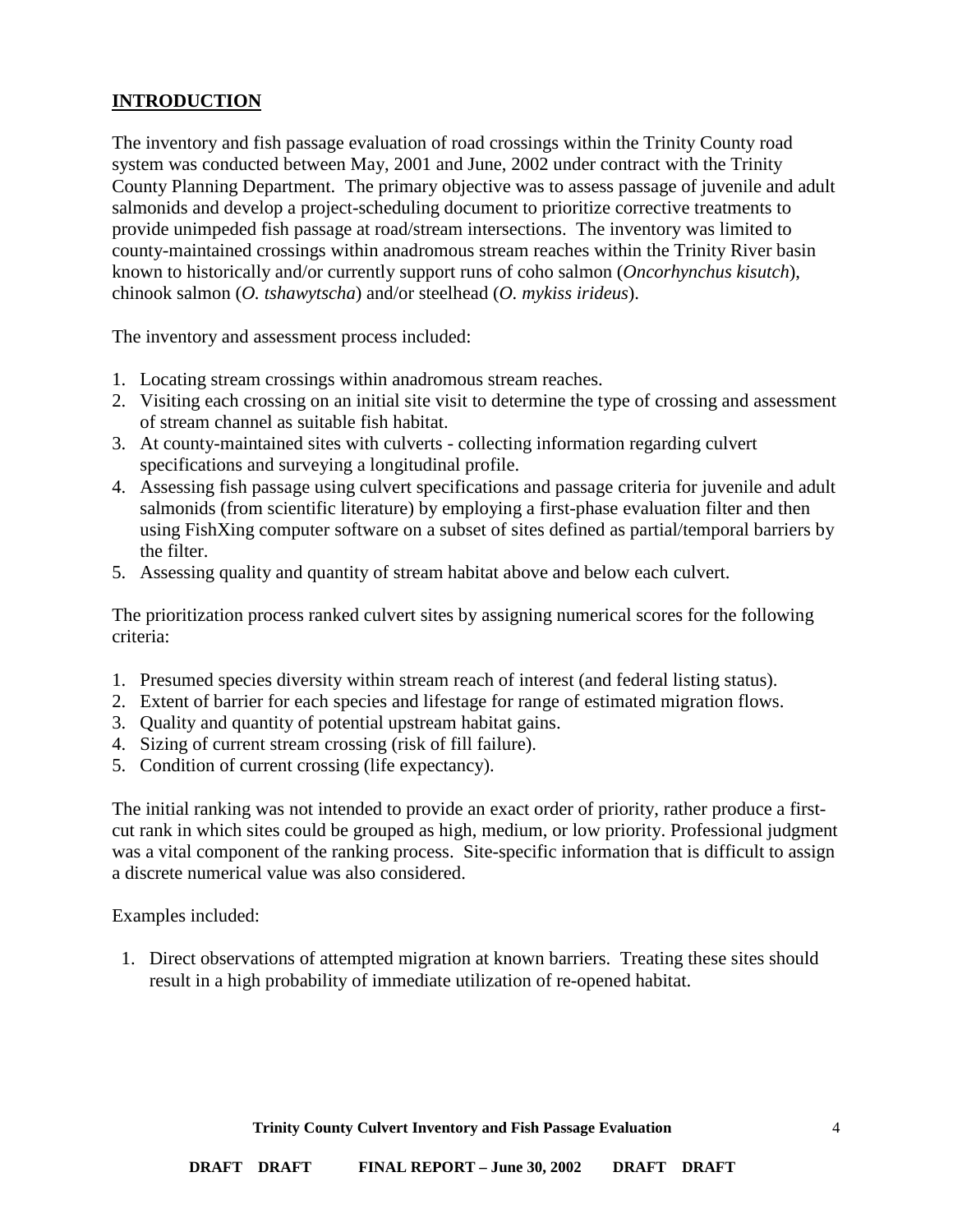## **INTRODUCTION**

The inventory and fish passage evaluation of road crossings within the Trinity County road system was conducted between May, 2001 and June, 2002 under contract with the Trinity County Planning Department. The primary objective was to assess passage of juvenile and adult salmonids and develop a project-scheduling document to prioritize corrective treatments to provide unimpeded fish passage at road/stream intersections. The inventory was limited to county-maintained crossings within anadromous stream reaches within the Trinity River basin known to historically and/or currently support runs of coho salmon (*Oncorhynchus kisutch*), chinook salmon (*O. tshawytscha*) and/or steelhead (*O. mykiss irideus*).

The inventory and assessment process included:

1. Locating stream crossings within anadromous stream reaches.
2. Visiting each crossing on an initial site visit to determine the type of crossing and assessment of stream channel as suitable fish habitat.
3. At county-maintained sites with culverts - collecting information regarding culvert specifications and surveying a longitudinal profile.
4. Assessing fish passage using culvert specifications and passage criteria for juvenile and adult salmonids (from scientific literature) by employing a first-phase evaluation filter and then using FishXing computer software on a subset of sites defined as partial/temporal barriers by the filter.
5. Assessing quality and quantity of stream habitat above and below each culvert.

The prioritization process ranked culvert sites by assigning numerical scores for the following criteria:

1. Presumed species diversity within stream reach of interest (and federal listing status).
2. Extent of barrier for each species and lifestage for range of estimated migration flows.
3. Quality and quantity of potential upstream habitat gains.
4. Sizing of current stream crossing (risk of fill failure).
5. Condition of current crossing (life expectancy).

The initial ranking was not intended to provide an exact order of priority, rather produce a first-cut rank in which sites could be grouped as high, medium, or low priority. Professional judgment was a vital component of the ranking process. Site-specific information that is difficult to assign a discrete numerical value was also considered.

Examples included:

1. Direct observations of attempted migration at known barriers. Treating these sites should result in a high probability of immediate utilization of re-opened habitat.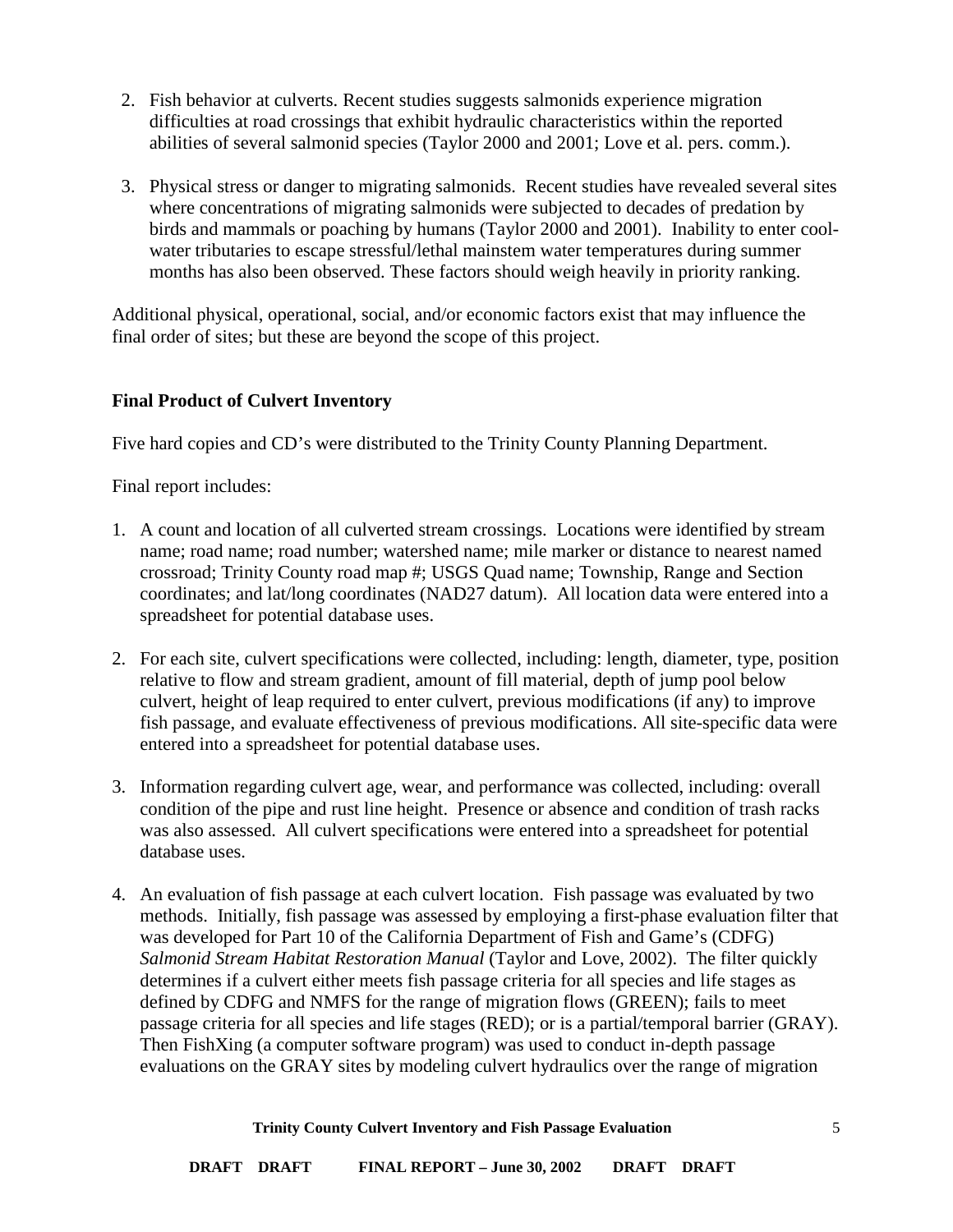2. Fish behavior at culverts. Recent studies suggests salmonids experience migration difficulties at road crossings that exhibit hydraulic characteristics within the reported abilities of several salmonid species (Taylor 2000 and 2001; Love et al. pers. comm.).

3. Physical stress or danger to migrating salmonids. Recent studies have revealed several sites where concentrations of migrating salmonids were subjected to decades of predation by birds and mammals or poaching by humans (Taylor 2000 and 2001). Inability to enter cool-water tributaries to escape stressful/lethal mainstem water temperatures during summer months has also been observed. These factors should weigh heavily in priority ranking.

Additional physical, operational, social, and/or economic factors exist that may influence the final order of sites; but these are beyond the scope of this project.

### Final Product of Culvert Inventory

Five hard copies and CD's were distributed to the Trinity County Planning Department.

Final report includes:

1. A count and location of all culverted stream crossings. Locations were identified by stream name; road name; road number; watershed name; mile marker or distance to nearest named crossroad; Trinity County road map #; USGS Quad name; Township, Range and Section coordinates; and lat/long coordinates (NAD27 datum). All location data were entered into a spreadsheet for potential database uses.

2. For each site, culvert specifications were collected, including: length, diameter, type, position relative to flow and stream gradient, amount of fill material, depth of jump pool below culvert, height of leap required to enter culvert, previous modifications (if any) to improve fish passage, and evaluate effectiveness of previous modifications. All site-specific data were entered into a spreadsheet for potential database uses.

3. Information regarding culvert age, wear, and performance was collected, including: overall condition of the pipe and rust line height. Presence or absence and condition of trash racks was also assessed. All culvert specifications were entered into a spreadsheet for potential database uses.

4. An evaluation of fish passage at each culvert location. Fish passage was evaluated by two methods. Initially, fish passage was assessed by employing a first-phase evaluation filter that was developed for Part 10 of the California Department of Fish and Game's (CDFG) *Salmonid Stream Habitat Restoration Manual* (Taylor and Love, 2002). The filter quickly determines if a culvert either meets fish passage criteria for all species and life stages as defined by CDFG and NMFS for the range of migration flows (GREEN); fails to meet passage criteria for all species and life stages (RED); or is a partial/temporal barrier (GRAY). Then FishXing (a computer software program) was used to conduct in-depth passage evaluations on the GRAY sites by modeling culvert hydraulics over the range of migration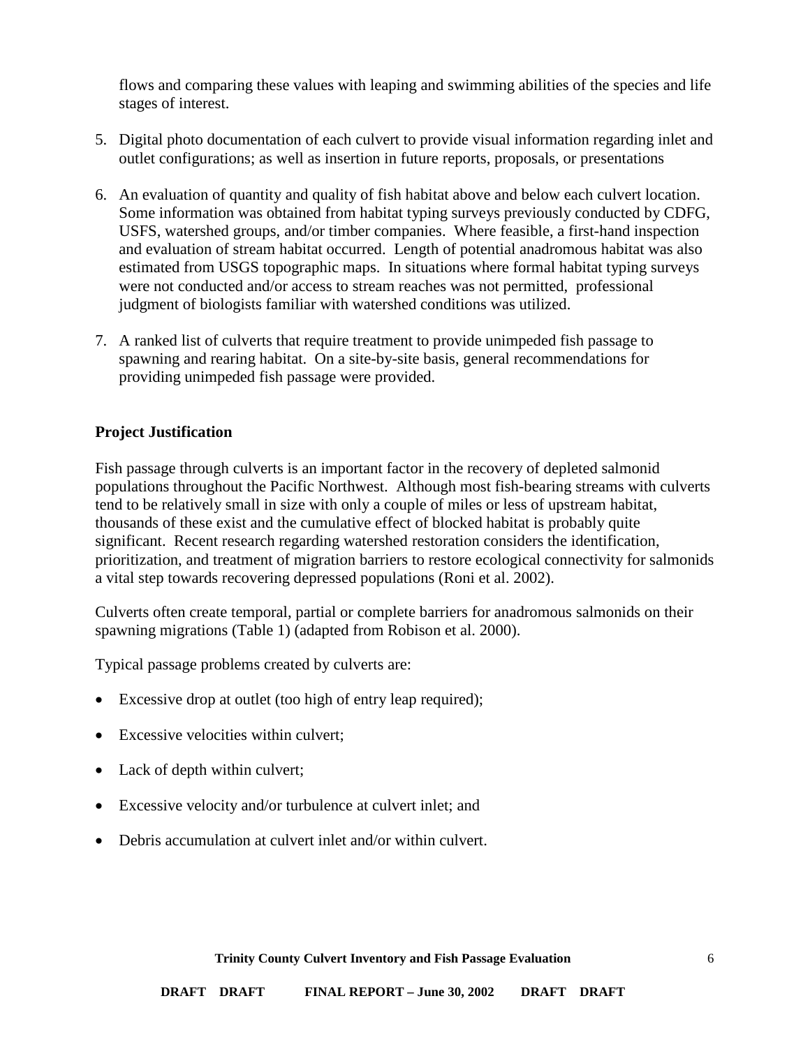flows and comparing these values with leaping and swimming abilities of the species and life stages of interest.

5. Digital photo documentation of each culvert to provide visual information regarding inlet and outlet configurations; as well as insertion in future reports, proposals, or presentations

6. An evaluation of quantity and quality of fish habitat above and below each culvert location. Some information was obtained from habitat typing surveys previously conducted by CDFG, USFS, watershed groups, and/or timber companies. Where feasible, a first-hand inspection and evaluation of stream habitat occurred. Length of potential anadromous habitat was also estimated from USGS topographic maps. In situations where formal habitat typing surveys were not conducted and/or access to stream reaches was not permitted, professional judgment of biologists familiar with watershed conditions was utilized.

7. A ranked list of culverts that require treatment to provide unimpeded fish passage to spawning and rearing habitat. On a site-by-site basis, general recommendations for providing unimpeded fish passage were provided.

## Project Justification

Fish passage through culverts is an important factor in the recovery of depleted salmonid populations throughout the Pacific Northwest. Although most fish-bearing streams with culverts tend to be relatively small in size with only a couple of miles or less of upstream habitat, thousands of these exist and the cumulative effect of blocked habitat is probably quite significant. Recent research regarding watershed restoration considers the identification, prioritization, and treatment of migration barriers to restore ecological connectivity for salmonids a vital step towards recovering depressed populations (Roni et al. 2002).

Culverts often create temporal, partial or complete barriers for anadromous salmonids on their spawning migrations (Table 1) (adapted from Robison et al. 2000).

Typical passage problems created by culverts are:

- Excessive drop at outlet (too high of entry leap required);
- Excessive velocities within culvert;
- Lack of depth within culvert;
- Excessive velocity and/or turbulence at culvert inlet; and
- Debris accumulation at culvert inlet and/or within culvert.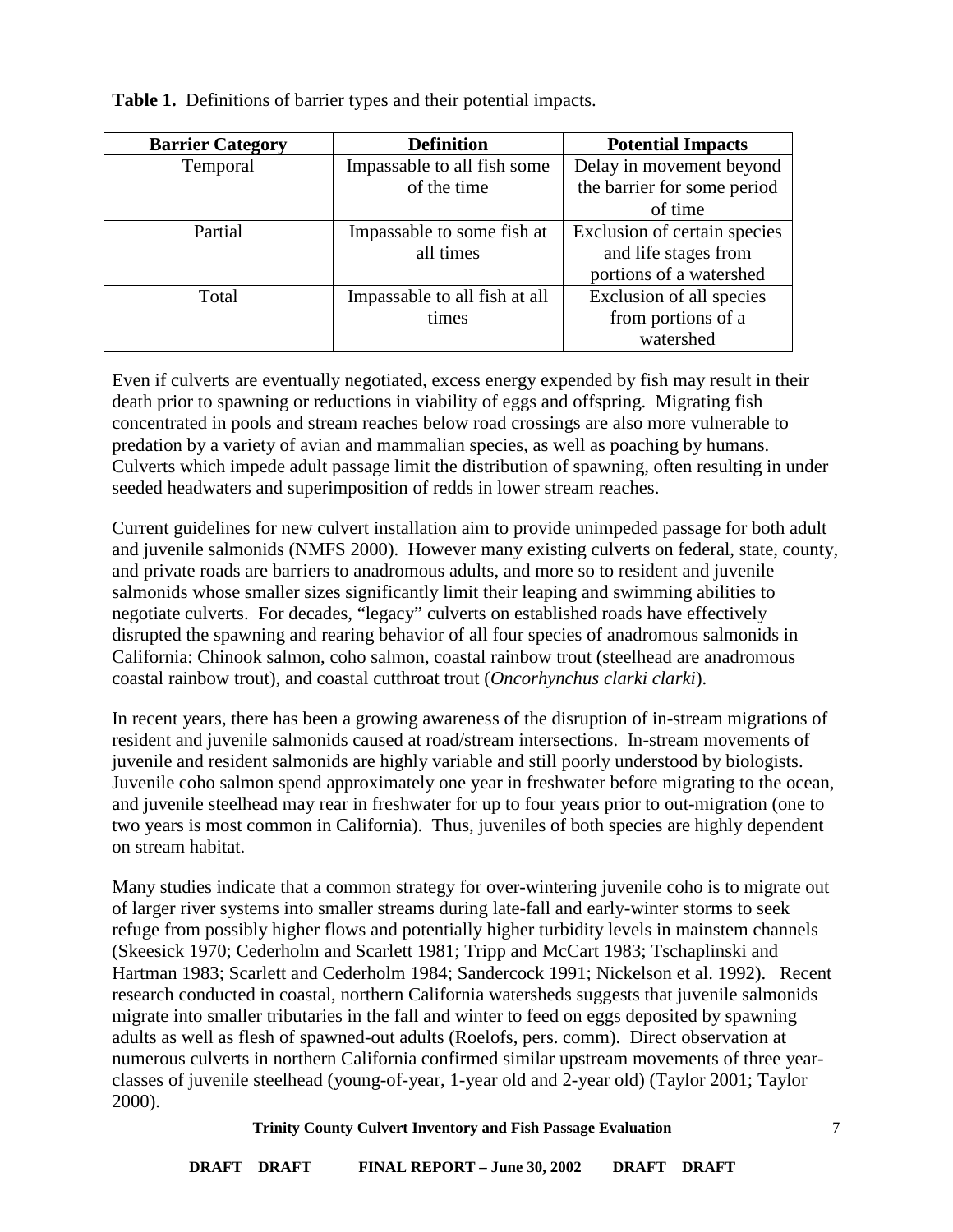**Table 1.** Definitions of barrier types and their potential impacts.

| Barrier Category | Definition | Potential Impacts |
|---|---|---|
| Temporal | Impassable to all fish some of the time | Delay in movement beyond the barrier for some period of time |
| Partial | Impassable to some fish at all times | Exclusion of certain species and life stages from portions of a watershed |
| Total | Impassable to all fish at all times | Exclusion of all species from portions of a watershed |

Even if culverts are eventually negotiated, excess energy expended by fish may result in their death prior to spawning or reductions in viability of eggs and offspring. Migrating fish concentrated in pools and stream reaches below road crossings are also more vulnerable to predation by a variety of avian and mammalian species, as well as poaching by humans. Culverts which impede adult passage limit the distribution of spawning, often resulting in under seeded headwaters and superimposition of redds in lower stream reaches.

Current guidelines for new culvert installation aim to provide unimpeded passage for both adult and juvenile salmonids (NMFS 2000). However many existing culverts on federal, state, county, and private roads are barriers to anadromous adults, and more so to resident and juvenile salmonids whose smaller sizes significantly limit their leaping and swimming abilities to negotiate culverts. For decades, "legacy" culverts on established roads have effectively disrupted the spawning and rearing behavior of all four species of anadromous salmonids in California: Chinook salmon, coho salmon, coastal rainbow trout (steelhead are anadromous coastal rainbow trout), and coastal cutthroat trout (*Oncorhynchus clarki clarki*).

In recent years, there has been a growing awareness of the disruption of in-stream migrations of resident and juvenile salmonids caused at road/stream intersections. In-stream movements of juvenile and resident salmonids are highly variable and still poorly understood by biologists. Juvenile coho salmon spend approximately one year in freshwater before migrating to the ocean, and juvenile steelhead may rear in freshwater for up to four years prior to out-migration (one to two years is most common in California). Thus, juveniles of both species are highly dependent on stream habitat.

Many studies indicate that a common strategy for over-wintering juvenile coho is to migrate out of larger river systems into smaller streams during late-fall and early-winter storms to seek refuge from possibly higher flows and potentially higher turbidity levels in mainstem channels (Skeesick 1970; Cederholm and Scarlett 1981; Tripp and McCart 1983; Tschaplinski and Hartman 1983; Scarlett and Cederholm 1984; Sandercock 1991; Nickelson et al. 1992). Recent research conducted in coastal, northern California watersheds suggests that juvenile salmonids migrate into smaller tributaries in the fall and winter to feed on eggs deposited by spawning adults as well as flesh of spawned-out adults (Roelofs, pers. comm). Direct observation at numerous culverts in northern California confirmed similar upstream movements of three year-classes of juvenile steelhead (young-of-year, 1-year old and 2-year old) (Taylor 2001; Taylor 2000).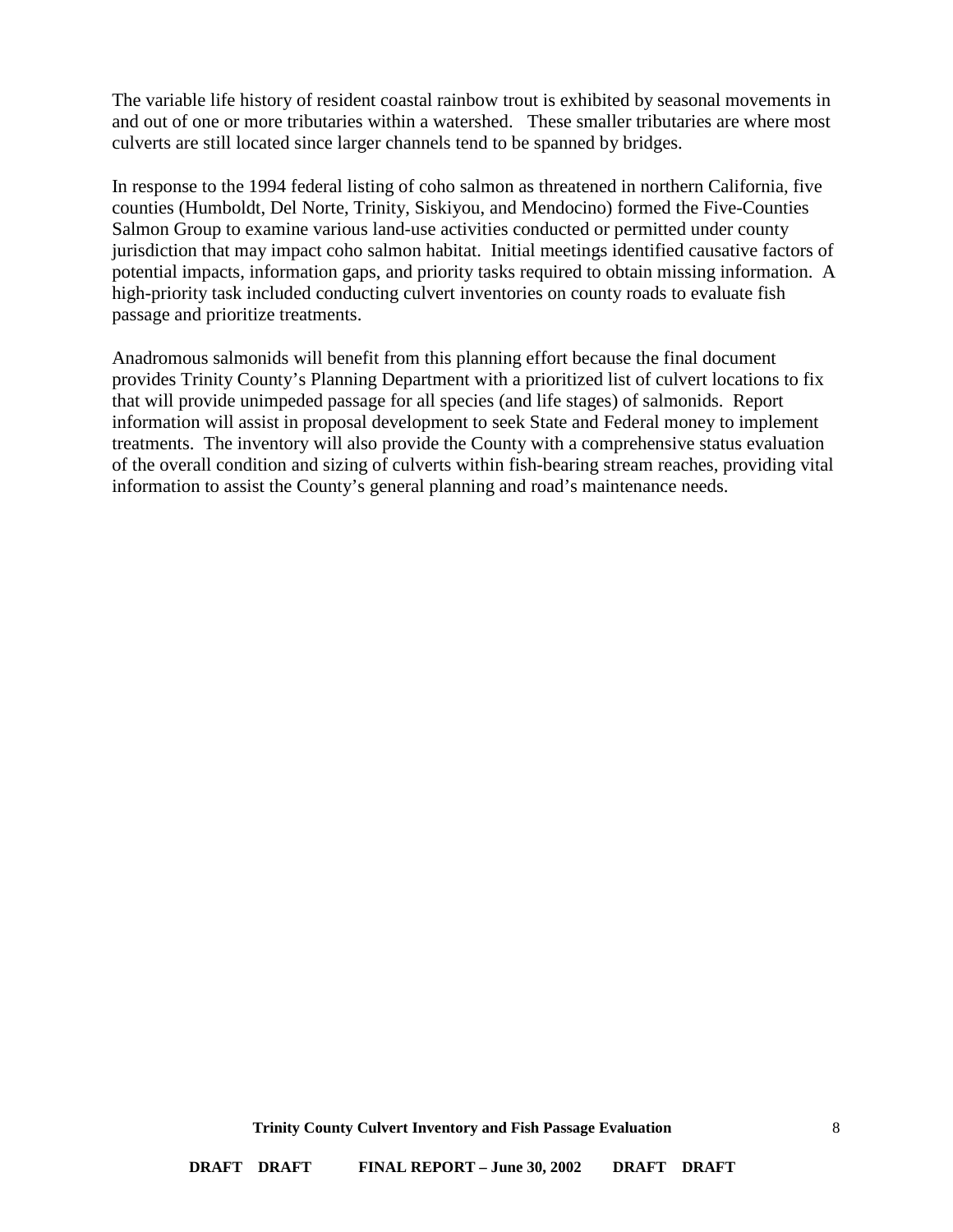The variable life history of resident coastal rainbow trout is exhibited by seasonal movements in and out of one or more tributaries within a watershed. These smaller tributaries are where most culverts are still located since larger channels tend to be spanned by bridges.

In response to the 1994 federal listing of coho salmon as threatened in northern California, five counties (Humboldt, Del Norte, Trinity, Siskiyou, and Mendocino) formed the Five-Counties Salmon Group to examine various land-use activities conducted or permitted under county jurisdiction that may impact coho salmon habitat. Initial meetings identified causative factors of potential impacts, information gaps, and priority tasks required to obtain missing information. A high-priority task included conducting culvert inventories on county roads to evaluate fish passage and prioritize treatments.

Anadromous salmonids will benefit from this planning effort because the final document provides Trinity County's Planning Department with a prioritized list of culvert locations to fix that will provide unimpeded passage for all species (and life stages) of salmonids. Report information will assist in proposal development to seek State and Federal money to implement treatments. The inventory will also provide the County with a comprehensive status evaluation of the overall condition and sizing of culverts within fish-bearing stream reaches, providing vital information to assist the County's general planning and road's maintenance needs.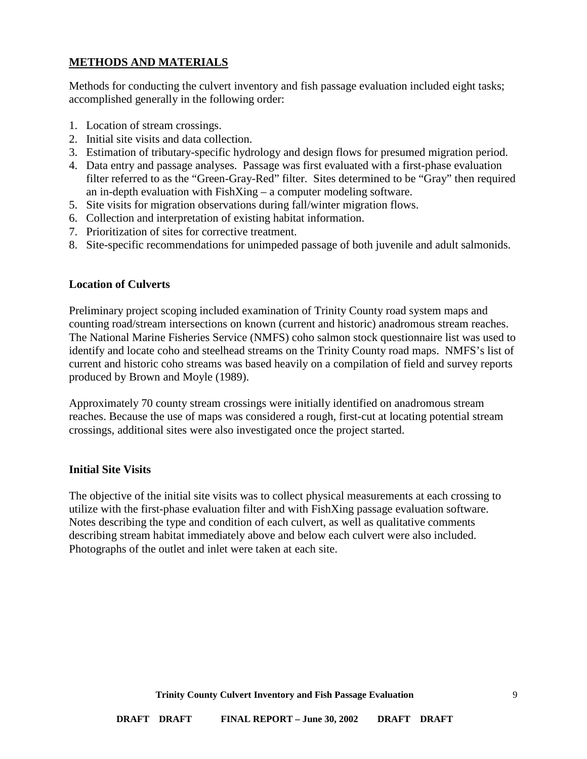## METHODS AND MATERIALS

Methods for conducting the culvert inventory and fish passage evaluation included eight tasks; accomplished generally in the following order:

1. Location of stream crossings.
2. Initial site visits and data collection.
3. Estimation of tributary-specific hydrology and design flows for presumed migration period.
4. Data entry and passage analyses. Passage was first evaluated with a first-phase evaluation filter referred to as the "Green-Gray-Red" filter. Sites determined to be "Gray" then required an in-depth evaluation with FishXing – a computer modeling software.
5. Site visits for migration observations during fall/winter migration flows.
6. Collection and interpretation of existing habitat information.
7. Prioritization of sites for corrective treatment.
8. Site-specific recommendations for unimpeded passage of both juvenile and adult salmonids.

### Location of Culverts

Preliminary project scoping included examination of Trinity County road system maps and counting road/stream intersections on known (current and historic) anadromous stream reaches. The National Marine Fisheries Service (NMFS) coho salmon stock questionnaire list was used to identify and locate coho and steelhead streams on the Trinity County road maps. NMFS's list of current and historic coho streams was based heavily on a compilation of field and survey reports produced by Brown and Moyle (1989).

Approximately 70 county stream crossings were initially identified on anadromous stream reaches. Because the use of maps was considered a rough, first-cut at locating potential stream crossings, additional sites were also investigated once the project started.

### Initial Site Visits

The objective of the initial site visits was to collect physical measurements at each crossing to utilize with the first-phase evaluation filter and with FishXing passage evaluation software. Notes describing the type and condition of each culvert, as well as qualitative comments describing stream habitat immediately above and below each culvert were also included. Photographs of the outlet and inlet were taken at each site.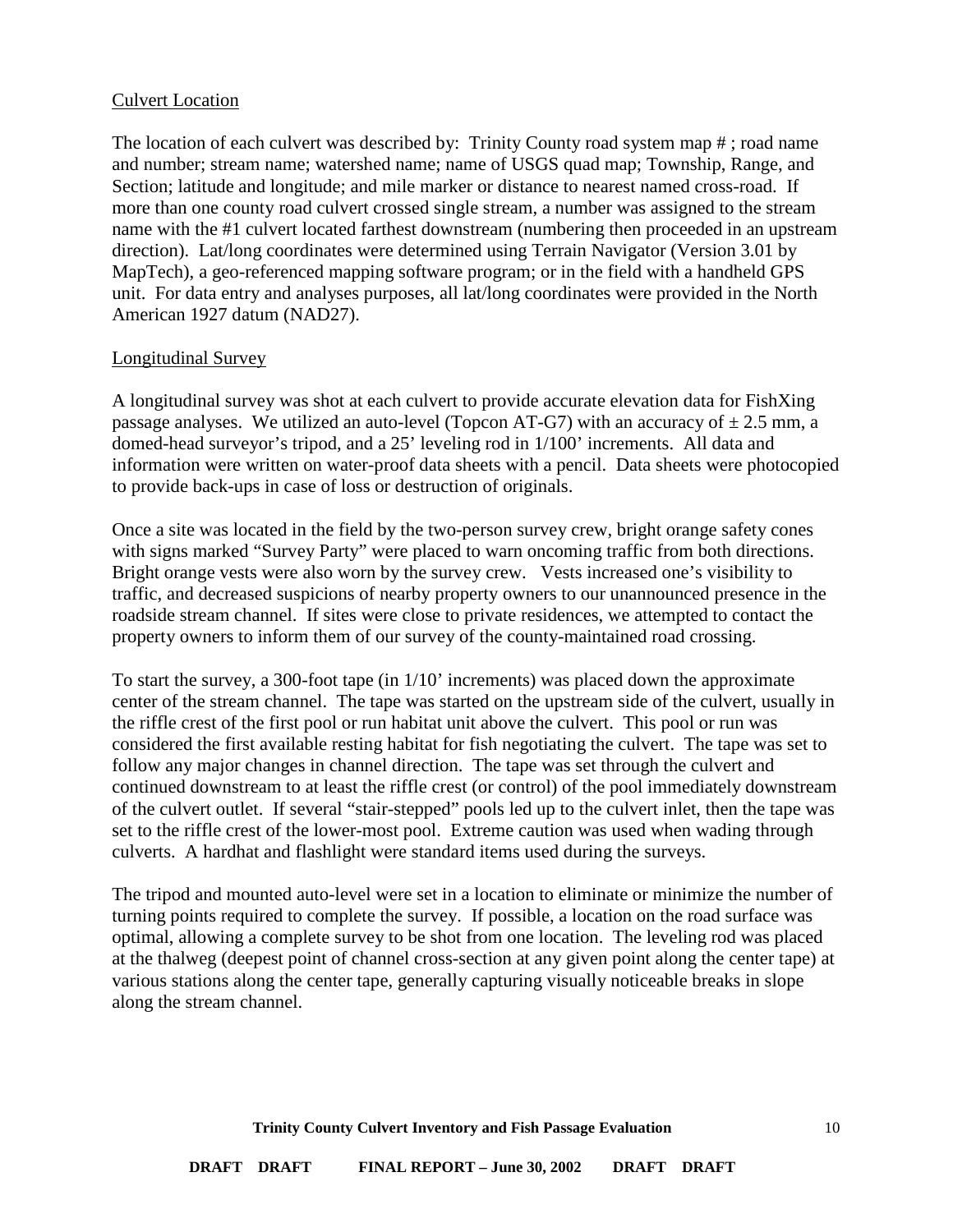## Culvert Location

The location of each culvert was described by: Trinity County road system map # ; road name and number; stream name; watershed name; name of USGS quad map; Township, Range, and Section; latitude and longitude; and mile marker or distance to nearest named cross-road. If more than one county road culvert crossed single stream, a number was assigned to the stream name with the #1 culvert located farthest downstream (numbering then proceeded in an upstream direction). Lat/long coordinates were determined using Terrain Navigator (Version 3.01 by MapTech), a geo-referenced mapping software program; or in the field with a handheld GPS unit. For data entry and analyses purposes, all lat/long coordinates were provided in the North American 1927 datum (NAD27).

## Longitudinal Survey

A longitudinal survey was shot at each culvert to provide accurate elevation data for FishXing passage analyses. We utilized an auto-level (Topcon AT-G7) with an accuracy of $\pm$ 2.5 mm, a domed-head surveyor's tripod, and a 25' leveling rod in 1/100' increments. All data and information were written on water-proof data sheets with a pencil. Data sheets were photocopied to provide back-ups in case of loss or destruction of originals.

Once a site was located in the field by the two-person survey crew, bright orange safety cones with signs marked "Survey Party" were placed to warn oncoming traffic from both directions. Bright orange vests were also worn by the survey crew. Vests increased one's visibility to traffic, and decreased suspicions of nearby property owners to our unannounced presence in the roadside stream channel. If sites were close to private residences, we attempted to contact the property owners to inform them of our survey of the county-maintained road crossing.

To start the survey, a 300-foot tape (in 1/10' increments) was placed down the approximate center of the stream channel. The tape was started on the upstream side of the culvert, usually in the riffle crest of the first pool or run habitat unit above the culvert. This pool or run was considered the first available resting habitat for fish negotiating the culvert. The tape was set to follow any major changes in channel direction. The tape was set through the culvert and continued downstream to at least the riffle crest (or control) of the pool immediately downstream of the culvert outlet. If several "stair-stepped" pools led up to the culvert inlet, then the tape was set to the riffle crest of the lower-most pool. Extreme caution was used when wading through culverts. A hardhat and flashlight were standard items used during the surveys.

The tripod and mounted auto-level were set in a location to eliminate or minimize the number of turning points required to complete the survey. If possible, a location on the road surface was optimal, allowing a complete survey to be shot from one location. The leveling rod was placed at the thalweg (deepest point of channel cross-section at any given point along the center tape) at various stations along the center tape, generally capturing visually noticeable breaks in slope along the stream channel.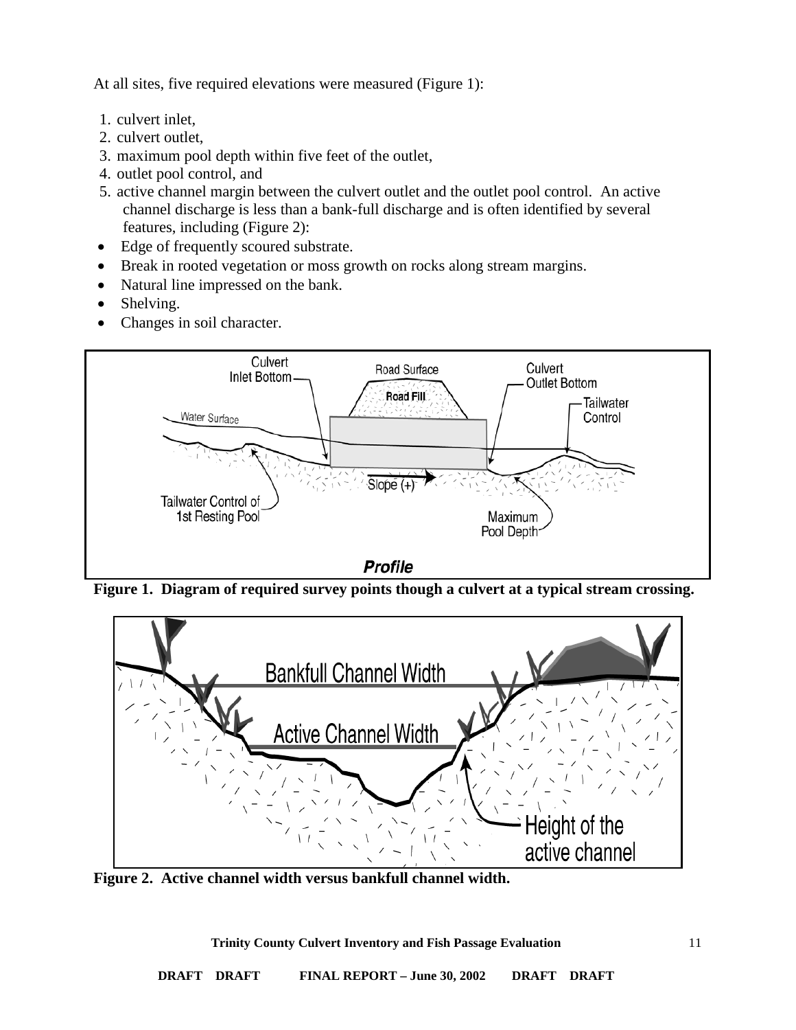At all sites, five required elevations were measured (Figure 1):

1. culvert inlet,
2. culvert outlet,
3. maximum pool depth within five feet of the outlet,
4. outlet pool control, and
5. active channel margin between the culvert outlet and the outlet pool control. An active channel discharge is less than a bank-full discharge and is often identified by several features, including (Figure 2):

- Edge of frequently scoured substrate.
- Break in rooted vegetation or moss growth on rocks along stream margins.
- Natural line impressed on the bank.
- Shelving.
- Changes in soil character.

**Figure 1. Diagram of required survey points though a culvert at a typical stream crossing.**

**Figure 2. Active channel width versus bankfull channel width.**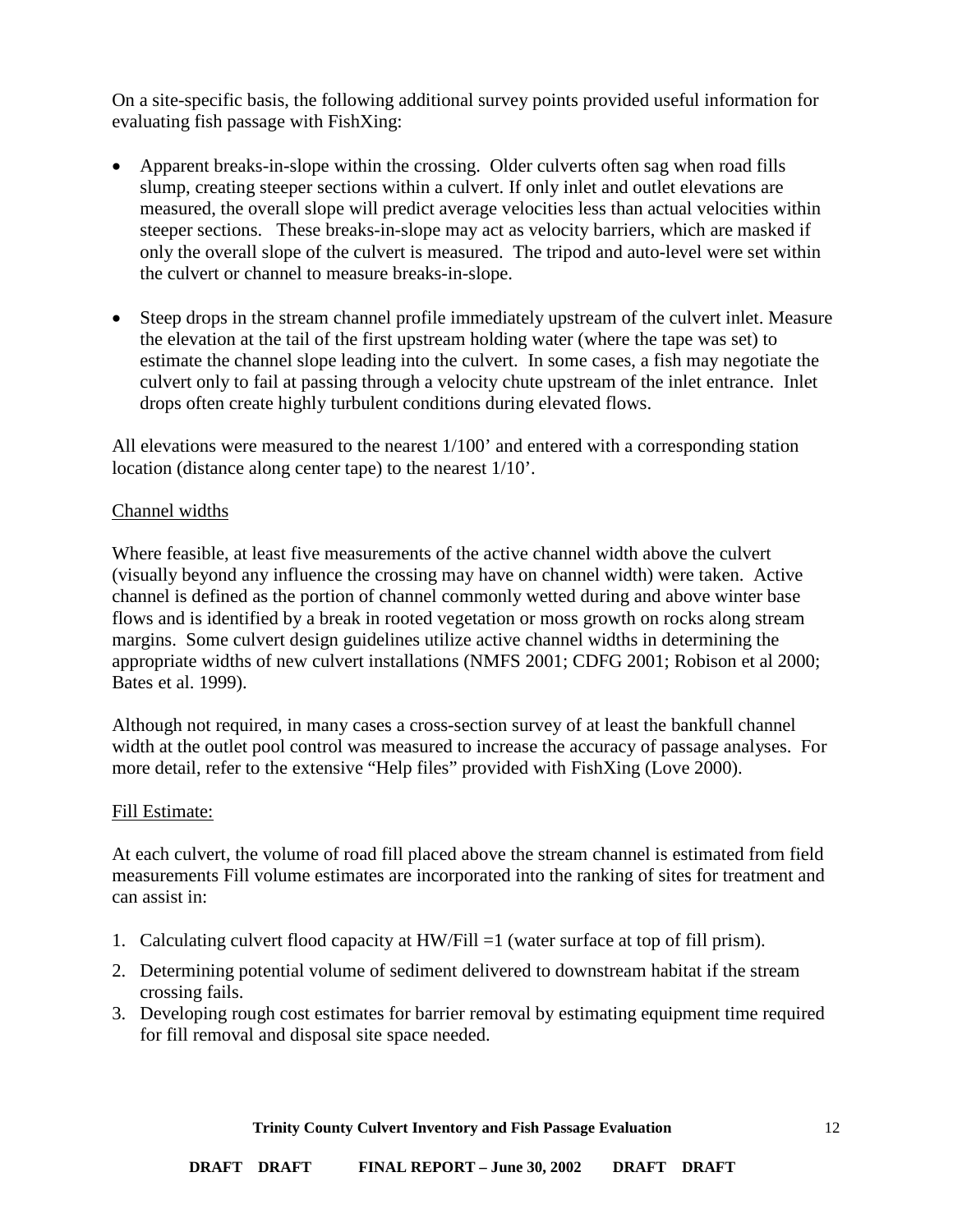On a site-specific basis, the following additional survey points provided useful information for evaluating fish passage with FishXing:

- Apparent breaks-in-slope within the crossing. Older culverts often sag when road fills slump, creating steeper sections within a culvert. If only inlet and outlet elevations are measured, the overall slope will predict average velocities less than actual velocities within steeper sections. These breaks-in-slope may act as velocity barriers, which are masked if only the overall slope of the culvert is measured. The tripod and auto-level were set within the culvert or channel to measure breaks-in-slope.

- Steep drops in the stream channel profile immediately upstream of the culvert inlet. Measure the elevation at the tail of the first upstream holding water (where the tape was set) to estimate the channel slope leading into the culvert. In some cases, a fish may negotiate the culvert only to fail at passing through a velocity chute upstream of the inlet entrance. Inlet drops often create highly turbulent conditions during elevated flows.

All elevations were measured to the nearest 1/100' and entered with a corresponding station location (distance along center tape) to the nearest 1/10'.

<u>Channel widths</u>

Where feasible, at least five measurements of the active channel width above the culvert (visually beyond any influence the crossing may have on channel width) were taken. Active channel is defined as the portion of channel commonly wetted during and above winter base flows and is identified by a break in rooted vegetation or moss growth on rocks along stream margins. Some culvert design guidelines utilize active channel widths in determining the appropriate widths of new culvert installations (NMFS 2001; CDFG 2001; Robison et al 2000; Bates et al. 1999).

Although not required, in many cases a cross-section survey of at least the bankfull channel width at the outlet pool control was measured to increase the accuracy of passage analyses. For more detail, refer to the extensive "Help files" provided with FishXing (Love 2000).

<u>Fill Estimate:</u>

At each culvert, the volume of road fill placed above the stream channel is estimated from field measurements Fill volume estimates are incorporated into the ranking of sites for treatment and can assist in:

1. Calculating culvert flood capacity at HW/Fill =1 (water surface at top of fill prism).
2. Determining potential volume of sediment delivered to downstream habitat if the stream crossing fails.
3. Developing rough cost estimates for barrier removal by estimating equipment time required for fill removal and disposal site space needed.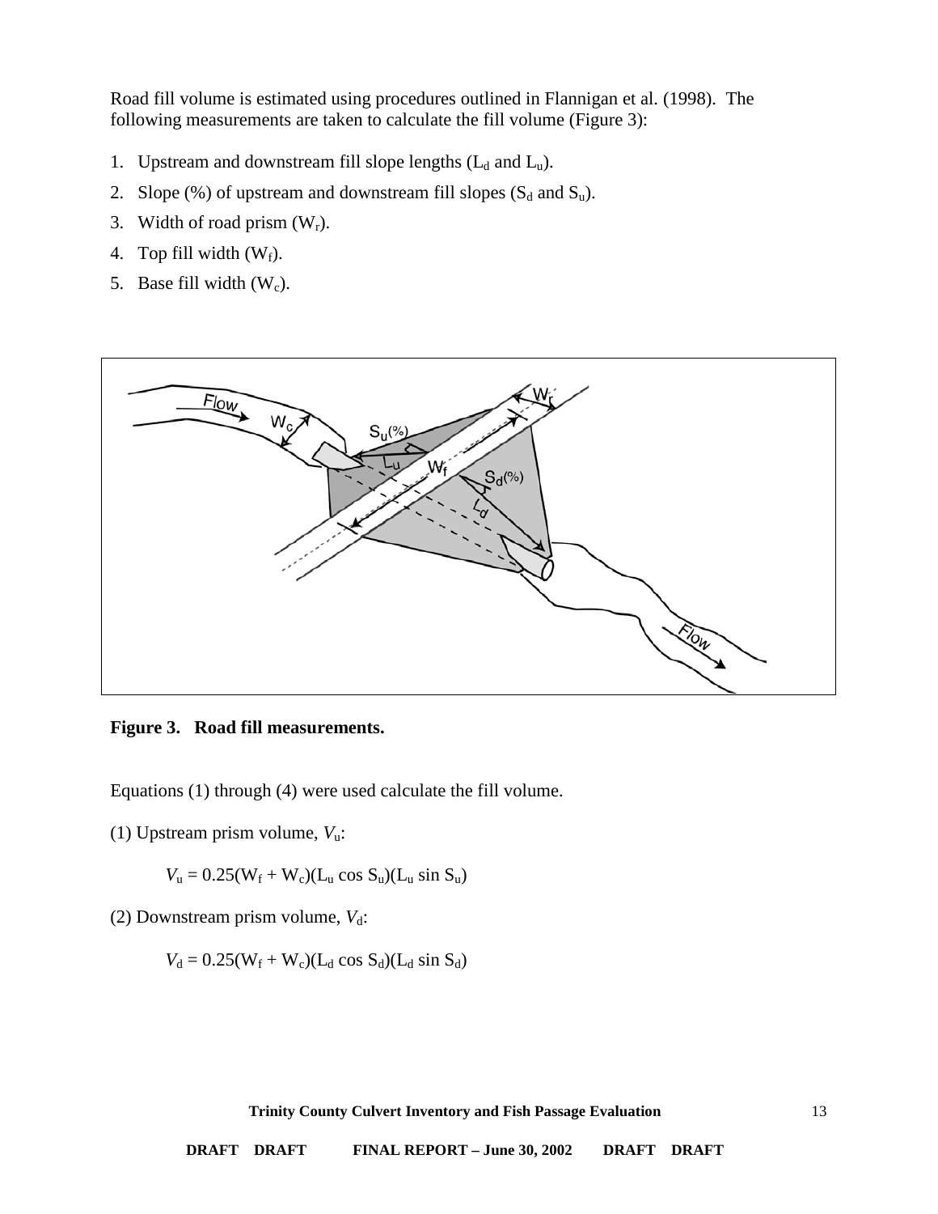Road fill volume is estimated using procedures outlined in Flannigan et al. (1998). The following measurements are taken to calculate the fill volume (Figure 3):

1. Upstream and downstream fill slope lengths ($L_d$ and $L_u$).
2. Slope (%) of upstream and downstream fill slopes ($S_d$ and $S_u$).
3. Width of road prism ($W_r$).
4. Top fill width ($W_f$).
5. Base fill width ($W_c$).

**Figure 3. Road fill measurements.**

Equations (1) through (4) were used calculate the fill volume.

(1) Upstream prism volume, $V_u$:

$$V_u = 0.25(W_f + W_c)(L_u \cos S_u)(L_u \sin S_u)$$

(2) Downstream prism volume, $V_d$:

$$V_d = 0.25(W_f + W_c)(L_d \cos S_d)(L_d \sin S_d)$$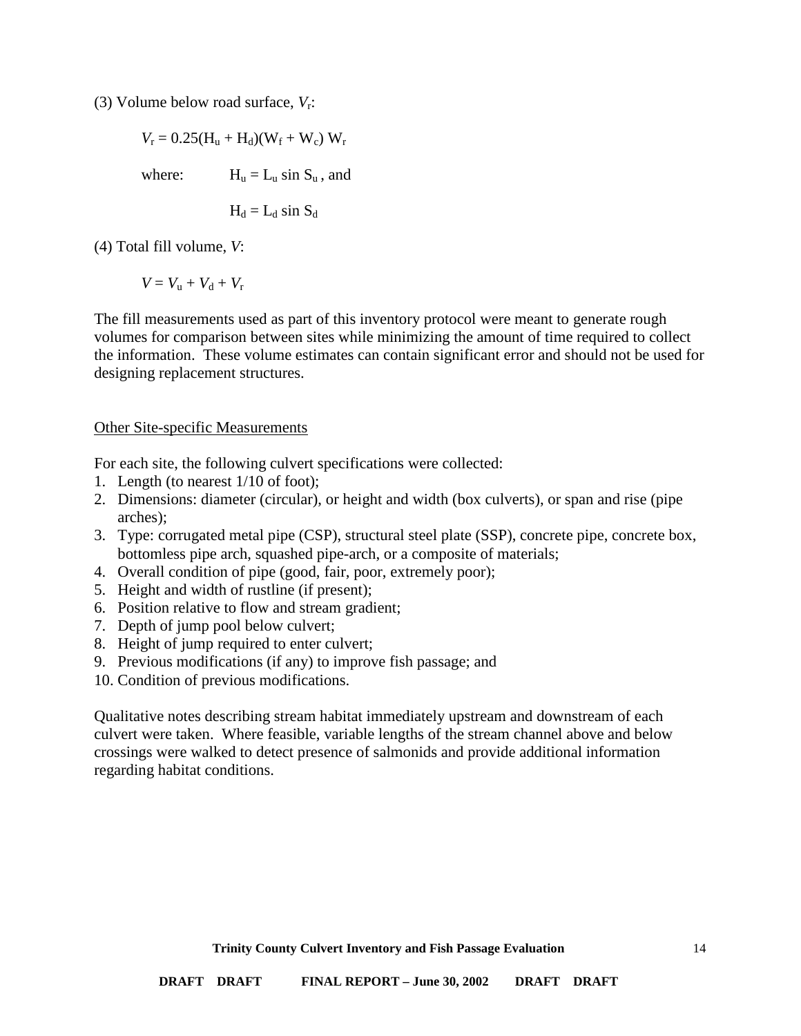(3) Volume below road surface, $V_r$:

$$V_r = 0.25(H_u + H_d)(W_f + W_c)\, W_r$$

where: $H_u = L_u \sin S_u$, and

$$H_d = L_d \sin S_d$$

(4) Total fill volume, $V$:

$$V = V_u + V_d + V_r$$

The fill measurements used as part of this inventory protocol were meant to generate rough volumes for comparison between sites while minimizing the amount of time required to collect the information. These volume estimates can contain significant error and should not be used for designing replacement structures.

Other Site-specific Measurements

For each site, the following culvert specifications were collected:

1. Length (to nearest 1/10 of foot);
2. Dimensions: diameter (circular), or height and width (box culverts), or span and rise (pipe arches);
3. Type: corrugated metal pipe (CSP), structural steel plate (SSP), concrete pipe, concrete box, bottomless pipe arch, squashed pipe-arch, or a composite of materials;
4. Overall condition of pipe (good, fair, poor, extremely poor);
5. Height and width of rustline (if present);
6. Position relative to flow and stream gradient;
7. Depth of jump pool below culvert;
8. Height of jump required to enter culvert;
9. Previous modifications (if any) to improve fish passage; and
10. Condition of previous modifications.

Qualitative notes describing stream habitat immediately upstream and downstream of each culvert were taken. Where feasible, variable lengths of the stream channel above and below crossings were walked to detect presence of salmonids and provide additional information regarding habitat conditions.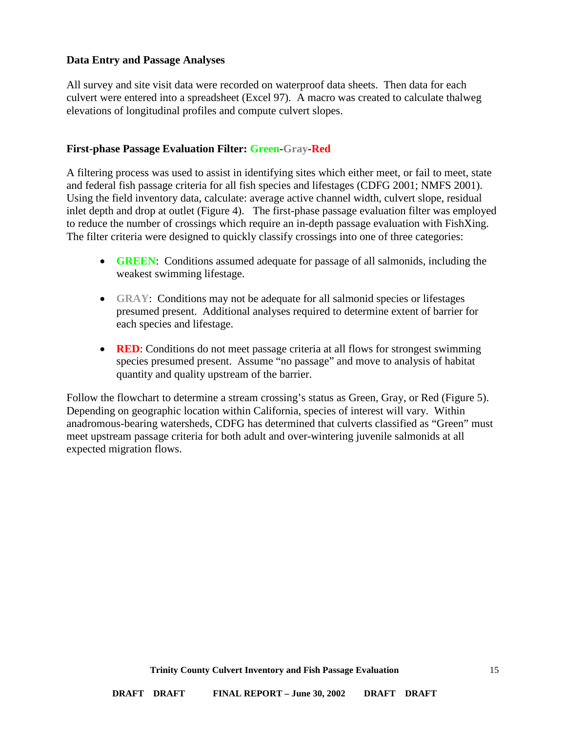### Data Entry and Passage Analyses

All survey and site visit data were recorded on waterproof data sheets. Then data for each culvert were entered into a spreadsheet (Excel 97). A macro was created to calculate thalweg elevations of longitudinal profiles and compute culvert slopes.

### First-phase Passage Evaluation Filter: Green-Gray-Red

A filtering process was used to assist in identifying sites which either meet, or fail to meet, state and federal fish passage criteria for all fish species and lifestages (CDFG 2001; NMFS 2001). Using the field inventory data, calculate: average active channel width, culvert slope, residual inlet depth and drop at outlet (Figure 4). The first-phase passage evaluation filter was employed to reduce the number of crossings which require an in-depth passage evaluation with FishXing. The filter criteria were designed to quickly classify crossings into one of three categories:

- **GREEN**: Conditions assumed adequate for passage of all salmonids, including the weakest swimming lifestage.
- **GRAY**: Conditions may not be adequate for all salmonid species or lifestages presumed present. Additional analyses required to determine extent of barrier for each species and lifestage.
- **RED**: Conditions do not meet passage criteria at all flows for strongest swimming species presumed present. Assume "no passage" and move to analysis of habitat quantity and quality upstream of the barrier.

Follow the flowchart to determine a stream crossing's status as Green, Gray, or Red (Figure 5). Depending on geographic location within California, species of interest will vary. Within anadromous-bearing watersheds, CDFG has determined that culverts classified as "Green" must meet upstream passage criteria for both adult and over-wintering juvenile salmonids at all expected migration flows.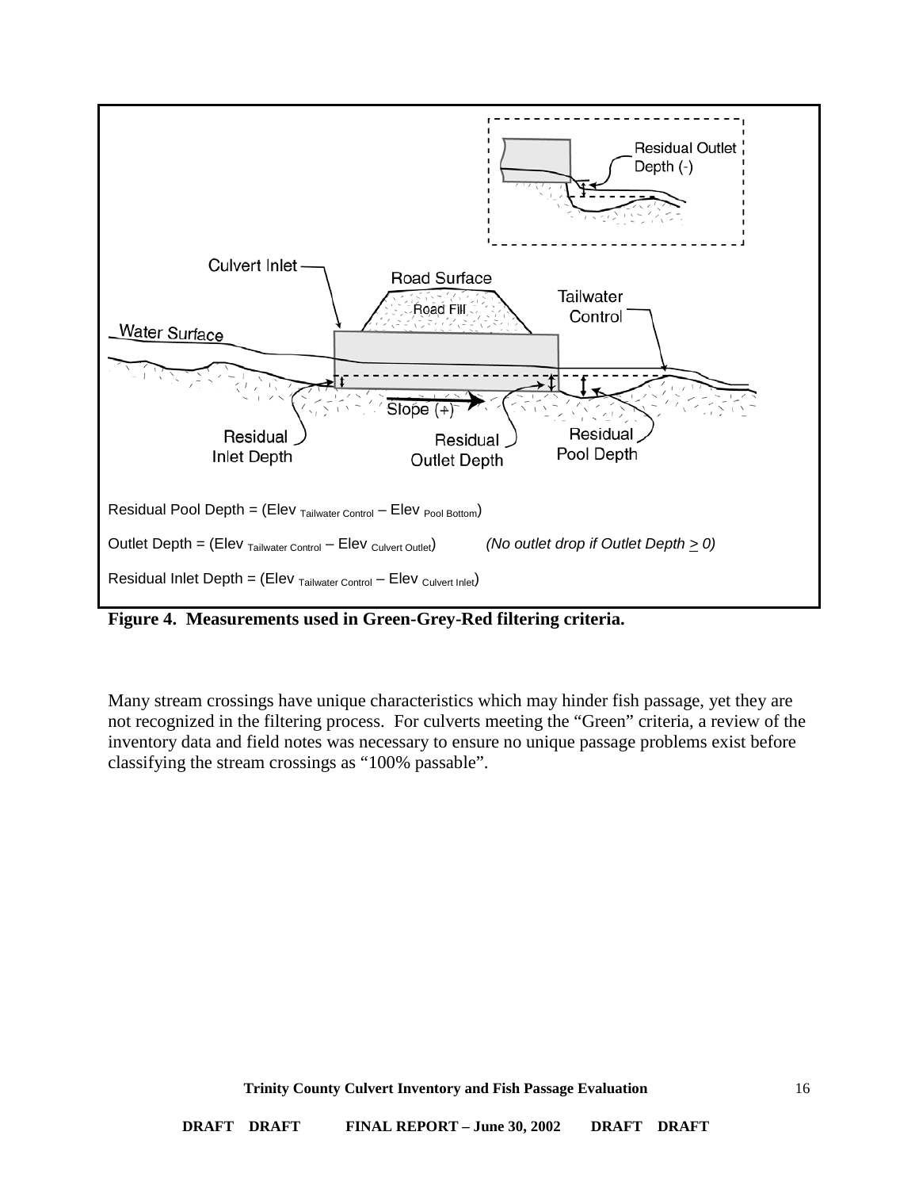Culvert Inlet

Road Surface

Road Fill

Tailwater Control

Water Surface

Slope (+)

Residual Inlet Depth

Residual Outlet Depth

Residual Pool Depth

Residual Outlet Depth (-)

Residual Pool Depth = (Elev $_{\text{Tailwater Control}}$ – Elev $_{\text{Pool Bottom}}$)

Outlet Depth = (Elev $_{\text{Tailwater Control}}$ – Elev $_{\text{Culvert Outlet}}$) *(No outlet drop if Outlet Depth $\geq$ 0)*

Residual Inlet Depth = (Elev $_{\text{Tailwater Control}}$ – Elev $_{\text{Culvert Inlet}}$)

**Figure 4. Measurements used in Green-Grey-Red filtering criteria.**

Many stream crossings have unique characteristics which may hinder fish passage, yet they are not recognized in the filtering process. For culverts meeting the "Green" criteria, a review of the inventory data and field notes was necessary to ensure no unique passage problems exist before classifying the stream crossings as "100% passable".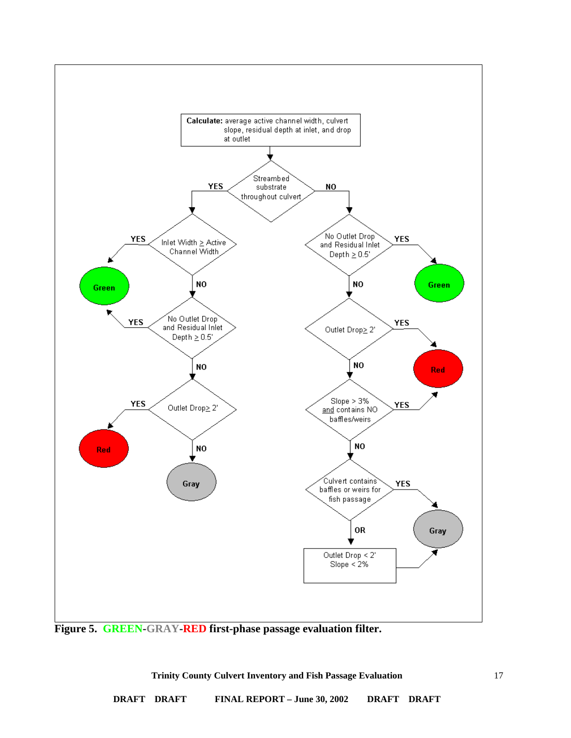**Calculate:** average active channel width, culvert slope, residual depth at inlet, and drop at outlet

Streambed substrate throughout culvert

- **YES** → Inlet Width ≥ Active Channel Width
  - **YES** → Green
  - **NO** → No Outlet Drop and Residual Inlet Depth ≥ 0.5'
    - **YES** → Green
    - **NO** → Outlet Drop ≥ 2'
      - **YES** → Red
      - **NO** → Gray
- **NO** → No Outlet Drop and Residual Inlet Depth ≥ 0.5'
  - **YES** → Green
  - **NO** → Outlet Drop ≥ 2'
    - **YES** → Red
    - **NO** → Slope > 3% and contains NO baffles/weirs
      - **YES** → Red
      - **NO** → Culvert contains baffles or weirs for fish passage
        - **YES** → Gray
        - **OR** → Outlet Drop < 2' Slope < 2% → Gray

**Figure 5. GREEN-GRAY-RED first-phase passage evaluation filter.**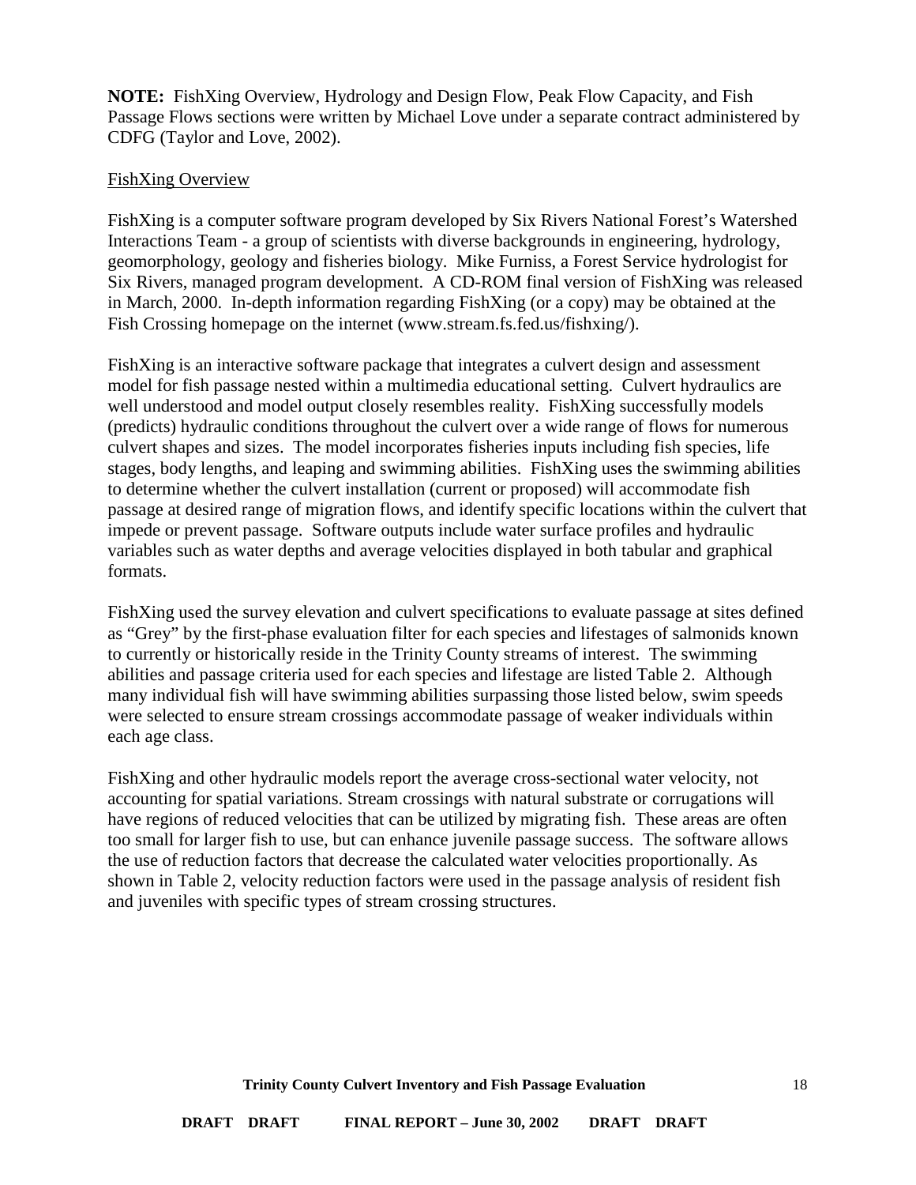**NOTE:** FishXing Overview, Hydrology and Design Flow, Peak Flow Capacity, and Fish Passage Flows sections were written by Michael Love under a separate contract administered by CDFG (Taylor and Love, 2002).

## FishXing Overview

FishXing is a computer software program developed by Six Rivers National Forest's Watershed Interactions Team - a group of scientists with diverse backgrounds in engineering, hydrology, geomorphology, geology and fisheries biology. Mike Furniss, a Forest Service hydrologist for Six Rivers, managed program development. A CD-ROM final version of FishXing was released in March, 2000. In-depth information regarding FishXing (or a copy) may be obtained at the Fish Crossing homepage on the internet (www.stream.fs.fed.us/fishxing/).

FishXing is an interactive software package that integrates a culvert design and assessment model for fish passage nested within a multimedia educational setting. Culvert hydraulics are well understood and model output closely resembles reality. FishXing successfully models (predicts) hydraulic conditions throughout the culvert over a wide range of flows for numerous culvert shapes and sizes. The model incorporates fisheries inputs including fish species, life stages, body lengths, and leaping and swimming abilities. FishXing uses the swimming abilities to determine whether the culvert installation (current or proposed) will accommodate fish passage at desired range of migration flows, and identify specific locations within the culvert that impede or prevent passage. Software outputs include water surface profiles and hydraulic variables such as water depths and average velocities displayed in both tabular and graphical formats.

FishXing used the survey elevation and culvert specifications to evaluate passage at sites defined as "Grey" by the first-phase evaluation filter for each species and lifestages of salmonids known to currently or historically reside in the Trinity County streams of interest. The swimming abilities and passage criteria used for each species and lifestage are listed Table 2. Although many individual fish will have swimming abilities surpassing those listed below, swim speeds were selected to ensure stream crossings accommodate passage of weaker individuals within each age class.

FishXing and other hydraulic models report the average cross-sectional water velocity, not accounting for spatial variations. Stream crossings with natural substrate or corrugations will have regions of reduced velocities that can be utilized by migrating fish. These areas are often too small for larger fish to use, but can enhance juvenile passage success. The software allows the use of reduction factors that decrease the calculated water velocities proportionally. As shown in Table 2, velocity reduction factors were used in the passage analysis of resident fish and juveniles with specific types of stream crossing structures.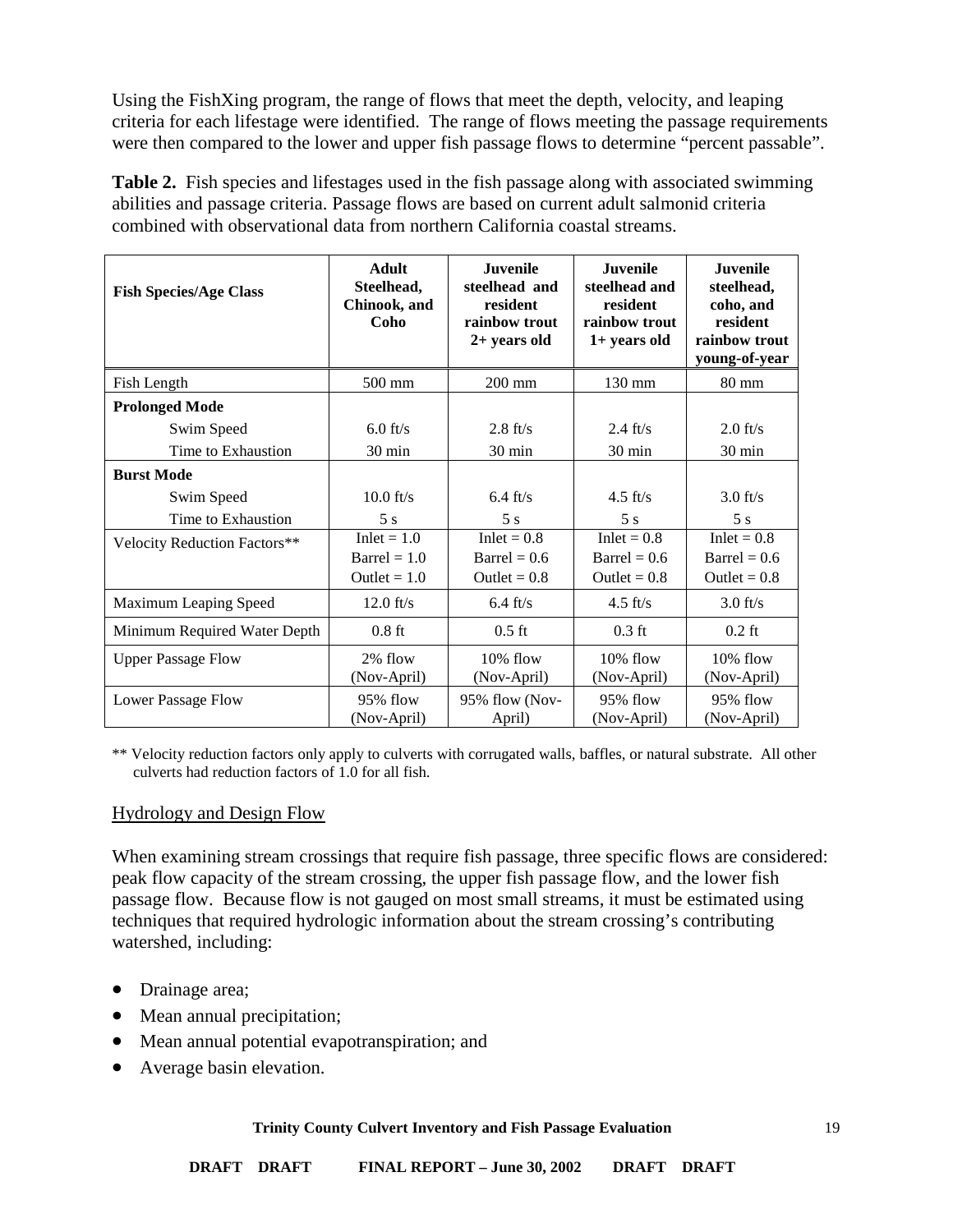Using the FishXing program, the range of flows that meet the depth, velocity, and leaping criteria for each lifestage were identified. The range of flows meeting the passage requirements were then compared to the lower and upper fish passage flows to determine "percent passable".

**Table 2.** Fish species and lifestages used in the fish passage along with associated swimming abilities and passage criteria. Passage flows are based on current adult salmonid criteria combined with observational data from northern California coastal streams.

| Fish Species/Age Class | Adult Steelhead, Chinook, and Coho | Juvenile steelhead and resident rainbow trout 2+ years old | Juvenile steelhead and resident rainbow trout 1+ years old | Juvenile steelhead, coho, and resident rainbow trout young-of-year |
|---|---|---|---|---|
| Fish Length | 500 mm | 200 mm | 130 mm | 80 mm |
| **Prolonged Mode** | | | | |
| Swim Speed | 6.0 ft/s | 2.8 ft/s | 2.4 ft/s | 2.0 ft/s |
| Time to Exhaustion | 30 min | 30 min | 30 min | 30 min |
| **Burst Mode** | | | | |
| Swim Speed | 10.0 ft/s | 6.4 ft/s | 4.5 ft/s | 3.0 ft/s |
| Time to Exhaustion | 5 s | 5 s | 5 s | 5 s |
| Velocity Reduction Factors** | Inlet = 1.0<br>Barrel = 1.0<br>Outlet = 1.0 | Inlet = 0.8<br>Barrel = 0.6<br>Outlet = 0.8 | Inlet = 0.8<br>Barrel = 0.6<br>Outlet = 0.8 | Inlet = 0.8<br>Barrel = 0.6<br>Outlet = 0.8 |
| Maximum Leaping Speed | 12.0 ft/s | 6.4 ft/s | 4.5 ft/s | 3.0 ft/s |
| Minimum Required Water Depth | 0.8 ft | 0.5 ft | 0.3 ft | 0.2 ft |
| Upper Passage Flow | 2% flow (Nov-April) | 10% flow (Nov-April) | 10% flow (Nov-April) | 10% flow (Nov-April) |
| Lower Passage Flow | 95% flow (Nov-April) | 95% flow (Nov-April) | 95% flow (Nov-April) | 95% flow (Nov-April) |

** Velocity reduction factors only apply to culverts with corrugated walls, baffles, or natural substrate. All other culverts had reduction factors of 1.0 for all fish.

## Hydrology and Design Flow

When examining stream crossings that require fish passage, three specific flows are considered: peak flow capacity of the stream crossing, the upper fish passage flow, and the lower fish passage flow. Because flow is not gauged on most small streams, it must be estimated using techniques that required hydrologic information about the stream crossing's contributing watershed, including:

- Drainage area;
- Mean annual precipitation;
- Mean annual potential evapotranspiration; and
- Average basin elevation.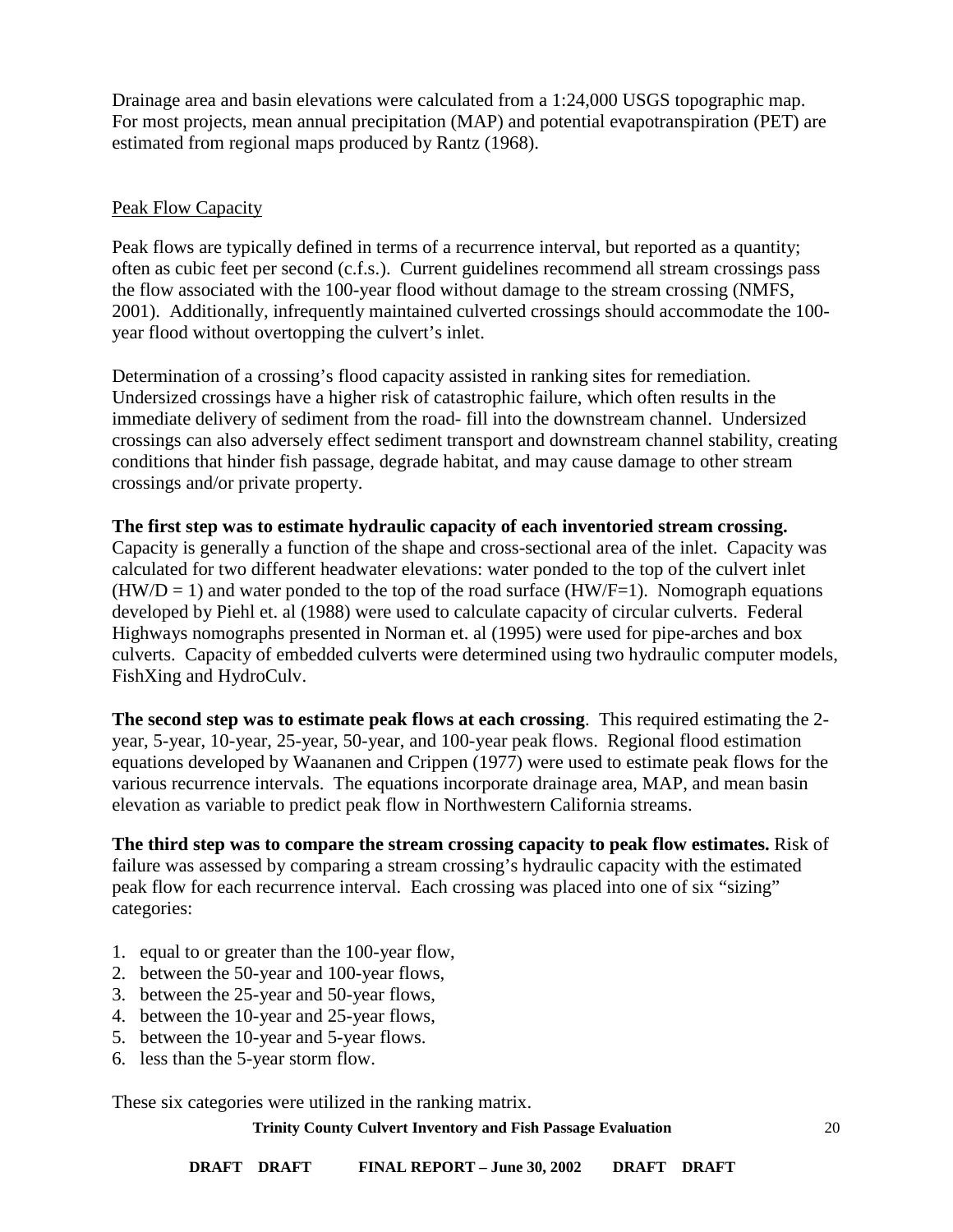Drainage area and basin elevations were calculated from a 1:24,000 USGS topographic map. For most projects, mean annual precipitation (MAP) and potential evapotranspiration (PET) are estimated from regional maps produced by Rantz (1968).

## Peak Flow Capacity

Peak flows are typically defined in terms of a recurrence interval, but reported as a quantity; often as cubic feet per second (c.f.s.). Current guidelines recommend all stream crossings pass the flow associated with the 100-year flood without damage to the stream crossing (NMFS, 2001). Additionally, infrequently maintained culverted crossings should accommodate the 100-year flood without overtopping the culvert's inlet.

Determination of a crossing's flood capacity assisted in ranking sites for remediation. Undersized crossings have a higher risk of catastrophic failure, which often results in the immediate delivery of sediment from the road- fill into the downstream channel. Undersized crossings can also adversely effect sediment transport and downstream channel stability, creating conditions that hinder fish passage, degrade habitat, and may cause damage to other stream crossings and/or private property.

**The first step was to estimate hydraulic capacity of each inventoried stream crossing.** Capacity is generally a function of the shape and cross-sectional area of the inlet. Capacity was calculated for two different headwater elevations: water ponded to the top of the culvert inlet ($HW/D = 1$) and water ponded to the top of the road surface ($HW/F=1$). Nomograph equations developed by Piehl et. al (1988) were used to calculate capacity of circular culverts. Federal Highways nomographs presented in Norman et. al (1995) were used for pipe-arches and box culverts. Capacity of embedded culverts were determined using two hydraulic computer models, FishXing and HydroCulv.

**The second step was to estimate peak flows at each crossing**. This required estimating the 2-year, 5-year, 10-year, 25-year, 50-year, and 100-year peak flows. Regional flood estimation equations developed by Waananen and Crippen (1977) were used to estimate peak flows for the various recurrence intervals. The equations incorporate drainage area, MAP, and mean basin elevation as variable to predict peak flow in Northwestern California streams.

**The third step was to compare the stream crossing capacity to peak flow estimates.** Risk of failure was assessed by comparing a stream crossing's hydraulic capacity with the estimated peak flow for each recurrence interval. Each crossing was placed into one of six "sizing" categories:

1. equal to or greater than the 100-year flow,
2. between the 50-year and 100-year flows,
3. between the 25-year and 50-year flows,
4. between the 10-year and 25-year flows,
5. between the 10-year and 5-year flows.
6. less than the 5-year storm flow.

These six categories were utilized in the ranking matrix.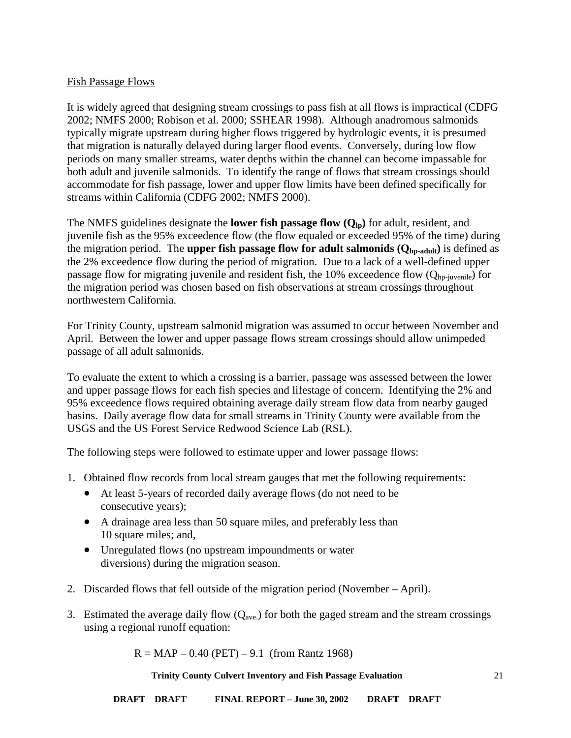Fish Passage Flows

It is widely agreed that designing stream crossings to pass fish at all flows is impractical (CDFG 2002; NMFS 2000; Robison et al. 2000; SSHEAR 1998). Although anadromous salmonids typically migrate upstream during higher flows triggered by hydrologic events, it is presumed that migration is naturally delayed during larger flood events. Conversely, during low flow periods on many smaller streams, water depths within the channel can become impassable for both adult and juvenile salmonids. To identify the range of flows that stream crossings should accommodate for fish passage, lower and upper flow limits have been defined specifically for streams within California (CDFG 2002; NMFS 2000).

The NMFS guidelines designate the **lower fish passage flow ($Q_{lp}$)** for adult, resident, and juvenile fish as the 95% exceedence flow (the flow equaled or exceeded 95% of the time) during the migration period. The **upper fish passage flow for adult salmonids ($Q_{hp\text{-}adult}$)** is defined as the 2% exceedence flow during the period of migration. Due to a lack of a well-defined upper passage flow for migrating juvenile and resident fish, the 10% exceedence flow ($Q_{hp\text{-}juvenile}$) for the migration period was chosen based on fish observations at stream crossings throughout northwestern California.

For Trinity County, upstream salmonid migration was assumed to occur between November and April. Between the lower and upper passage flows stream crossings should allow unimpeded passage of all adult salmonids.

To evaluate the extent to which a crossing is a barrier, passage was assessed between the lower and upper passage flows for each fish species and lifestage of concern. Identifying the 2% and 95% exceedence flows required obtaining average daily stream flow data from nearby gauged basins. Daily average flow data for small streams in Trinity County were available from the USGS and the US Forest Service Redwood Science Lab (RSL).

The following steps were followed to estimate upper and lower passage flows:

1. Obtained flow records from local stream gauges that met the following requirements:
   - At least 5-years of recorded daily average flows (do not need to be consecutive years);
   - A drainage area less than 50 square miles, and preferably less than 10 square miles; and,
   - Unregulated flows (no upstream impoundments or water diversions) during the migration season.
2. Discarded flows that fell outside of the migration period (November – April).
3. Estimated the average daily flow ($Q_{ave.}$) for both the gaged stream and the stream crossings using a regional runoff equation:

$$R = MAP - 0.40\,(PET) - 9.1 \quad \text{(from Rantz 1968)}$$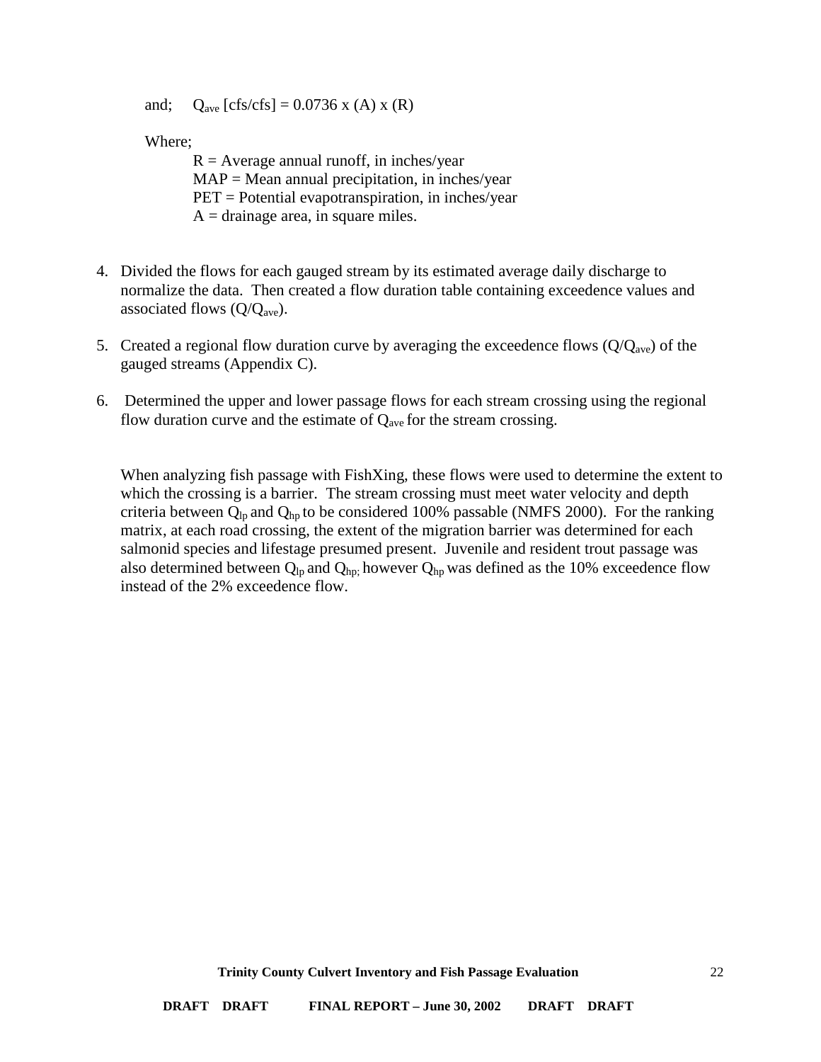and; $Q_{ave}$ [cfs/cfs] = 0.0736 x (A) x (R)

Where;

R = Average annual runoff, in inches/year
MAP = Mean annual precipitation, in inches/year
PET = Potential evapotranspiration, in inches/year
A = drainage area, in square miles.

4. Divided the flows for each gauged stream by its estimated average daily discharge to normalize the data. Then created a flow duration table containing exceedence values and associated flows ($Q/Q_{ave}$).

5. Created a regional flow duration curve by averaging the exceedence flows ($Q/Q_{ave}$) of the gauged streams (Appendix C).

6. Determined the upper and lower passage flows for each stream crossing using the regional flow duration curve and the estimate of $Q_{ave}$ for the stream crossing.

When analyzing fish passage with FishXing, these flows were used to determine the extent to which the crossing is a barrier. The stream crossing must meet water velocity and depth criteria between $Q_{lp}$ and $Q_{hp}$ to be considered 100% passable (NMFS 2000). For the ranking matrix, at each road crossing, the extent of the migration barrier was determined for each salmonid species and lifestage presumed present. Juvenile and resident trout passage was also determined between $Q_{lp}$ and $Q_{hp;}$ however $Q_{hp}$ was defined as the 10% exceedence flow instead of the 2% exceedence flow.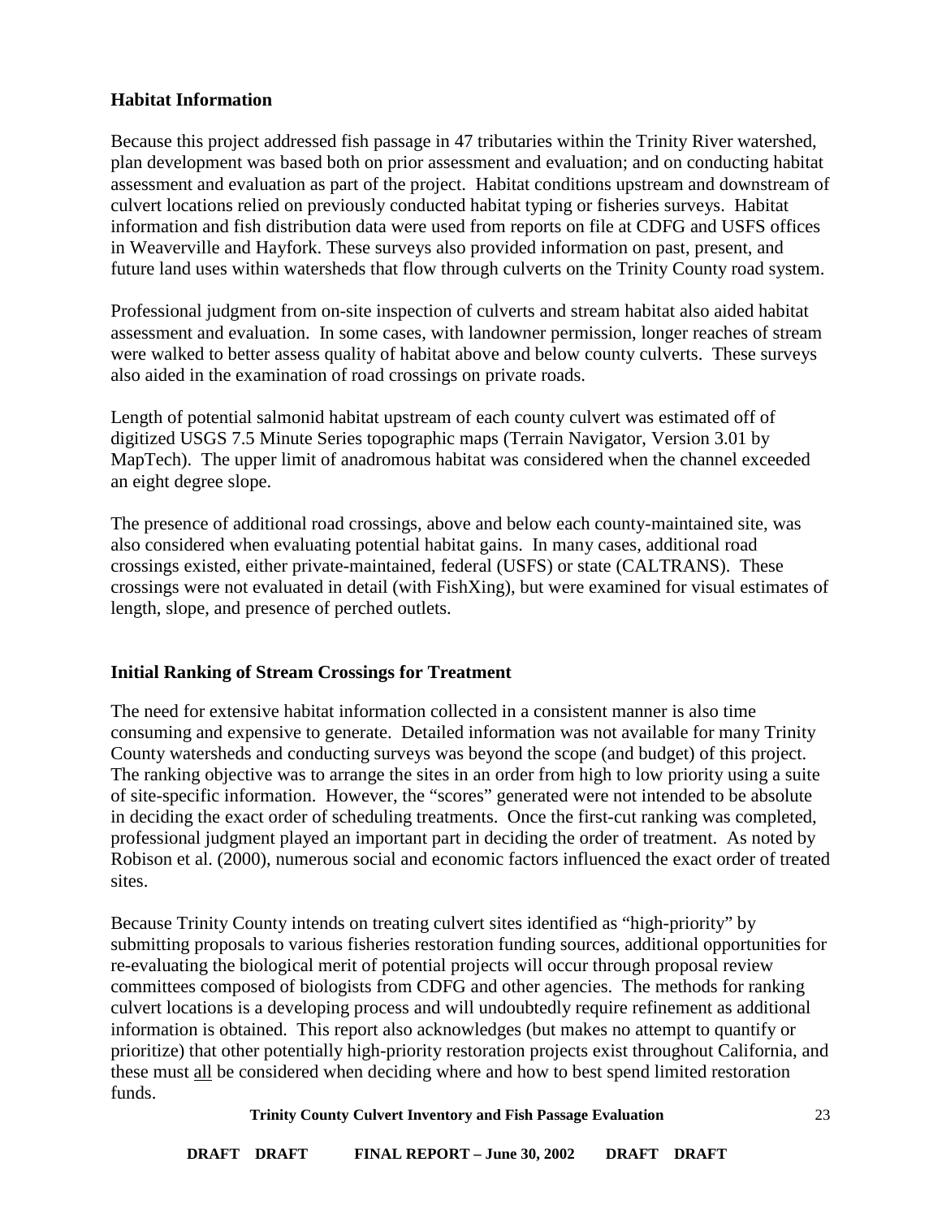## Habitat Information

Because this project addressed fish passage in 47 tributaries within the Trinity River watershed, plan development was based both on prior assessment and evaluation; and on conducting habitat assessment and evaluation as part of the project. Habitat conditions upstream and downstream of culvert locations relied on previously conducted habitat typing or fisheries surveys. Habitat information and fish distribution data were used from reports on file at CDFG and USFS offices in Weaverville and Hayfork. These surveys also provided information on past, present, and future land uses within watersheds that flow through culverts on the Trinity County road system.

Professional judgment from on-site inspection of culverts and stream habitat also aided habitat assessment and evaluation. In some cases, with landowner permission, longer reaches of stream were walked to better assess quality of habitat above and below county culverts. These surveys also aided in the examination of road crossings on private roads.

Length of potential salmonid habitat upstream of each county culvert was estimated off of digitized USGS 7.5 Minute Series topographic maps (Terrain Navigator, Version 3.01 by MapTech). The upper limit of anadromous habitat was considered when the channel exceeded an eight degree slope.

The presence of additional road crossings, above and below each county-maintained site, was also considered when evaluating potential habitat gains. In many cases, additional road crossings existed, either private-maintained, federal (USFS) or state (CALTRANS). These crossings were not evaluated in detail (with FishXing), but were examined for visual estimates of length, slope, and presence of perched outlets.

## Initial Ranking of Stream Crossings for Treatment

The need for extensive habitat information collected in a consistent manner is also time consuming and expensive to generate. Detailed information was not available for many Trinity County watersheds and conducting surveys was beyond the scope (and budget) of this project. The ranking objective was to arrange the sites in an order from high to low priority using a suite of site-specific information. However, the "scores" generated were not intended to be absolute in deciding the exact order of scheduling treatments. Once the first-cut ranking was completed, professional judgment played an important part in deciding the order of treatment. As noted by Robison et al. (2000), numerous social and economic factors influenced the exact order of treated sites.

Because Trinity County intends on treating culvert sites identified as "high-priority" by submitting proposals to various fisheries restoration funding sources, additional opportunities for re-evaluating the biological merit of potential projects will occur through proposal review committees composed of biologists from CDFG and other agencies. The methods for ranking culvert locations is a developing process and will undoubtedly require refinement as additional information is obtained. This report also acknowledges (but makes no attempt to quantify or prioritize) that other potentially high-priority restoration projects exist throughout California, and these must <u>all</u> be considered when deciding where and how to best spend limited restoration funds.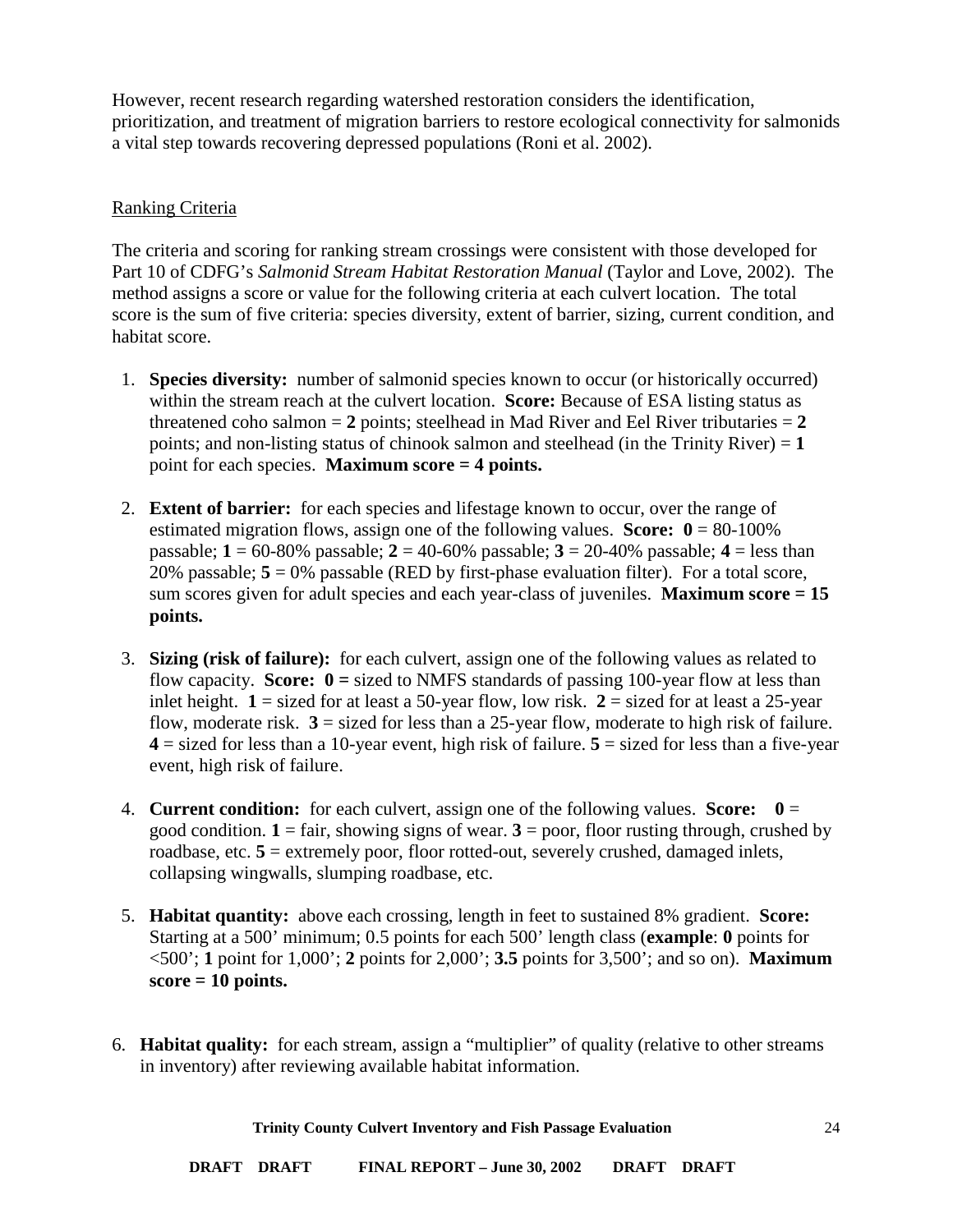However, recent research regarding watershed restoration considers the identification, prioritization, and treatment of migration barriers to restore ecological connectivity for salmonids a vital step towards recovering depressed populations (Roni et al. 2002).

<u>Ranking Criteria</u>

The criteria and scoring for ranking stream crossings were consistent with those developed for Part 10 of CDFG's *Salmonid Stream Habitat Restoration Manual* (Taylor and Love, 2002). The method assigns a score or value for the following criteria at each culvert location. The total score is the sum of five criteria: species diversity, extent of barrier, sizing, current condition, and habitat score.

1. **Species diversity:** number of salmonid species known to occur (or historically occurred) within the stream reach at the culvert location. **Score:** Because of ESA listing status as threatened coho salmon = **2** points; steelhead in Mad River and Eel River tributaries = **2** points; and non-listing status of chinook salmon and steelhead (in the Trinity River) = **1** point for each species. **Maximum score = 4 points.**

2. **Extent of barrier:** for each species and lifestage known to occur, over the range of estimated migration flows, assign one of the following values. **Score: 0** = 80-100% passable; **1** = 60-80% passable; **2** = 40-60% passable; **3** = 20-40% passable; **4** = less than 20% passable; **5** = 0% passable (RED by first-phase evaluation filter). For a total score, sum scores given for adult species and each year-class of juveniles. **Maximum score = 15 points.**

3. **Sizing (risk of failure):** for each culvert, assign one of the following values as related to flow capacity. **Score: 0 =** sized to NMFS standards of passing 100-year flow at less than inlet height. **1** = sized for at least a 50-year flow, low risk. **2** = sized for at least a 25-year flow, moderate risk. **3** = sized for less than a 25-year flow, moderate to high risk of failure. **4** = sized for less than a 10-year event, high risk of failure. **5** = sized for less than a five-year event, high risk of failure.

4. **Current condition:** for each culvert, assign one of the following values. **Score: 0** = good condition. **1** = fair, showing signs of wear. **3** = poor, floor rusting through, crushed by roadbase, etc. **5** = extremely poor, floor rotted-out, severely crushed, damaged inlets, collapsing wingwalls, slumping roadbase, etc.

5. **Habitat quantity:** above each crossing, length in feet to sustained 8% gradient. **Score:** Starting at a 500' minimum; 0.5 points for each 500' length class (**example**: **0** points for <500'; **1** point for 1,000'; **2** points for 2,000'; **3.5** points for 3,500'; and so on). **Maximum score = 10 points.**

6. **Habitat quality:** for each stream, assign a "multiplier" of quality (relative to other streams in inventory) after reviewing available habitat information.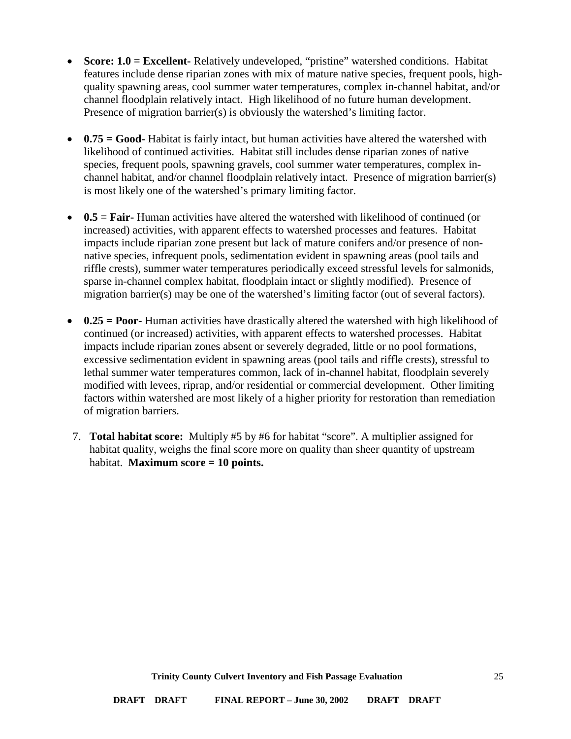- **Score: 1.0 = Excellent-** Relatively undeveloped, "pristine" watershed conditions. Habitat features include dense riparian zones with mix of mature native species, frequent pools, high-quality spawning areas, cool summer water temperatures, complex in-channel habitat, and/or channel floodplain relatively intact. High likelihood of no future human development. Presence of migration barrier(s) is obviously the watershed's limiting factor.

- **0.75 = Good-** Habitat is fairly intact, but human activities have altered the watershed with likelihood of continued activities. Habitat still includes dense riparian zones of native species, frequent pools, spawning gravels, cool summer water temperatures, complex in-channel habitat, and/or channel floodplain relatively intact. Presence of migration barrier(s) is most likely one of the watershed's primary limiting factor.

- **0.5 = Fair-** Human activities have altered the watershed with likelihood of continued (or increased) activities, with apparent effects to watershed processes and features. Habitat impacts include riparian zone present but lack of mature conifers and/or presence of non-native species, infrequent pools, sedimentation evident in spawning areas (pool tails and riffle crests), summer water temperatures periodically exceed stressful levels for salmonids, sparse in-channel complex habitat, floodplain intact or slightly modified). Presence of migration barrier(s) may be one of the watershed's limiting factor (out of several factors).

- **0.25 = Poor-** Human activities have drastically altered the watershed with high likelihood of continued (or increased) activities, with apparent effects to watershed processes. Habitat impacts include riparian zones absent or severely degraded, little or no pool formations, excessive sedimentation evident in spawning areas (pool tails and riffle crests), stressful to lethal summer water temperatures common, lack of in-channel habitat, floodplain severely modified with levees, riprap, and/or residential or commercial development. Other limiting factors within watershed are most likely of a higher priority for restoration than remediation of migration barriers.

7. **Total habitat score:** Multiply #5 by #6 for habitat "score". A multiplier assigned for habitat quality, weighs the final score more on quality than sheer quantity of upstream habitat. **Maximum score = 10 points.**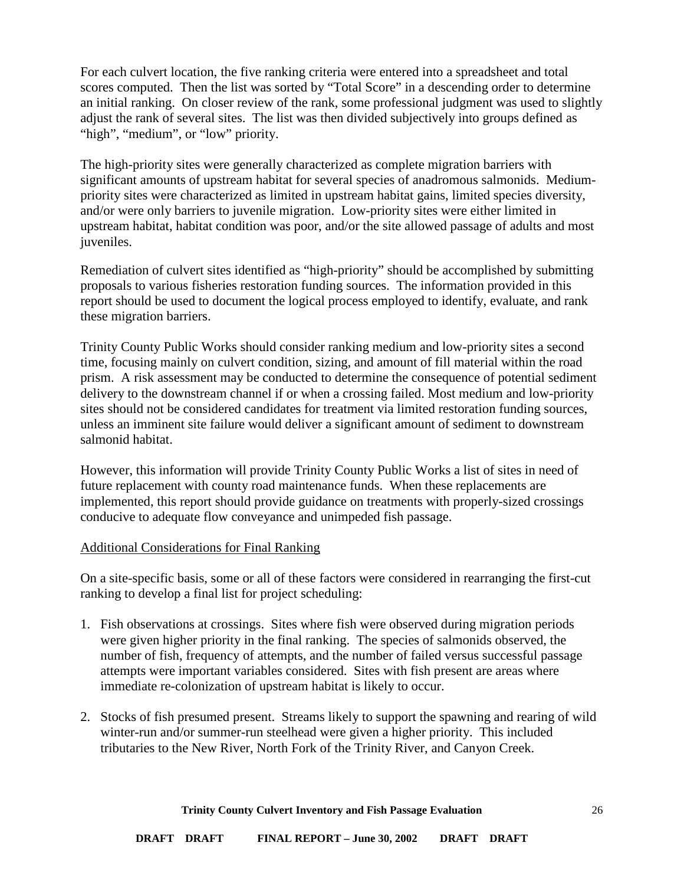For each culvert location, the five ranking criteria were entered into a spreadsheet and total scores computed. Then the list was sorted by "Total Score" in a descending order to determine an initial ranking. On closer review of the rank, some professional judgment was used to slightly adjust the rank of several sites. The list was then divided subjectively into groups defined as "high", "medium", or "low" priority.

The high-priority sites were generally characterized as complete migration barriers with significant amounts of upstream habitat for several species of anadromous salmonids. Medium-priority sites were characterized as limited in upstream habitat gains, limited species diversity, and/or were only barriers to juvenile migration. Low-priority sites were either limited in upstream habitat, habitat condition was poor, and/or the site allowed passage of adults and most juveniles.

Remediation of culvert sites identified as "high-priority" should be accomplished by submitting proposals to various fisheries restoration funding sources. The information provided in this report should be used to document the logical process employed to identify, evaluate, and rank these migration barriers.

Trinity County Public Works should consider ranking medium and low-priority sites a second time, focusing mainly on culvert condition, sizing, and amount of fill material within the road prism. A risk assessment may be conducted to determine the consequence of potential sediment delivery to the downstream channel if or when a crossing failed. Most medium and low-priority sites should not be considered candidates for treatment via limited restoration funding sources, unless an imminent site failure would deliver a significant amount of sediment to downstream salmonid habitat.

However, this information will provide Trinity County Public Works a list of sites in need of future replacement with county road maintenance funds. When these replacements are implemented, this report should provide guidance on treatments with properly-sized crossings conducive to adequate flow conveyance and unimpeded fish passage.

<u>Additional Considerations for Final Ranking</u>

On a site-specific basis, some or all of these factors were considered in rearranging the first-cut ranking to develop a final list for project scheduling:

1. Fish observations at crossings. Sites where fish were observed during migration periods were given higher priority in the final ranking. The species of salmonids observed, the number of fish, frequency of attempts, and the number of failed versus successful passage attempts were important variables considered. Sites with fish present are areas where immediate re-colonization of upstream habitat is likely to occur.

2. Stocks of fish presumed present. Streams likely to support the spawning and rearing of wild winter-run and/or summer-run steelhead were given a higher priority. This included tributaries to the New River, North Fork of the Trinity River, and Canyon Creek.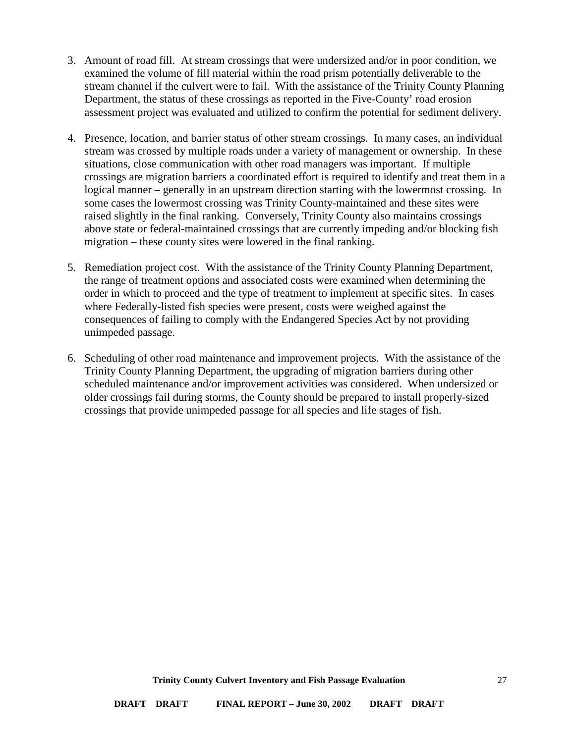3. Amount of road fill. At stream crossings that were undersized and/or in poor condition, we examined the volume of fill material within the road prism potentially deliverable to the stream channel if the culvert were to fail. With the assistance of the Trinity County Planning Department, the status of these crossings as reported in the Five-County' road erosion assessment project was evaluated and utilized to confirm the potential for sediment delivery.

4. Presence, location, and barrier status of other stream crossings. In many cases, an individual stream was crossed by multiple roads under a variety of management or ownership. In these situations, close communication with other road managers was important. If multiple crossings are migration barriers a coordinated effort is required to identify and treat them in a logical manner – generally in an upstream direction starting with the lowermost crossing. In some cases the lowermost crossing was Trinity County-maintained and these sites were raised slightly in the final ranking. Conversely, Trinity County also maintains crossings above state or federal-maintained crossings that are currently impeding and/or blocking fish migration – these county sites were lowered in the final ranking.

5. Remediation project cost. With the assistance of the Trinity County Planning Department, the range of treatment options and associated costs were examined when determining the order in which to proceed and the type of treatment to implement at specific sites. In cases where Federally-listed fish species were present, costs were weighed against the consequences of failing to comply with the Endangered Species Act by not providing unimpeded passage.

6. Scheduling of other road maintenance and improvement projects. With the assistance of the Trinity County Planning Department, the upgrading of migration barriers during other scheduled maintenance and/or improvement activities was considered. When undersized or older crossings fail during storms, the County should be prepared to install properly-sized crossings that provide unimpeded passage for all species and life stages of fish.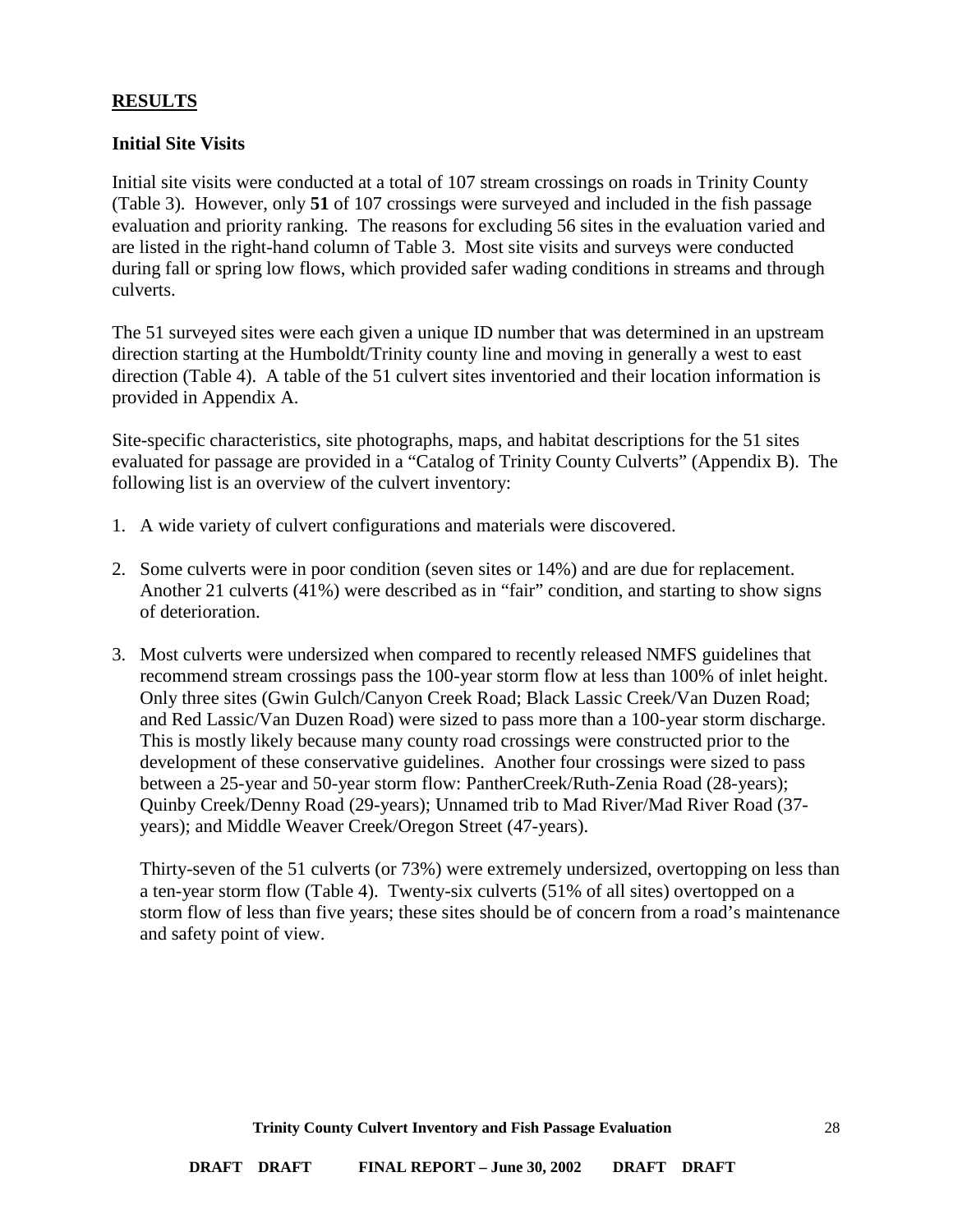## RESULTS

### Initial Site Visits

Initial site visits were conducted at a total of 107 stream crossings on roads in Trinity County (Table 3). However, only **51** of 107 crossings were surveyed and included in the fish passage evaluation and priority ranking. The reasons for excluding 56 sites in the evaluation varied and are listed in the right-hand column of Table 3. Most site visits and surveys were conducted during fall or spring low flows, which provided safer wading conditions in streams and through culverts.

The 51 surveyed sites were each given a unique ID number that was determined in an upstream direction starting at the Humboldt/Trinity county line and moving in generally a west to east direction (Table 4). A table of the 51 culvert sites inventoried and their location information is provided in Appendix A.

Site-specific characteristics, site photographs, maps, and habitat descriptions for the 51 sites evaluated for passage are provided in a "Catalog of Trinity County Culverts" (Appendix B). The following list is an overview of the culvert inventory:

1. A wide variety of culvert configurations and materials were discovered.

2. Some culverts were in poor condition (seven sites or 14%) and are due for replacement. Another 21 culverts (41%) were described as in "fair" condition, and starting to show signs of deterioration.

3. Most culverts were undersized when compared to recently released NMFS guidelines that recommend stream crossings pass the 100-year storm flow at less than 100% of inlet height. Only three sites (Gwin Gulch/Canyon Creek Road; Black Lassic Creek/Van Duzen Road; and Red Lassic/Van Duzen Road) were sized to pass more than a 100-year storm discharge. This is mostly likely because many county road crossings were constructed prior to the development of these conservative guidelines. Another four crossings were sized to pass between a 25-year and 50-year storm flow: PantherCreek/Ruth-Zenia Road (28-years); Quinby Creek/Denny Road (29-years); Unnamed trib to Mad River/Mad River Road (37-years); and Middle Weaver Creek/Oregon Street (47-years).

   Thirty-seven of the 51 culverts (or 73%) were extremely undersized, overtopping on less than a ten-year storm flow (Table 4). Twenty-six culverts (51% of all sites) overtopped on a storm flow of less than five years; these sites should be of concern from a road's maintenance and safety point of view.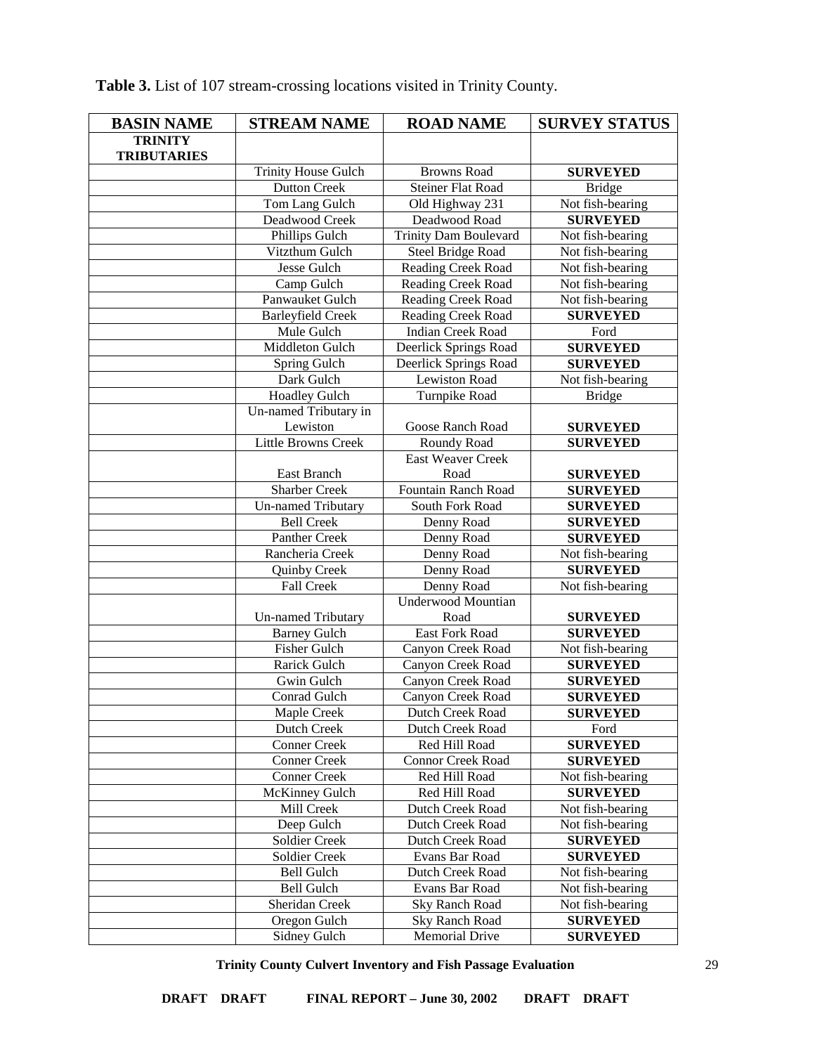**Table 3.** List of 107 stream-crossing locations visited in Trinity County.

| BASIN NAME | STREAM NAME | ROAD NAME | SURVEY STATUS |
|---|---|---|---|
| **TRINITY TRIBUTARIES** | | | |
| | Trinity House Gulch | Browns Road | **SURVEYED** |
| | Dutton Creek | Steiner Flat Road | Bridge |
| | Tom Lang Gulch | Old Highway 231 | Not fish-bearing |
| | Deadwood Creek | Deadwood Road | **SURVEYED** |
| | Phillips Gulch | Trinity Dam Boulevard | Not fish-bearing |
| | Vitzthum Gulch | Steel Bridge Road | Not fish-bearing |
| | Jesse Gulch | Reading Creek Road | Not fish-bearing |
| | Camp Gulch | Reading Creek Road | Not fish-bearing |
| | Panwauket Gulch | Reading Creek Road | Not fish-bearing |
| | Barleyfield Creek | Reading Creek Road | **SURVEYED** |
| | Mule Gulch | Indian Creek Road | Ford |
| | Middleton Gulch | Deerlick Springs Road | **SURVEYED** |
| | Spring Gulch | Deerlick Springs Road | **SURVEYED** |
| | Dark Gulch | Lewiston Road | Not fish-bearing |
| | Hoadley Gulch | Turnpike Road | Bridge |
| | Un-named Tributary in Lewiston | Goose Ranch Road | **SURVEYED** |
| | Little Browns Creek | Roundy Road | **SURVEYED** |
| | East Branch | East Weaver Creek Road | **SURVEYED** |
| | Sharber Creek | Fountain Ranch Road | **SURVEYED** |
| | Un-named Tributary | South Fork Road | **SURVEYED** |
| | Bell Creek | Denny Road | **SURVEYED** |
| | Panther Creek | Denny Road | **SURVEYED** |
| | Rancheria Creek | Denny Road | Not fish-bearing |
| | Quinby Creek | Denny Road | **SURVEYED** |
| | Fall Creek | Denny Road | Not fish-bearing |
| | Un-named Tributary | Underwood Mountian Road | **SURVEYED** |
| | Barney Gulch | East Fork Road | **SURVEYED** |
| | Fisher Gulch | Canyon Creek Road | Not fish-bearing |
| | Rarick Gulch | Canyon Creek Road | **SURVEYED** |
| | Gwin Gulch | Canyon Creek Road | **SURVEYED** |
| | Conrad Gulch | Canyon Creek Road | **SURVEYED** |
| | Maple Creek | Dutch Creek Road | **SURVEYED** |
| | Dutch Creek | Dutch Creek Road | Ford |
| | Conner Creek | Red Hill Road | **SURVEYED** |
| | Conner Creek | Connor Creek Road | **SURVEYED** |
| | Conner Creek | Red Hill Road | Not fish-bearing |
| | McKinney Gulch | Red Hill Road | **SURVEYED** |
| | Mill Creek | Dutch Creek Road | Not fish-bearing |
| | Deep Gulch | Dutch Creek Road | Not fish-bearing |
| | Soldier Creek | Dutch Creek Road | **SURVEYED** |
| | Soldier Creek | Evans Bar Road | **SURVEYED** |
| | Bell Gulch | Dutch Creek Road | Not fish-bearing |
| | Bell Gulch | Evans Bar Road | Not fish-bearing |
| | Sheridan Creek | Sky Ranch Road | Not fish-bearing |
| | Oregon Gulch | Sky Ranch Road | **SURVEYED** |
| | Sidney Gulch | Memorial Drive | **SURVEYED** |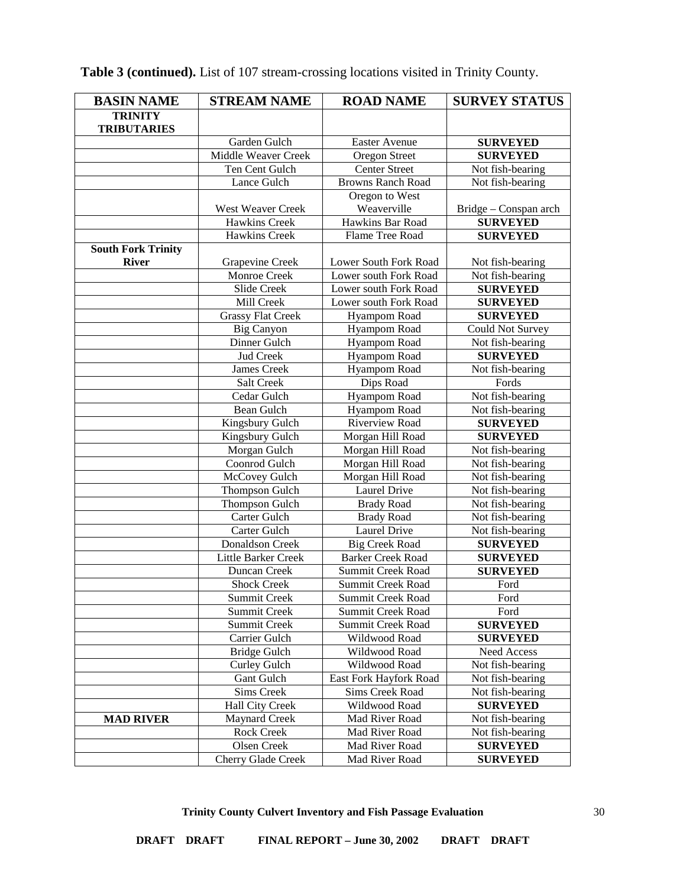**Table 3 (continued).** List of 107 stream-crossing locations visited in Trinity County.

| BASIN NAME | STREAM NAME | ROAD NAME | SURVEY STATUS |
|---|---|---|---|
| **TRINITY TRIBUTARIES** | | | |
| | Garden Gulch | Easter Avenue | **SURVEYED** |
| | Middle Weaver Creek | Oregon Street | **SURVEYED** |
| | Ten Cent Gulch | Center Street | Not fish-bearing |
| | Lance Gulch | Browns Ranch Road | Not fish-bearing |
| | West Weaver Creek | Oregon to West Weaverville | Bridge – Conspan arch |
| | Hawkins Creek | Hawkins Bar Road | **SURVEYED** |
| | Hawkins Creek | Flame Tree Road | **SURVEYED** |
| **South Fork Trinity River** | Grapevine Creek | Lower South Fork Road | Not fish-bearing |
| | Monroe Creek | Lower south Fork Road | Not fish-bearing |
| | Slide Creek | Lower south Fork Road | **SURVEYED** |
| | Mill Creek | Lower south Fork Road | **SURVEYED** |
| | Grassy Flat Creek | Hyampom Road | **SURVEYED** |
| | Big Canyon | Hyampom Road | Could Not Survey |
| | Dinner Gulch | Hyampom Road | Not fish-bearing |
| | Jud Creek | Hyampom Road | **SURVEYED** |
| | James Creek | Hyampom Road | Not fish-bearing |
| | Salt Creek | Dips Road | Fords |
| | Cedar Gulch | Hyampom Road | Not fish-bearing |
| | Bean Gulch | Hyampom Road | Not fish-bearing |
| | Kingsbury Gulch | Riverview Road | **SURVEYED** |
| | Kingsbury Gulch | Morgan Hill Road | **SURVEYED** |
| | Morgan Gulch | Morgan Hill Road | Not fish-bearing |
| | Coonrod Gulch | Morgan Hill Road | Not fish-bearing |
| | McCovey Gulch | Morgan Hill Road | Not fish-bearing |
| | Thompson Gulch | Laurel Drive | Not fish-bearing |
| | Thompson Gulch | Brady Road | Not fish-bearing |
| | Carter Gulch | Brady Road | Not fish-bearing |
| | Carter Gulch | Laurel Drive | Not fish-bearing |
| | Donaldson Creek | Big Creek Road | **SURVEYED** |
| | Little Barker Creek | Barker Creek Road | **SURVEYED** |
| | Duncan Creek | Summit Creek Road | **SURVEYED** |
| | Shock Creek | Summit Creek Road | Ford |
| | Summit Creek | Summit Creek Road | Ford |
| | Summit Creek | Summit Creek Road | Ford |
| | Summit Creek | Summit Creek Road | **SURVEYED** |
| | Carrier Gulch | Wildwood Road | **SURVEYED** |
| | Bridge Gulch | Wildwood Road | Need Access |
| | Curley Gulch | Wildwood Road | Not fish-bearing |
| | Gant Gulch | East Fork Hayfork Road | Not fish-bearing |
| | Sims Creek | Sims Creek Road | Not fish-bearing |
| | Hall City Creek | Wildwood Road | **SURVEYED** |
| **MAD RIVER** | Maynard Creek | Mad River Road | Not fish-bearing |
| | Rock Creek | Mad River Road | Not fish-bearing |
| | Olsen Creek | Mad River Road | **SURVEYED** |
| | Cherry Glade Creek | Mad River Road | **SURVEYED** |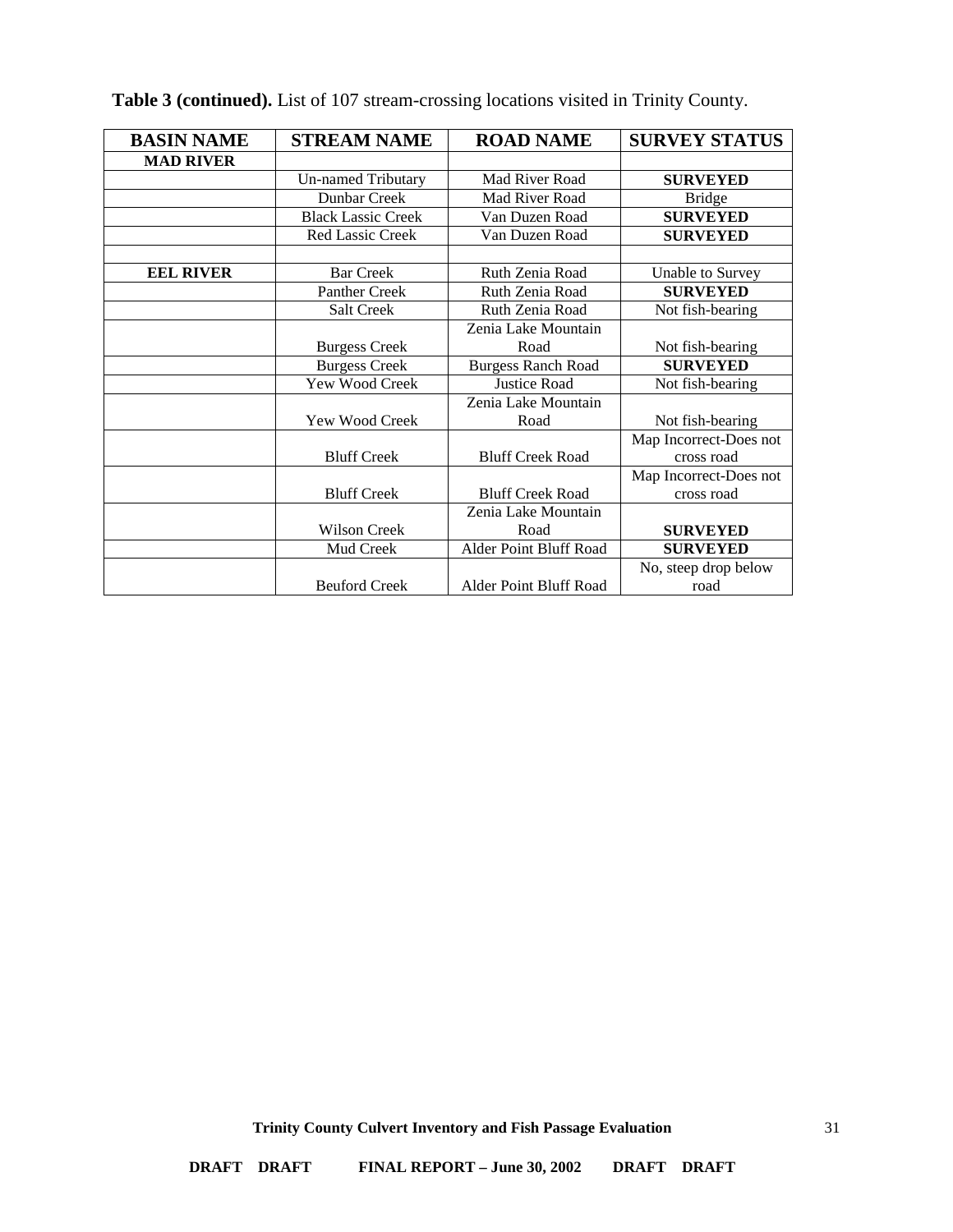**Table 3 (continued).** List of 107 stream-crossing locations visited in Trinity County.

| BASIN NAME | STREAM NAME | ROAD NAME | SURVEY STATUS |
|---|---|---|---|
| **MAD RIVER** | | | |
| | Un-named Tributary | Mad River Road | **SURVEYED** |
| | Dunbar Creek | Mad River Road | Bridge |
| | Black Lassic Creek | Van Duzen Road | **SURVEYED** |
| | Red Lassic Creek | Van Duzen Road | **SURVEYED** |
| | | | |
| **EEL RIVER** | Bar Creek | Ruth Zenia Road | Unable to Survey |
| | Panther Creek | Ruth Zenia Road | **SURVEYED** |
| | Salt Creek | Ruth Zenia Road | Not fish-bearing |
| | Burgess Creek | Zenia Lake Mountain Road | Not fish-bearing |
| | Burgess Creek | Burgess Ranch Road | **SURVEYED** |
| | Yew Wood Creek | Justice Road | Not fish-bearing |
| | Yew Wood Creek | Zenia Lake Mountain Road | Not fish-bearing |
| | Bluff Creek | Bluff Creek Road | Map Incorrect-Does not cross road |
| | Bluff Creek | Bluff Creek Road | Map Incorrect-Does not cross road |
| | Wilson Creek | Zenia Lake Mountain Road | **SURVEYED** |
| | Mud Creek | Alder Point Bluff Road | **SURVEYED** |
| | Beuford Creek | Alder Point Bluff Road | No, steep drop below road |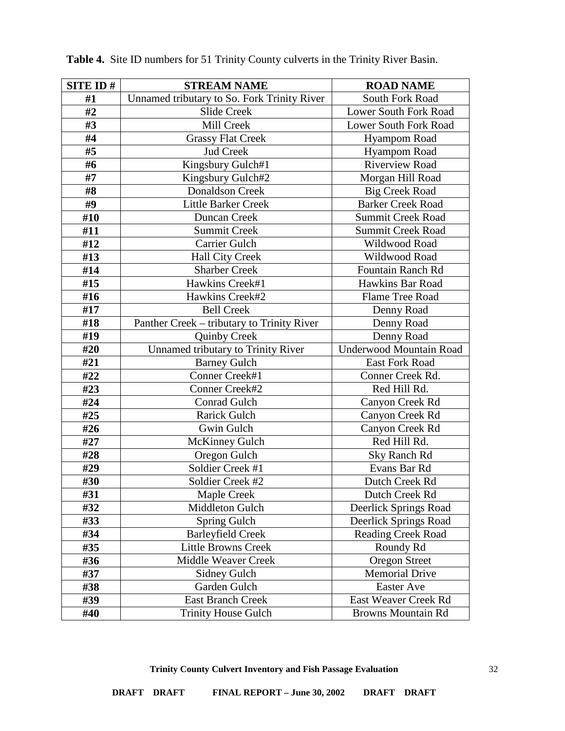**Table 4.** Site ID numbers for 51 Trinity County culverts in the Trinity River Basin.

| SITE ID # | STREAM NAME | ROAD NAME |
|---|---|---|
| #1 | Unnamed tributary to So. Fork Trinity River | South Fork Road |
| #2 | Slide Creek | Lower South Fork Road |
| #3 | Mill Creek | Lower South Fork Road |
| #4 | Grassy Flat Creek | Hyampom Road |
| #5 | Jud Creek | Hyampom Road |
| #6 | Kingsbury Gulch#1 | Riverview Road |
| #7 | Kingsbury Gulch#2 | Morgan Hill Road |
| #8 | Donaldson Creek | Big Creek Road |
| #9 | Little Barker Creek | Barker Creek Road |
| #10 | Duncan Creek | Summit Creek Road |
| #11 | Summit Creek | Summit Creek Road |
| #12 | Carrier Gulch | Wildwood Road |
| #13 | Hall City Creek | Wildwood Road |
| #14 | Sharber Creek | Fountain Ranch Rd |
| #15 | Hawkins Creek#1 | Hawkins Bar Road |
| #16 | Hawkins Creek#2 | Flame Tree Road |
| #17 | Bell Creek | Denny Road |
| #18 | Panther Creek – tributary to Trinity River | Denny Road |
| #19 | Quinby Creek | Denny Road |
| #20 | Unnamed tributary to Trinity River | Underwood Mountain Road |
| #21 | Barney Gulch | East Fork Road |
| #22 | Conner Creek#1 | Conner Creek Rd. |
| #23 | Conner Creek#2 | Red Hill Rd. |
| #24 | Conrad Gulch | Canyon Creek Rd |
| #25 | Rarick Gulch | Canyon Creek Rd |
| #26 | Gwin Gulch | Canyon Creek Rd |
| #27 | McKinney Gulch | Red Hill Rd. |
| #28 | Oregon Gulch | Sky Ranch Rd |
| #29 | Soldier Creek #1 | Evans Bar Rd |
| #30 | Soldier Creek #2 | Dutch Creek Rd |
| #31 | Maple Creek | Dutch Creek Rd |
| #32 | Middleton Gulch | Deerlick Springs Road |
| #33 | Spring Gulch | Deerlick Springs Road |
| #34 | Barleyfield Creek | Reading Creek Road |
| #35 | Little Browns Creek | Roundy Rd |
| #36 | Middle Weaver Creek | Oregon Street |
| #37 | Sidney Gulch | Memorial Drive |
| #38 | Garden Gulch | Easter Ave |
| #39 | East Branch Creek | East Weaver Creek Rd |
| #40 | Trinity House Gulch | Browns Mountain Rd |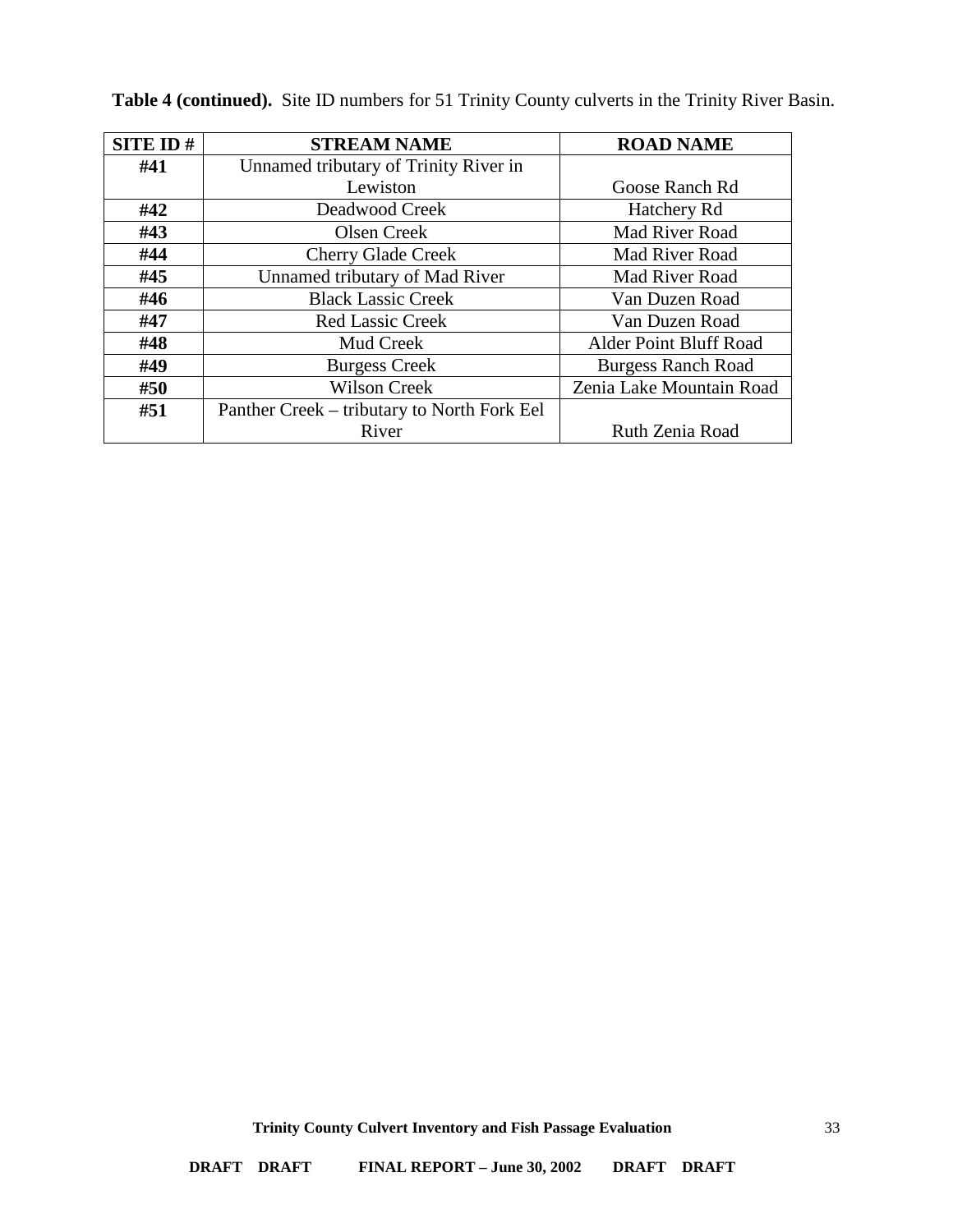**Table 4 (continued).** Site ID numbers for 51 Trinity County culverts in the Trinity River Basin.

| SITE ID # | STREAM NAME | ROAD NAME |
|---|---|---|
| #41 | Unnamed tributary of Trinity River in Lewiston | Goose Ranch Rd |
| #42 | Deadwood Creek | Hatchery Rd |
| #43 | Olsen Creek | Mad River Road |
| #44 | Cherry Glade Creek | Mad River Road |
| #45 | Unnamed tributary of Mad River | Mad River Road |
| #46 | Black Lassic Creek | Van Duzen Road |
| #47 | Red Lassic Creek | Van Duzen Road |
| #48 | Mud Creek | Alder Point Bluff Road |
| #49 | Burgess Creek | Burgess Ranch Road |
| #50 | Wilson Creek | Zenia Lake Mountain Road |
| #51 | Panther Creek – tributary to North Fork Eel River | Ruth Zenia Road |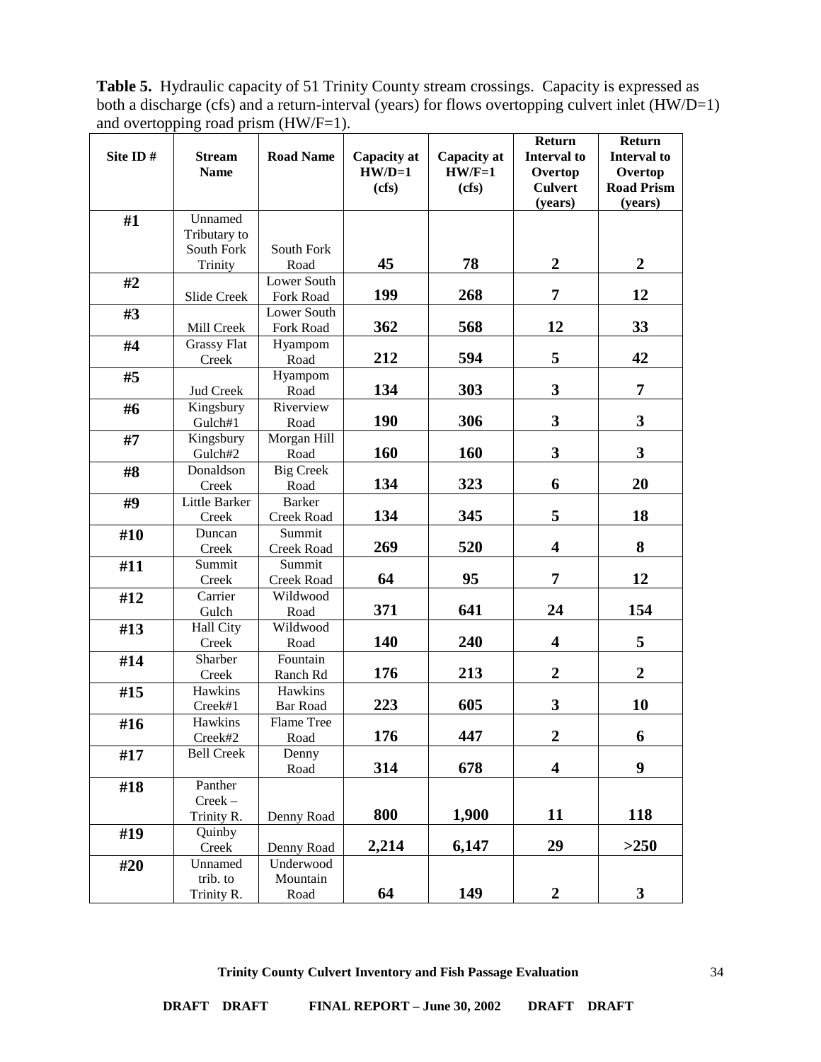**Table 5.** Hydraulic capacity of 51 Trinity County stream crossings. Capacity is expressed as both a discharge (cfs) and a return-interval (years) for flows overtopping culvert inlet (HW/D=1) and overtopping road prism (HW/F=1).

| Site ID # | Stream Name | Road Name | Capacity at HW/D=1 (cfs) | Capacity at HW/F=1 (cfs) | Return Interval to Overtop Culvert (years) | Return Interval to Overtop Road Prism (years) |
|---|---|---|---|---|---|---|
| **#1** | Unnamed Tributary to South Fork Trinity | South Fork Road | **45** | **78** | **2** | **2** |
| **#2** | Slide Creek | Lower South Fork Road | **199** | **268** | **7** | **12** |
| **#3** | Mill Creek | Lower South Fork Road | **362** | **568** | **12** | **33** |
| **#4** | Grassy Flat Creek | Hyampom Road | **212** | **594** | **5** | **42** |
| **#5** | Jud Creek | Hyampom Road | **134** | **303** | **3** | **7** |
| **#6** | Kingsbury Gulch#1 | Riverview Road | **190** | **306** | **3** | **3** |
| **#7** | Kingsbury Gulch#2 | Morgan Hill Road | **160** | **160** | **3** | **3** |
| **#8** | Donaldson Creek | Big Creek Road | **134** | **323** | **6** | **20** |
| **#9** | Little Barker Creek | Barker Creek Road | **134** | **345** | **5** | **18** |
| **#10** | Duncan Creek | Summit Creek Road | **269** | **520** | **4** | **8** |
| **#11** | Summit Creek | Summit Creek Road | **64** | **95** | **7** | **12** |
| **#12** | Carrier Gulch | Wildwood Road | **371** | **641** | **24** | **154** |
| **#13** | Hall City Creek | Wildwood Road | **140** | **240** | **4** | **5** |
| **#14** | Sharber Creek | Fountain Ranch Rd | **176** | **213** | **2** | **2** |
| **#15** | Hawkins Creek#1 | Hawkins Bar Road | **223** | **605** | **3** | **10** |
| **#16** | Hawkins Creek#2 | Flame Tree Road | **176** | **447** | **2** | **6** |
| **#17** | Bell Creek | Denny Road | **314** | **678** | **4** | **9** |
| **#18** | Panther Creek – Trinity R. | Denny Road | **800** | **1,900** | **11** | **118** |
| **#19** | Quinby Creek | Denny Road | **2,214** | **6,147** | **29** | **>250** |
| **#20** | Unnamed trib. to Trinity R. | Underwood Mountain Road | **64** | **149** | **2** | **3** |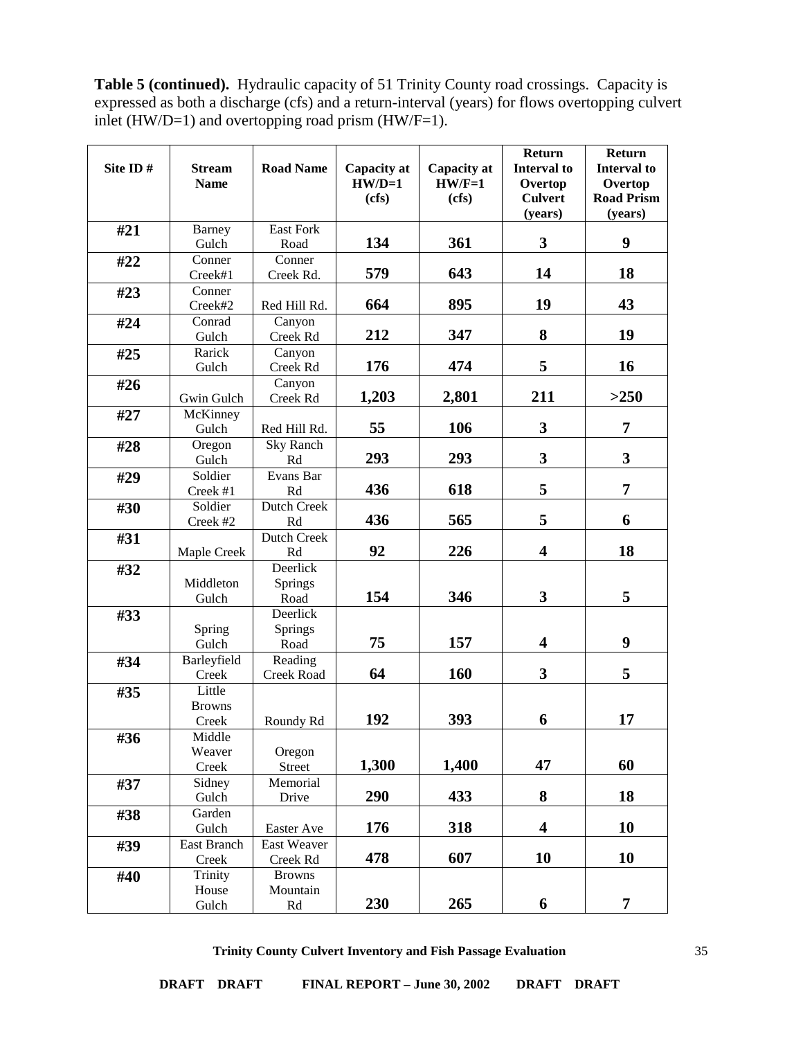**Table 5 (continued).** Hydraulic capacity of 51 Trinity County road crossings. Capacity is expressed as both a discharge (cfs) and a return-interval (years) for flows overtopping culvert inlet (HW/D=1) and overtopping road prism (HW/F=1).

| Site ID # | Stream Name | Road Name | Capacity at HW/D=1 (cfs) | Capacity at HW/F=1 (cfs) | Return Interval to Overtop Culvert (years) | Return Interval to Overtop Road Prism (years) |
|---|---|---|---|---|---|---|
| #21 | Barney Gulch | East Fork Road | 134 | 361 | 3 | 9 |
| #22 | Conner Creek#1 | Conner Creek Rd. | 579 | 643 | 14 | 18 |
| #23 | Conner Creek#2 | Red Hill Rd. | 664 | 895 | 19 | 43 |
| #24 | Conrad Gulch | Canyon Creek Rd | 212 | 347 | 8 | 19 |
| #25 | Rarick Gulch | Canyon Creek Rd | 176 | 474 | 5 | 16 |
| #26 | Gwin Gulch | Canyon Creek Rd | 1,203 | 2,801 | 211 | >250 |
| #27 | McKinney Gulch | Red Hill Rd. | 55 | 106 | 3 | 7 |
| #28 | Oregon Gulch | Sky Ranch Rd | 293 | 293 | 3 | 3 |
| #29 | Soldier Creek #1 | Evans Bar Rd | 436 | 618 | 5 | 7 |
| #30 | Soldier Creek #2 | Dutch Creek Rd | 436 | 565 | 5 | 6 |
| #31 | Maple Creek | Dutch Creek Rd | 92 | 226 | 4 | 18 |
| #32 | Middleton Gulch | Deerlick Springs Road | 154 | 346 | 3 | 5 |
| #33 | Spring Gulch | Deerlick Springs Road | 75 | 157 | 4 | 9 |
| #34 | Barleyfield Creek | Reading Creek Road | 64 | 160 | 3 | 5 |
| #35 | Little Browns Creek | Roundy Rd | 192 | 393 | 6 | 17 |
| #36 | Middle Weaver Creek | Oregon Street | 1,300 | 1,400 | 47 | 60 |
| #37 | Sidney Gulch | Memorial Drive | 290 | 433 | 8 | 18 |
| #38 | Garden Gulch | Easter Ave | 176 | 318 | 4 | 10 |
| #39 | East Branch Creek | East Weaver Creek Rd | 478 | 607 | 10 | 10 |
| #40 | Trinity House Gulch | Browns Mountain Rd | 230 | 265 | 6 | 7 |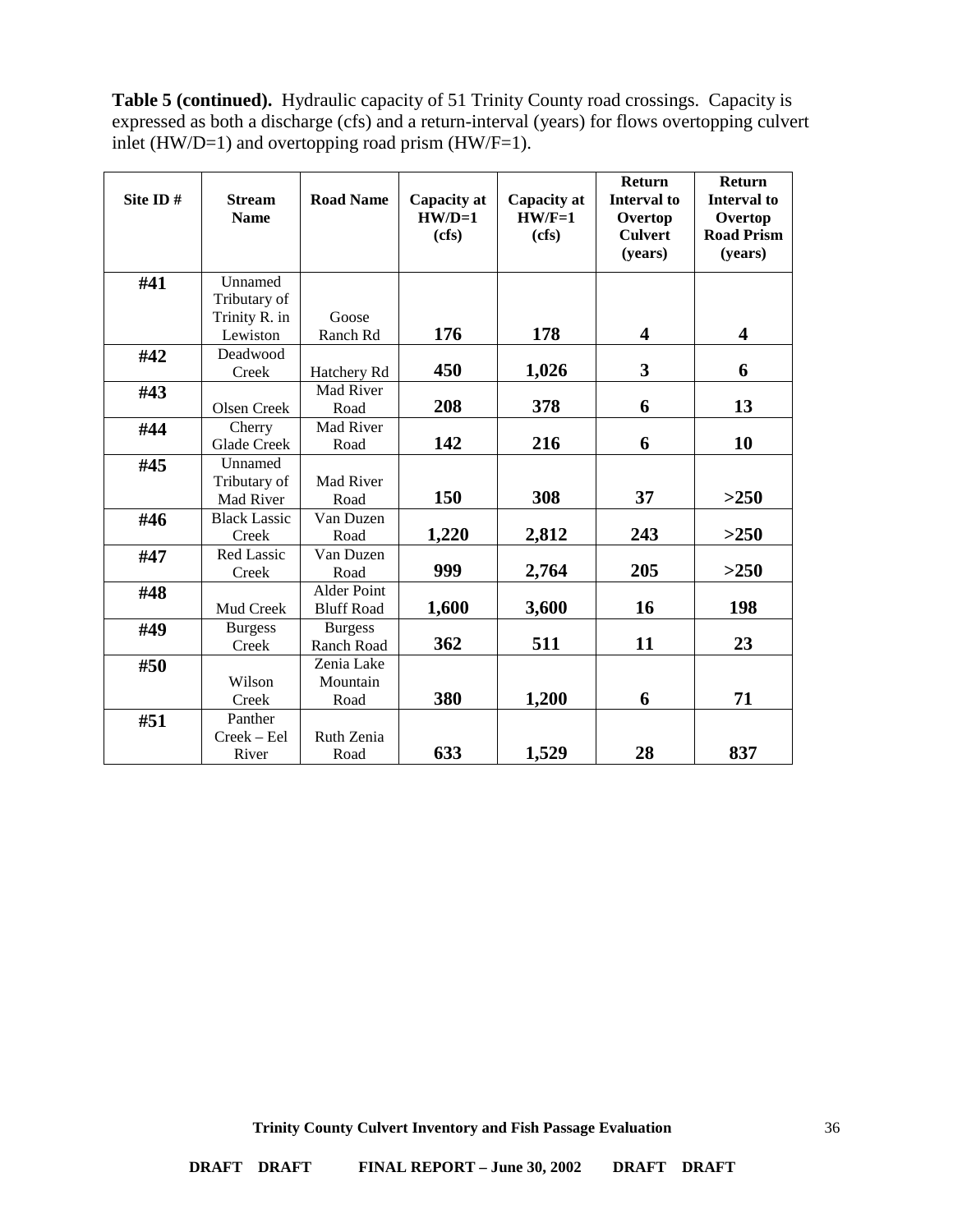**Table 5 (continued).** Hydraulic capacity of 51 Trinity County road crossings. Capacity is expressed as both a discharge (cfs) and a return-interval (years) for flows overtopping culvert inlet (HW/D=1) and overtopping road prism (HW/F=1).

| Site ID # | Stream Name | Road Name | Capacity at HW/D=1 (cfs) | Capacity at HW/F=1 (cfs) | Return Interval to Overtop Culvert (years) | Return Interval to Overtop Road Prism (years) |
|---|---|---|---|---|---|---|
| **#41** | Unnamed Tributary of Trinity R. in Lewiston | Goose Ranch Rd | **176** | **178** | **4** | **4** |
| **#42** | Deadwood Creek | Hatchery Rd | **450** | **1,026** | **3** | **6** |
| **#43** | Olsen Creek | Mad River Road | **208** | **378** | **6** | **13** |
| **#44** | Cherry Glade Creek | Mad River Road | **142** | **216** | **6** | **10** |
| **#45** | Unnamed Tributary of Mad River | Mad River Road | **150** | **308** | **37** | **>250** |
| **#46** | Black Lassic Creek | Van Duzen Road | **1,220** | **2,812** | **243** | **>250** |
| **#47** | Red Lassic Creek | Van Duzen Road | **999** | **2,764** | **205** | **>250** |
| **#48** | Mud Creek | Alder Point Bluff Road | **1,600** | **3,600** | **16** | **198** |
| **#49** | Burgess Creek | Burgess Ranch Road | **362** | **511** | **11** | **23** |
| **#50** | Wilson Creek | Zenia Lake Mountain Road | **380** | **1,200** | **6** | **71** |
| **#51** | Panther Creek – Eel River | Ruth Zenia Road | **633** | **1,529** | **28** | **837** |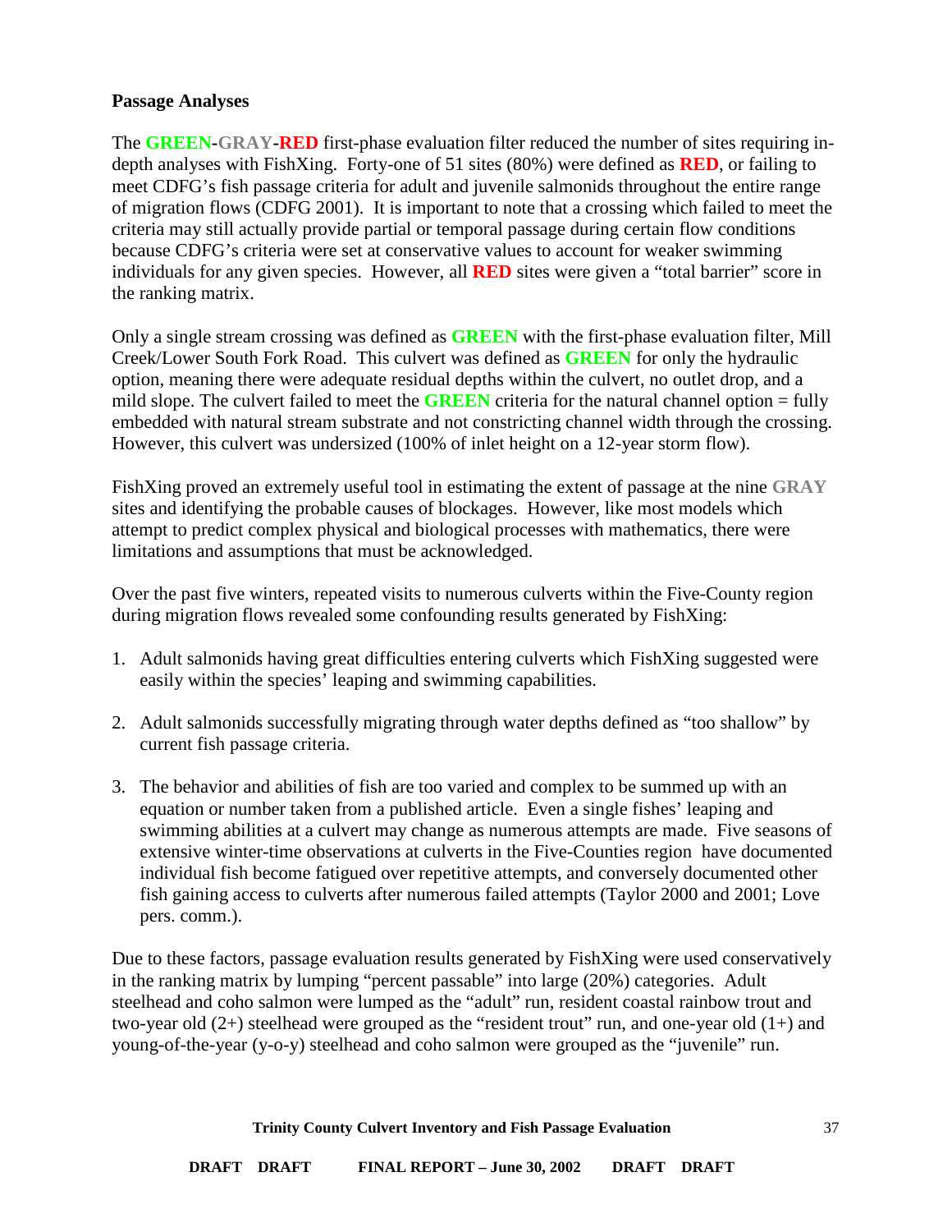**Passage Analyses**

The **GREEN-GRAY-RED** first-phase evaluation filter reduced the number of sites requiring in-depth analyses with FishXing. Forty-one of 51 sites (80%) were defined as **RED**, or failing to meet CDFG's fish passage criteria for adult and juvenile salmonids throughout the entire range of migration flows (CDFG 2001). It is important to note that a crossing which failed to meet the criteria may still actually provide partial or temporal passage during certain flow conditions because CDFG's criteria were set at conservative values to account for weaker swimming individuals for any given species. However, all **RED** sites were given a "total barrier" score in the ranking matrix.

Only a single stream crossing was defined as **GREEN** with the first-phase evaluation filter, Mill Creek/Lower South Fork Road. This culvert was defined as **GREEN** for only the hydraulic option, meaning there were adequate residual depths within the culvert, no outlet drop, and a mild slope. The culvert failed to meet the **GREEN** criteria for the natural channel option = fully embedded with natural stream substrate and not constricting channel width through the crossing. However, this culvert was undersized (100% of inlet height on a 12-year storm flow).

FishXing proved an extremely useful tool in estimating the extent of passage at the nine **GRAY** sites and identifying the probable causes of blockages. However, like most models which attempt to predict complex physical and biological processes with mathematics, there were limitations and assumptions that must be acknowledged.

Over the past five winters, repeated visits to numerous culverts within the Five-County region during migration flows revealed some confounding results generated by FishXing:

1. Adult salmonids having great difficulties entering culverts which FishXing suggested were easily within the species' leaping and swimming capabilities.

2. Adult salmonids successfully migrating through water depths defined as "too shallow" by current fish passage criteria.

3. The behavior and abilities of fish are too varied and complex to be summed up with an equation or number taken from a published article. Even a single fishes' leaping and swimming abilities at a culvert may change as numerous attempts are made. Five seasons of extensive winter-time observations at culverts in the Five-Counties region have documented individual fish become fatigued over repetitive attempts, and conversely documented other fish gaining access to culverts after numerous failed attempts (Taylor 2000 and 2001; Love pers. comm.).

Due to these factors, passage evaluation results generated by FishXing were used conservatively in the ranking matrix by lumping "percent passable" into large (20%) categories. Adult steelhead and coho salmon were lumped as the "adult" run, resident coastal rainbow trout and two-year old (2+) steelhead were grouped as the "resident trout" run, and one-year old (1+) and young-of-the-year (y-o-y) steelhead and coho salmon were grouped as the "juvenile" run.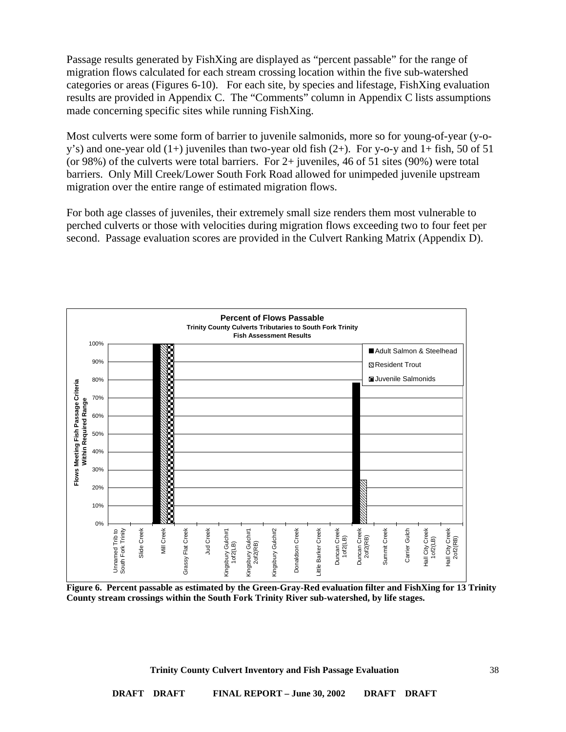Passage results generated by FishXing are displayed as "percent passable" for the range of migration flows calculated for each stream crossing location within the five sub-watershed categories or areas (Figures 6-10). For each site, by species and lifestage, FishXing evaluation results are provided in Appendix C. The "Comments" column in Appendix C lists assumptions made concerning specific sites while running FishXing.

Most culverts were some form of barrier to juvenile salmonids, more so for young-of-year (y-o-y's) and one-year old (1+) juveniles than two-year old fish (2+). For y-o-y and 1+ fish, 50 of 51 (or 98%) of the culverts were total barriers. For 2+ juveniles, 46 of 51 sites (90%) were total barriers. Only Mill Creek/Lower South Fork Road allowed for unimpeded juvenile upstream migration over the entire range of estimated migration flows.

For both age classes of juveniles, their extremely small size renders them most vulnerable to perched culverts or those with velocities during migration flows exceeding two to four feet per second. Passage evaluation scores are provided in the Culvert Ranking Matrix (Appendix D).

**Figure 6. Percent passable as estimated by the Green-Gray-Red evaluation filter and FishXing for 13 Trinity County stream crossings within the South Fork Trinity River sub-watershed, by life stages.**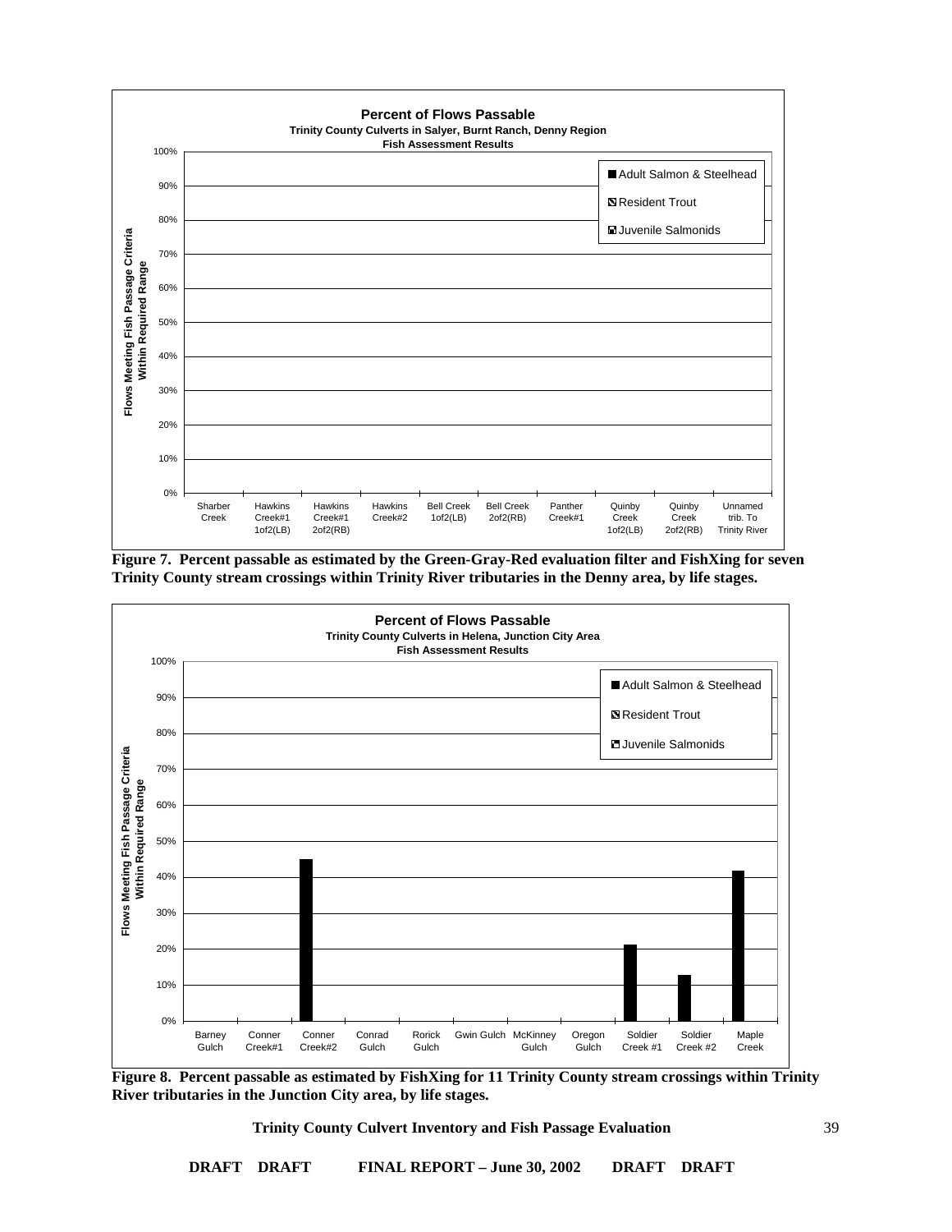**Percent of Flows Passable**
**Trinity County Culverts in Salyer, Burnt Ranch, Denny Region**
**Fish Assessment Results**

Legend: Adult Salmon & Steelhead; Resident Trout; Juvenile Salmonids

Y-axis: Flows Meeting Fish Passage Criteria Within Required Range (0%–100%)

X-axis: Sharber Creek; Hawkins Creek#1 1of2(LB); Hawkins Creek#1 2of2(RB); Hawkins Creek#2; Bell Creek 1of2(LB); Bell Creek 2of2(RB); Panther Creek#1; Quinby Creek 1of2(LB); Quinby Creek 2of2(RB); Unnamed trib. To Trinity River

**Figure 7. Percent passable as estimated by the Green-Gray-Red evaluation filter and FishXing for seven Trinity County stream crossings within Trinity River tributaries in the Denny area, by life stages.**

**Percent of Flows Passable**
**Trinity County Culverts in Helena, Junction City Area**
**Fish Assessment Results**

Legend: Adult Salmon & Steelhead; Resident Trout; Juvenile Salmonids

Y-axis: Flows Meeting Fish Passage Criteria Within Required Range (0%–100%)

X-axis: Barney Gulch; Conner Creek#1; Conner Creek#2; Conrad Gulch; Rorick Gulch; Gwin Gulch; McKinney Gulch; Oregon Gulch; Soldier Creek #1; Soldier Creek #2; Maple Creek

**Figure 8. Percent passable as estimated by FishXing for 11 Trinity County stream crossings within Trinity River tributaries in the Junction City area, by life stages.**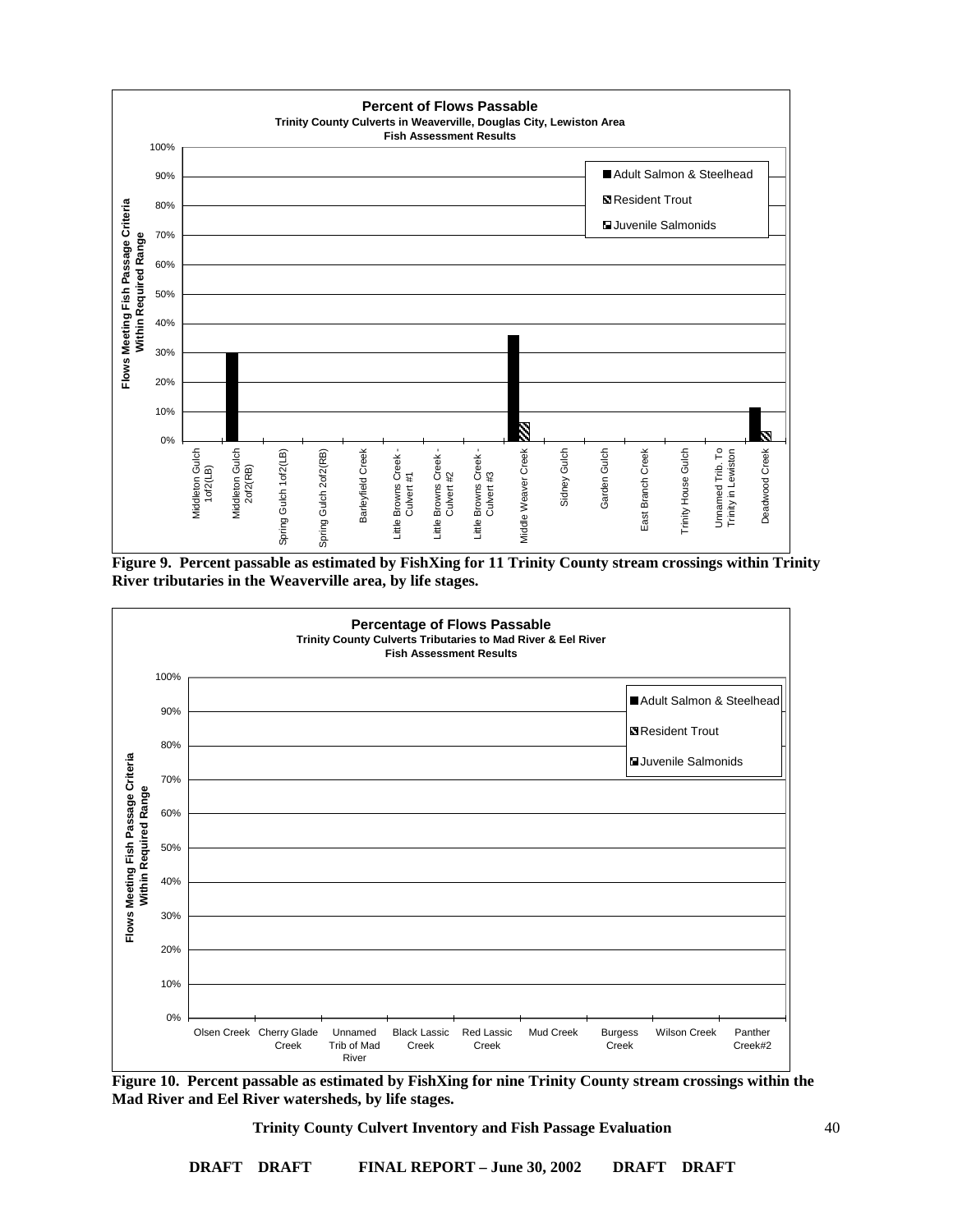**Percent of Flows Passable**
**Trinity County Culverts in Weaverville, Douglas City, Lewiston Area**
**Fish Assessment Results**

**Figure 9. Percent passable as estimated by FishXing for 11 Trinity County stream crossings within Trinity River tributaries in the Weaverville area, by life stages.**

**Percentage of Flows Passable**
**Trinity County Culverts Tributaries to Mad River & Eel River**
**Fish Assessment Results**

**Figure 10. Percent passable as estimated by FishXing for nine Trinity County stream crossings within the Mad River and Eel River watersheds, by life stages.**

DRAFT DRAFT FINAL REPORT – June 30, 2002 DRAFT DRAFT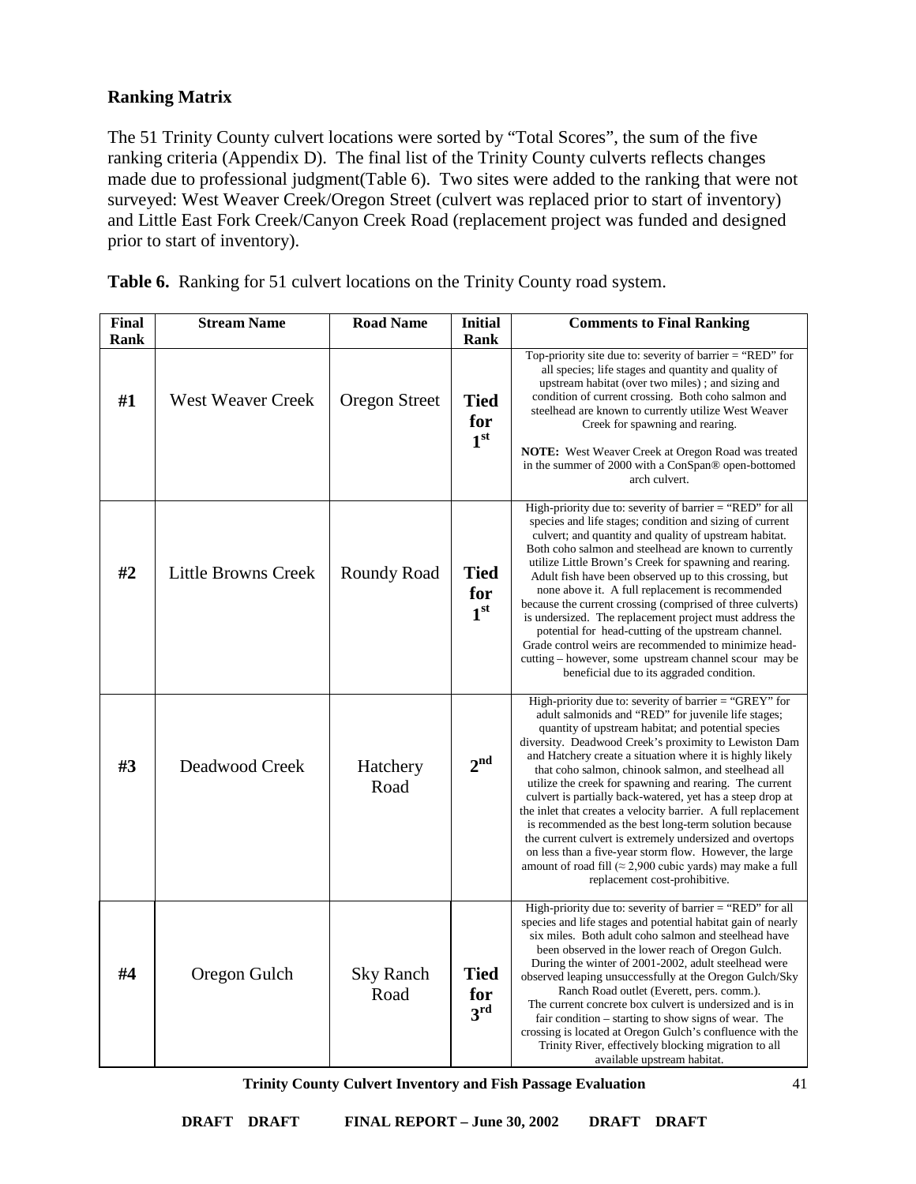**Ranking Matrix**

The 51 Trinity County culvert locations were sorted by "Total Scores", the sum of the five ranking criteria (Appendix D). The final list of the Trinity County culverts reflects changes made due to professional judgment(Table 6). Two sites were added to the ranking that were not surveyed: West Weaver Creek/Oregon Street (culvert was replaced prior to start of inventory) and Little East Fork Creek/Canyon Creek Road (replacement project was funded and designed prior to start of inventory).

**Table 6.** Ranking for 51 culvert locations on the Trinity County road system.

| Final Rank | Stream Name | Road Name | Initial Rank | Comments to Final Ranking |
|---|---|---|---|---|
| #1 | West Weaver Creek | Oregon Street | Tied for 1st | Top-priority site due to: severity of barrier = "RED" for all species; life stages and quantity and quality of upstream habitat (over two miles) ; and sizing and condition of current crossing. Both coho salmon and steelhead are known to currently utilize West Weaver Creek for spawning and rearing. **NOTE:** West Weaver Creek at Oregon Road was treated in the summer of 2000 with a ConSpan® open-bottomed arch culvert. |
| #2 | Little Browns Creek | Roundy Road | Tied for 1st | High-priority due to: severity of barrier = "RED" for all species and life stages; condition and sizing of current culvert; and quantity and quality of upstream habitat. Both coho salmon and steelhead are known to currently utilize Little Brown's Creek for spawning and rearing. Adult fish have been observed up to this crossing, but none above it. A full replacement is recommended because the current crossing (comprised of three culverts) is undersized. The replacement project must address the potential for head-cutting of the upstream channel. Grade control weirs are recommended to minimize head-cutting – however, some upstream channel scour may be beneficial due to its aggraded condition. |
| #3 | Deadwood Creek | Hatchery Road | 2nd | High-priority due to: severity of barrier = "GREY" for adult salmonids and "RED" for juvenile life stages; quantity of upstream habitat; and potential species diversity. Deadwood Creek's proximity to Lewiston Dam and Hatchery create a situation where it is highly likely that coho salmon, chinook salmon, and steelhead all utilize the creek for spawning and rearing. The current culvert is partially back-watered, yet has a steep drop at the inlet that creates a velocity barrier. A full replacement is recommended as the best long-term solution because the current culvert is extremely undersized and overtops on less than a five-year storm flow. However, the large amount of road fill (≈ 2,900 cubic yards) may make a full replacement cost-prohibitive. |
| #4 | Oregon Gulch | Sky Ranch Road | Tied for 3rd | High-priority due to: severity of barrier = "RED" for all species and life stages and potential habitat gain of nearly six miles. Both adult coho salmon and steelhead have been observed in the lower reach of Oregon Gulch. During the winter of 2001-2002, adult steelhead were observed leaping unsuccessfully at the Oregon Gulch/Sky Ranch Road outlet (Everett, pers. comm.). The current concrete box culvert is undersized and is in fair condition – starting to show signs of wear. The crossing is located at Oregon Gulch's confluence with the Trinity River, effectively blocking migration to all available upstream habitat. |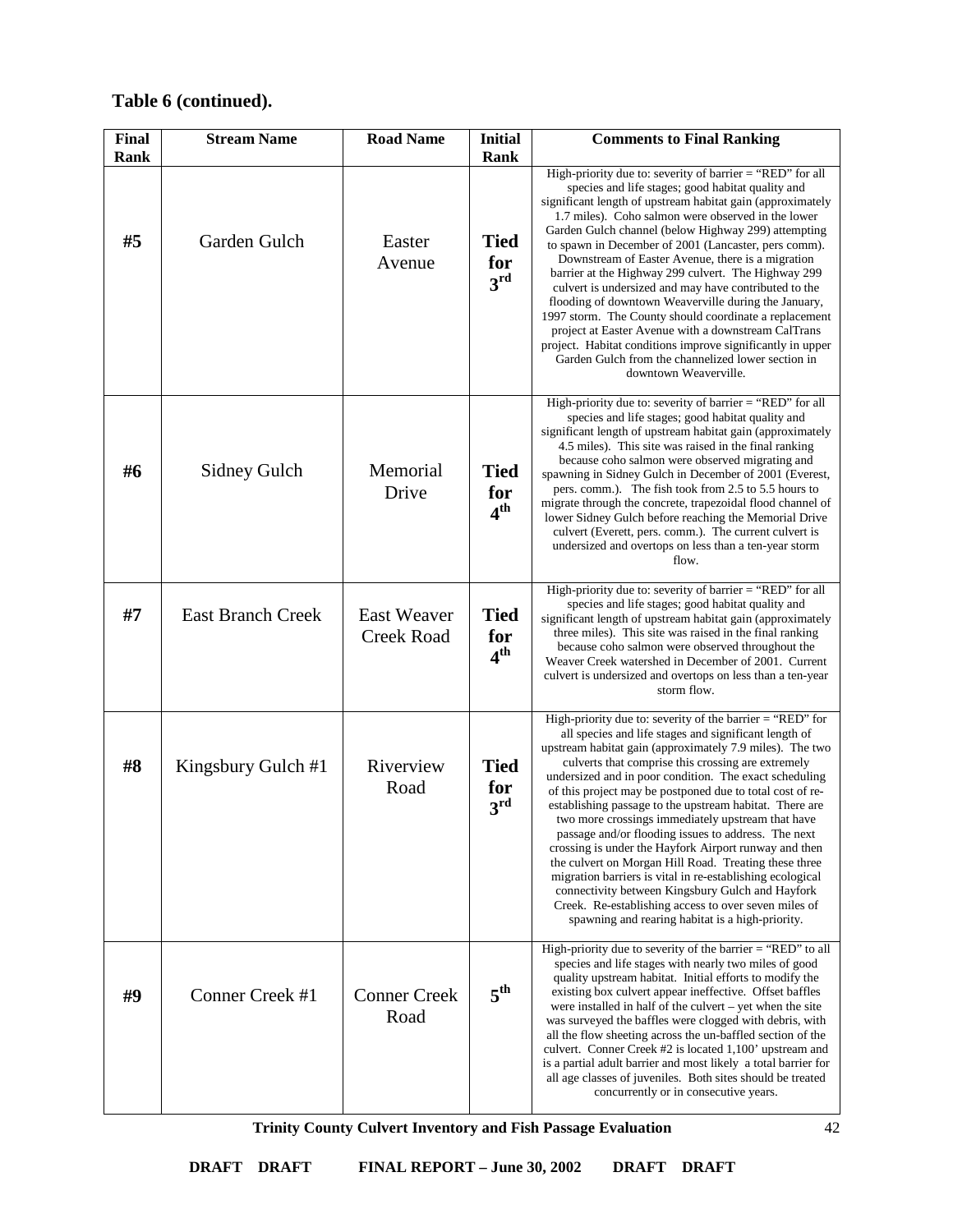**Table 6 (continued).**

| Final Rank | Stream Name | Road Name | Initial Rank | Comments to Final Ranking |
|---|---|---|---|---|
| **#5** | Garden Gulch | Easter Avenue | **Tied for 3rd** | High-priority due to: severity of barrier = "RED" for all species and life stages; good habitat quality and significant length of upstream habitat gain (approximately 1.7 miles). Coho salmon were observed in the lower Garden Gulch channel (below Highway 299) attempting to spawn in December of 2001 (Lancaster, pers comm). Downstream of Easter Avenue, there is a migration barrier at the Highway 299 culvert. The Highway 299 culvert is undersized and may have contributed to the flooding of downtown Weaverville during the January, 1997 storm. The County should coordinate a replacement project at Easter Avenue with a downstream CalTrans project. Habitat conditions improve significantly in upper Garden Gulch from the channelized lower section in downtown Weaverville. |
| **#6** | Sidney Gulch | Memorial Drive | **Tied for 4th** | High-priority due to: severity of barrier = "RED" for all species and life stages; good habitat quality and significant length of upstream habitat gain (approximately 4.5 miles). This site was raised in the final ranking because coho salmon were observed migrating and spawning in Sidney Gulch in December of 2001 (Everest, pers. comm.). The fish took from 2.5 to 5.5 hours to migrate through the concrete, trapezoidal flood channel of lower Sidney Gulch before reaching the Memorial Drive culvert (Everett, pers. comm.). The current culvert is undersized and overtops on less than a ten-year storm flow. |
| **#7** | East Branch Creek | East Weaver Creek Road | **Tied for 4th** | High-priority due to: severity of barrier = "RED" for all species and life stages; good habitat quality and significant length of upstream habitat gain (approximately three miles). This site was raised in the final ranking because coho salmon were observed throughout the Weaver Creek watershed in December of 2001. Current culvert is undersized and overtops on less than a ten-year storm flow. |
| **#8** | Kingsbury Gulch #1 | Riverview Road | **Tied for 3rd** | High-priority due to: severity of the barrier = "RED" for all species and life stages and significant length of upstream habitat gain (approximately 7.9 miles). The two culverts that comprise this crossing are extremely undersized and in poor condition. The exact scheduling of this project may be postponed due to total cost of re-establishing passage to the upstream habitat. There are two more crossings immediately upstream that have passage and/or flooding issues to address. The next crossing is under the Hayfork Airport runway and then the culvert on Morgan Hill Road. Treating these three migration barriers is vital in re-establishing ecological connectivity between Kingsbury Gulch and Hayfork Creek. Re-establishing access to over seven miles of spawning and rearing habitat is a high-priority. |
| **#9** | Conner Creek #1 | Conner Creek Road | **5th** | High-priority due to severity of the barrier = "RED" to all species and life stages with nearly two miles of good quality upstream habitat. Initial efforts to modify the existing box culvert appear ineffective. Offset baffles were installed in half of the culvert – yet when the site was surveyed the baffles were clogged with debris, with all the flow sheeting across the un-baffled section of the culvert. Conner Creek #2 is located 1,100' upstream and is a partial adult barrier and most likely a total barrier for all age classes of juveniles. Both sites should be treated concurrently or in consecutive years. |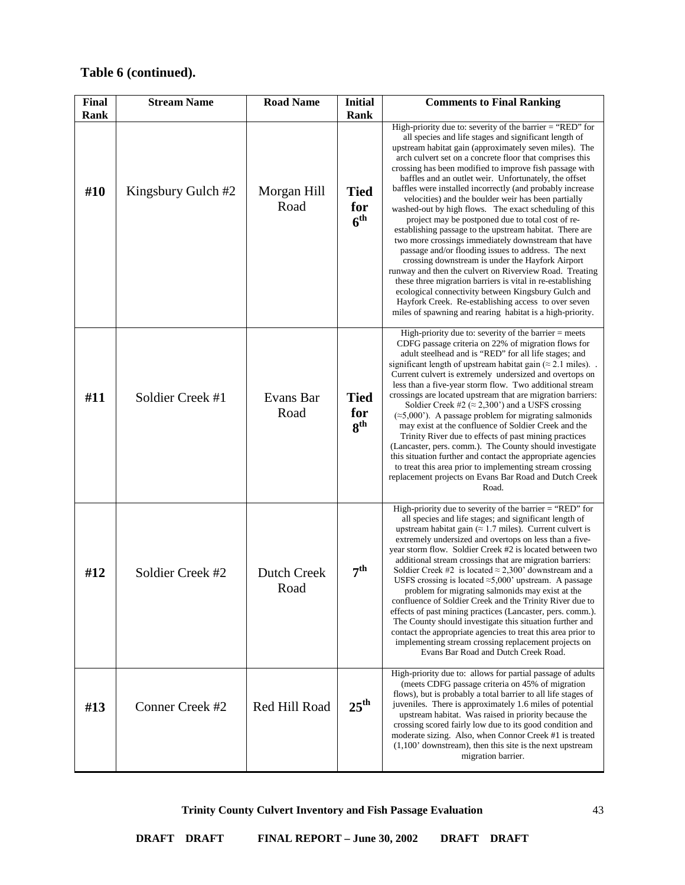**Table 6 (continued).**

| Final Rank | Stream Name | Road Name | Initial Rank | Comments to Final Ranking |
|---|---|---|---|---|
| **#10** | Kingsbury Gulch #2 | Morgan Hill Road | **Tied for 6th** | High-priority due to: severity of the barrier = "RED" for all species and life stages and significant length of upstream habitat gain (approximately seven miles). The arch culvert set on a concrete floor that comprises this crossing has been modified to improve fish passage with baffles and an outlet weir. Unfortunately, the offset baffles were installed incorrectly (and probably increase velocities) and the boulder weir has been partially washed-out by high flows. The exact scheduling of this project may be postponed due to total cost of re-establishing passage to the upstream habitat. There are two more crossings immediately downstream that have passage and/or flooding issues to address. The next crossing downstream is under the Hayfork Airport runway and then the culvert on Riverview Road. Treating these three migration barriers is vital in re-establishing ecological connectivity between Kingsbury Gulch and Hayfork Creek. Re-establishing access to over seven miles of spawning and rearing habitat is a high-priority. |
| **#11** | Soldier Creek #1 | Evans Bar Road | **Tied for 8th** | High-priority due to: severity of the barrier = meets CDFG passage criteria on 22% of migration flows for adult steelhead and is "RED" for all life stages; and significant length of upstream habitat gain (≈ 2.1 miles). . Current culvert is extremely undersized and overtops on less than a five-year storm flow. Two additional stream crossings are located upstream that are migration barriers: Soldier Creek #2 (≈ 2,300') and a USFS crossing (≈5,000'). A passage problem for migrating salmonids may exist at the confluence of Soldier Creek and the Trinity River due to effects of past mining practices (Lancaster, pers. comm.). The County should investigate this situation further and contact the appropriate agencies to treat this area prior to implementing stream crossing replacement projects on Evans Bar Road and Dutch Creek Road. |
| **#12** | Soldier Creek #2 | Dutch Creek Road | **7th** | High-priority due to severity of the barrier = "RED" for all species and life stages; and significant length of upstream habitat gain (≈ 1.7 miles). Current culvert is extremely undersized and overtops on less than a five-year storm flow. Soldier Creek #2 is located between two additional stream crossings that are migration barriers: Soldier Creek #2 is located ≈ 2,300' downstream and a USFS crossing is located ≈5,000' upstream. A passage problem for migrating salmonids may exist at the confluence of Soldier Creek and the Trinity River due to effects of past mining practices (Lancaster, pers. comm.). The County should investigate this situation further and contact the appropriate agencies to treat this area prior to implementing stream crossing replacement projects on Evans Bar Road and Dutch Creek Road. |
| **#13** | Conner Creek #2 | Red Hill Road | **25th** | High-priority due to: allows for partial passage of adults (meets CDFG passage criteria on 45% of migration flows), but is probably a total barrier to all life stages of juveniles. There is approximately 1.6 miles of potential upstream habitat. Was raised in priority because the crossing scored fairly low due to its good condition and moderate sizing. Also, when Connor Creek #1 is treated (1,100' downstream), then this site is the next upstream migration barrier. |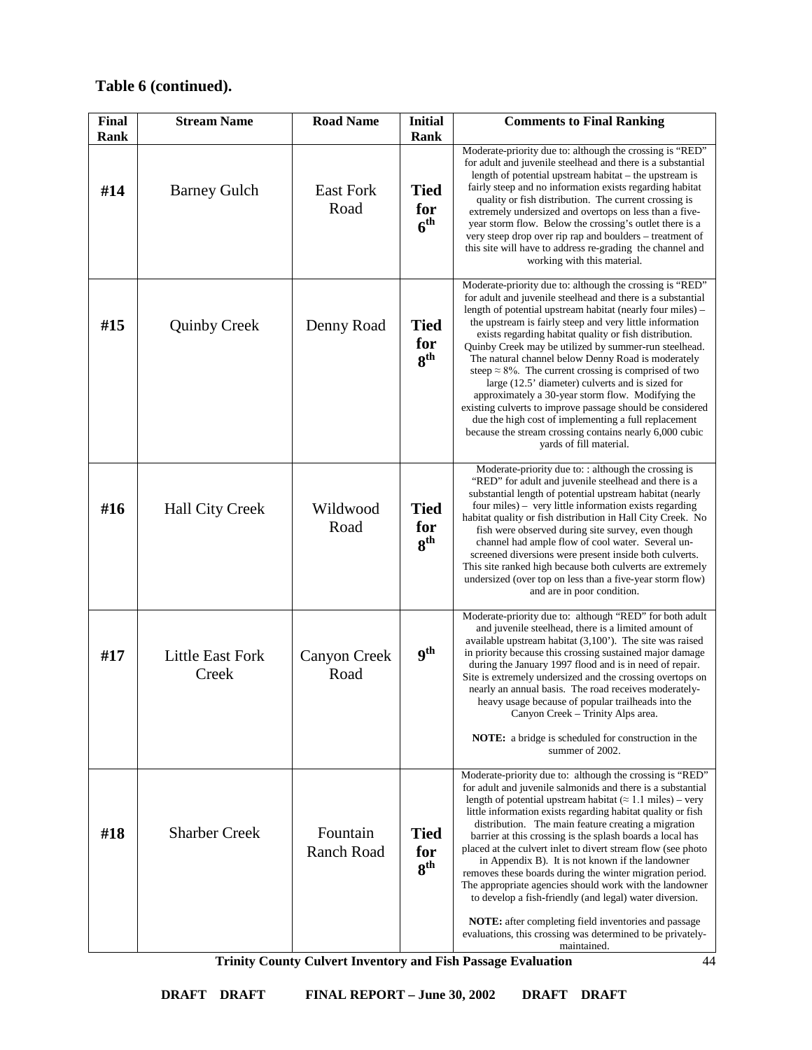**Table 6 (continued).**

| Final Rank | Stream Name | Road Name | Initial Rank | Comments to Final Ranking |
|---|---|---|---|---|
| **#14** | Barney Gulch | East Fork Road | **Tied for 6th** | Moderate-priority due to: although the crossing is "RED" for adult and juvenile steelhead and there is a substantial length of potential upstream habitat – the upstream is fairly steep and no information exists regarding habitat quality or fish distribution. The current crossing is extremely undersized and overtops on less than a five-year storm flow. Below the crossing's outlet there is a very steep drop over rip rap and boulders – treatment of this site will have to address re-grading the channel and working with this material. |
| **#15** | Quinby Creek | Denny Road | **Tied for 8th** | Moderate-priority due to: although the crossing is "RED" for adult and juvenile steelhead and there is a substantial length of potential upstream habitat (nearly four miles) – the upstream is fairly steep and very little information exists regarding habitat quality or fish distribution. Quinby Creek may be utilized by summer-run steelhead. The natural channel below Denny Road is moderately steep ≈ 8%. The current crossing is comprised of two large (12.5' diameter) culverts and is sized for approximately a 30-year storm flow. Modifying the existing culverts to improve passage should be considered due the high cost of implementing a full replacement because the stream crossing contains nearly 6,000 cubic yards of fill material. |
| **#16** | Hall City Creek | Wildwood Road | **Tied for 8th** | Moderate-priority due to: : although the crossing is "RED" for adult and juvenile steelhead and there is a substantial length of potential upstream habitat (nearly four miles) – very little information exists regarding habitat quality or fish distribution in Hall City Creek. No fish were observed during site survey, even though channel had ample flow of cool water. Several un-screened diversions were present inside both culverts. This site ranked high because both culverts are extremely undersized (over top on less than a five-year storm flow) and are in poor condition. |
| **#17** | Little East Fork Creek | Canyon Creek Road | **9th** | Moderate-priority due to: although "RED" for both adult and juvenile steelhead, there is a limited amount of available upstream habitat (3,100'). The site was raised in priority because this crossing sustained major damage during the January 1997 flood and is in need of repair. Site is extremely undersized and the crossing overtops on nearly an annual basis. The road receives moderately-heavy usage because of popular trailheads into the Canyon Creek – Trinity Alps area.<br><br>**NOTE:** a bridge is scheduled for construction in the summer of 2002. |
| **#18** | Sharber Creek | Fountain Ranch Road | **Tied for 8th** | Moderate-priority due to: although the crossing is "RED" for adult and juvenile salmonids and there is a substantial length of potential upstream habitat (≈ 1.1 miles) – very little information exists regarding habitat quality or fish distribution. The main feature creating a migration barrier at this crossing is the splash boards a local has placed at the culvert inlet to divert stream flow (see photo in Appendix B). It is not known if the landowner removes these boards during the winter migration period. The appropriate agencies should work with the landowner to develop a fish-friendly (and legal) water diversion.<br><br>**NOTE:** after completing field inventories and passage evaluations, this crossing was determined to be privately-maintained. |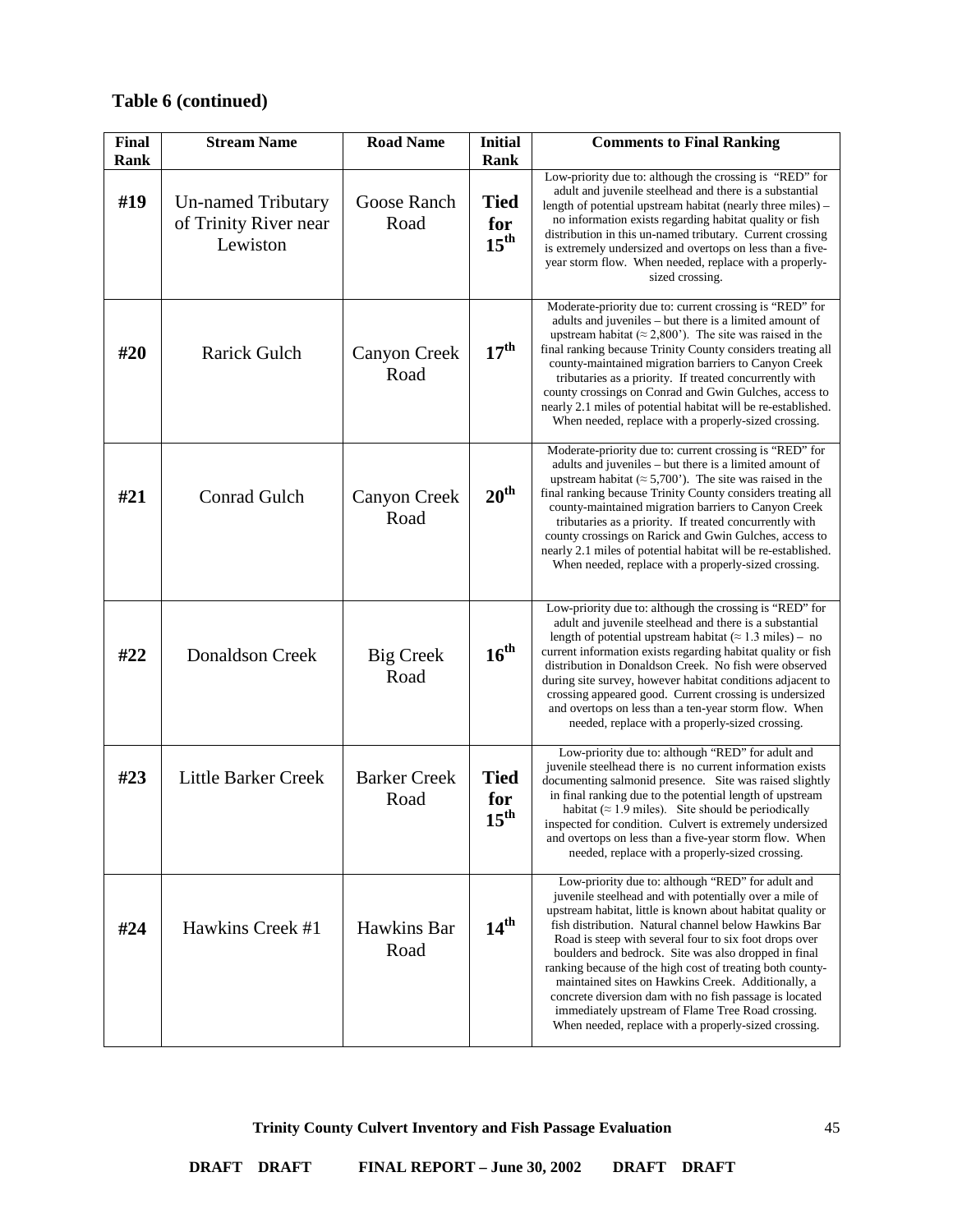**Table 6 (continued)**

| Final Rank | Stream Name | Road Name | Initial Rank | Comments to Final Ranking |
|---|---|---|---|---|
| **#19** | Un-named Tributary of Trinity River near Lewiston | Goose Ranch Road | **Tied for 15th** | Low-priority due to: although the crossing is "RED" for adult and juvenile steelhead and there is a substantial length of potential upstream habitat (nearly three miles) – no information exists regarding habitat quality or fish distribution in this un-named tributary. Current crossing is extremely undersized and overtops on less than a five-year storm flow. When needed, replace with a properly-sized crossing. |
| **#20** | Rarick Gulch | Canyon Creek Road | **17th** | Moderate-priority due to: current crossing is "RED" for adults and juveniles – but there is a limited amount of upstream habitat (≈ 2,800'). The site was raised in the final ranking because Trinity County considers treating all county-maintained migration barriers to Canyon Creek tributaries as a priority. If treated concurrently with county crossings on Conrad and Gwin Gulches, access to nearly 2.1 miles of potential habitat will be re-established. When needed, replace with a properly-sized crossing. |
| **#21** | Conrad Gulch | Canyon Creek Road | **20th** | Moderate-priority due to: current crossing is "RED" for adults and juveniles – but there is a limited amount of upstream habitat (≈ 5,700'). The site was raised in the final ranking because Trinity County considers treating all county-maintained migration barriers to Canyon Creek tributaries as a priority. If treated concurrently with county crossings on Rarick and Gwin Gulches, access to nearly 2.1 miles of potential habitat will be re-established. When needed, replace with a properly-sized crossing. |
| **#22** | Donaldson Creek | Big Creek Road | **16th** | Low-priority due to: although the crossing is "RED" for adult and juvenile steelhead and there is a substantial length of potential upstream habitat (≈ 1.3 miles) – no current information exists regarding habitat quality or fish distribution in Donaldson Creek. No fish were observed during site survey, however habitat conditions adjacent to crossing appeared good. Current crossing is undersized and overtops on less than a ten-year storm flow. When needed, replace with a properly-sized crossing. |
| **#23** | Little Barker Creek | Barker Creek Road | **Tied for 15th** | Low-priority due to: although "RED" for adult and juvenile steelhead there is no current information exists documenting salmonid presence. Site was raised slightly in final ranking due to the potential length of upstream habitat (≈ 1.9 miles). Site should be periodically inspected for condition. Culvert is extremely undersized and overtops on less than a five-year storm flow. When needed, replace with a properly-sized crossing. |
| **#24** | Hawkins Creek #1 | Hawkins Bar Road | **14th** | Low-priority due to: although "RED" for adult and juvenile steelhead and with potentially over a mile of upstream habitat, little is known about habitat quality or fish distribution. Natural channel below Hawkins Bar Road is steep with several four to six foot drops over boulders and bedrock. Site was also dropped in final ranking because of the high cost of treating both county-maintained sites on Hawkins Creek. Additionally, a concrete diversion dam with no fish passage is located immediately upstream of Flame Tree Road crossing. When needed, replace with a properly-sized crossing. |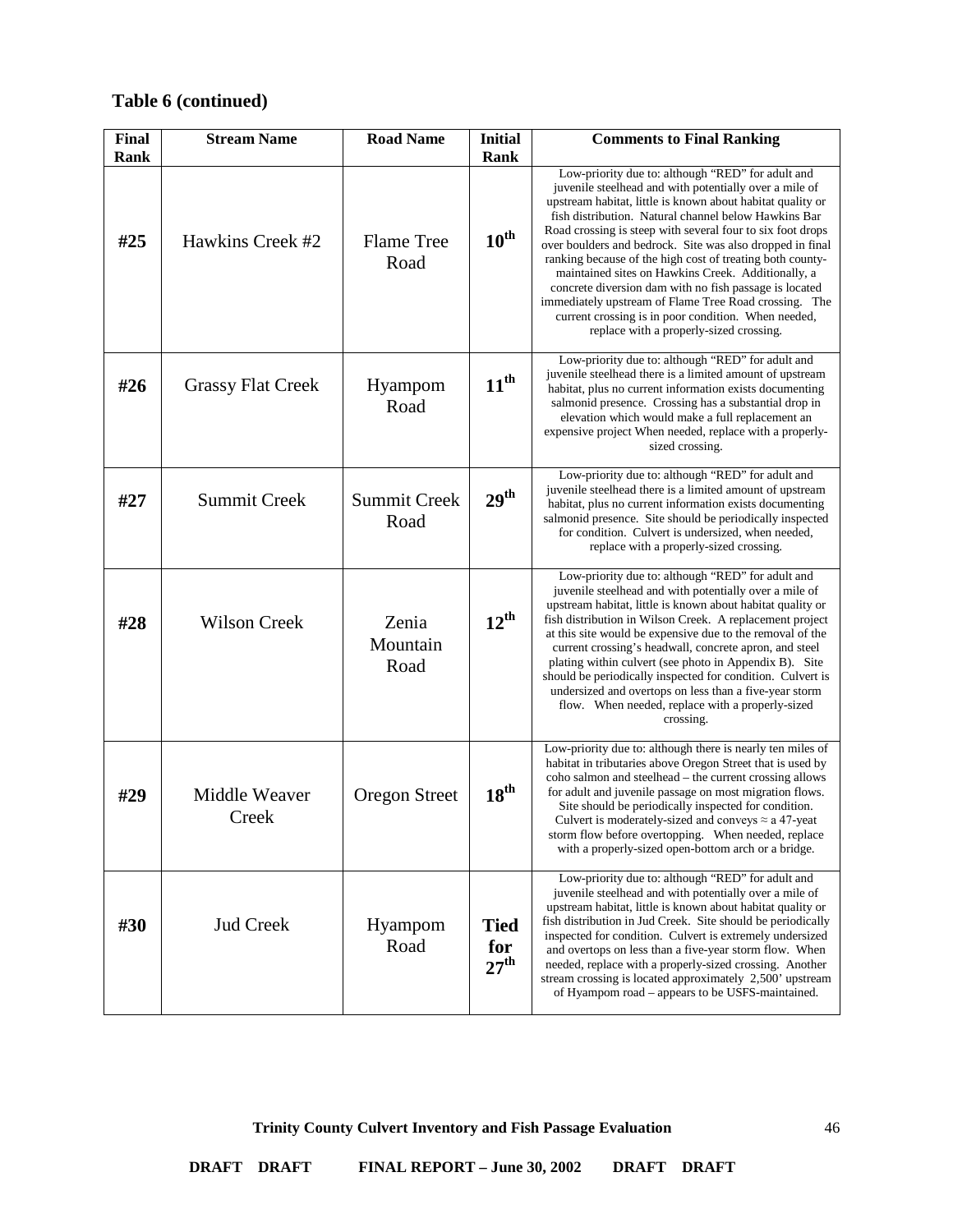**Table 6 (continued)**

| Final Rank | Stream Name | Road Name | Initial Rank | Comments to Final Ranking |
|---|---|---|---|---|
| #25 | Hawkins Creek #2 | Flame Tree Road | 10th | Low-priority due to: although "RED" for adult and juvenile steelhead and with potentially over a mile of upstream habitat, little is known about habitat quality or fish distribution. Natural channel below Hawkins Bar Road crossing is steep with several four to six foot drops over boulders and bedrock. Site was also dropped in final ranking because of the high cost of treating both county-maintained sites on Hawkins Creek. Additionally, a concrete diversion dam with no fish passage is located immediately upstream of Flame Tree Road crossing. The current crossing is in poor condition. When needed, replace with a properly-sized crossing. |
| #26 | Grassy Flat Creek | Hyampom Road | 11th | Low-priority due to: although "RED" for adult and juvenile steelhead there is a limited amount of upstream habitat, plus no current information exists documenting salmonid presence. Crossing has a substantial drop in elevation which would make a full replacement an expensive project When needed, replace with a properly-sized crossing. |
| #27 | Summit Creek | Summit Creek Road | 29th | Low-priority due to: although "RED" for adult and juvenile steelhead there is a limited amount of upstream habitat, plus no current information exists documenting salmonid presence. Site should be periodically inspected for condition. Culvert is undersized, when needed, replace with a properly-sized crossing. |
| #28 | Wilson Creek | Zenia Mountain Road | 12th | Low-priority due to: although "RED" for adult and juvenile steelhead and with potentially over a mile of upstream habitat, little is known about habitat quality or fish distribution in Wilson Creek. A replacement project at this site would be expensive due to the removal of the current crossing's headwall, concrete apron, and steel plating within culvert (see photo in Appendix B). Site should be periodically inspected for condition. Culvert is undersized and overtops on less than a five-year storm flow. When needed, replace with a properly-sized crossing. |
| #29 | Middle Weaver Creek | Oregon Street | 18th | Low-priority due to: although there is nearly ten miles of habitat in tributaries above Oregon Street that is used by coho salmon and steelhead – the current crossing allows for adult and juvenile passage on most migration flows. Site should be periodically inspected for condition. Culvert is moderately-sized and conveys ≈ a 47-yeat storm flow before overtopping. When needed, replace with a properly-sized open-bottom arch or a bridge. |
| #30 | Jud Creek | Hyampom Road | Tied for 27th | Low-priority due to: although "RED" for adult and juvenile steelhead and with potentially over a mile of upstream habitat, little is known about habitat quality or fish distribution in Jud Creek. Site should be periodically inspected for condition. Culvert is extremely undersized and overtops on less than a five-year storm flow. When needed, replace with a properly-sized crossing. Another stream crossing is located approximately 2,500' upstream of Hyampom road – appears to be USFS-maintained. |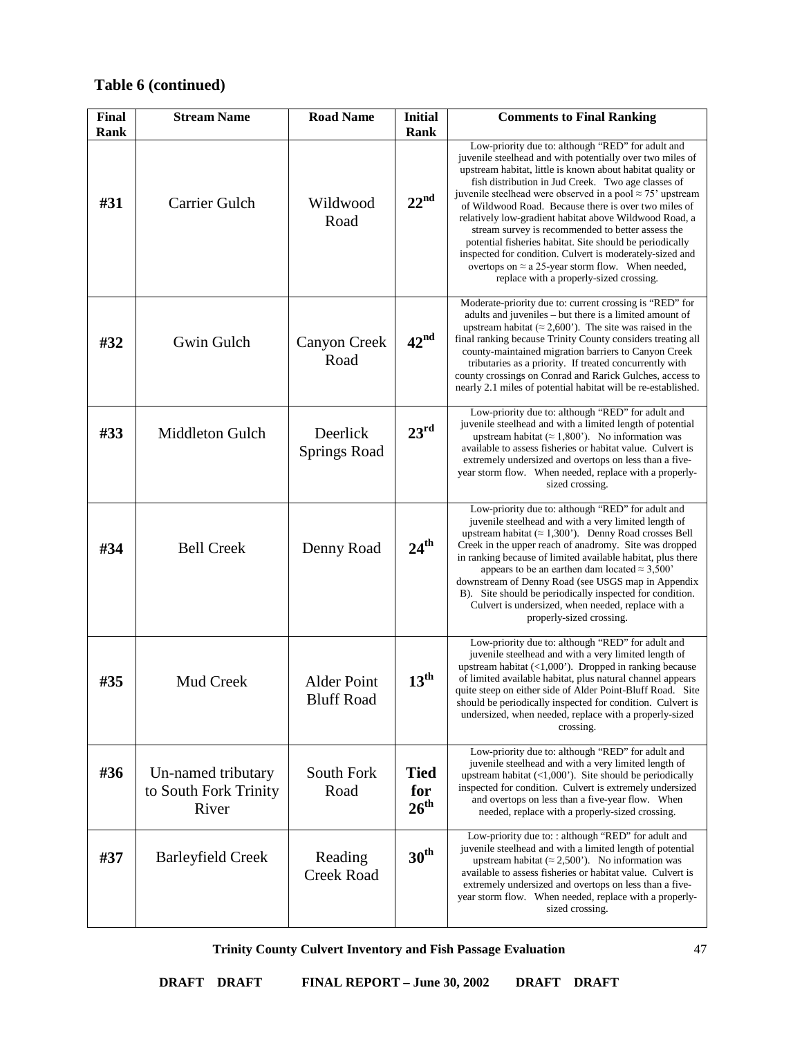## Table 6 (continued)

| Final Rank | Stream Name | Road Name | Initial Rank | Comments to Final Ranking |
|---|---|---|---|---|
| #31 | Carrier Gulch | Wildwood Road | 22nd | Low-priority due to: although "RED" for adult and juvenile steelhead and with potentially over two miles of upstream habitat, little is known about habitat quality or fish distribution in Jud Creek. Two age classes of juvenile steelhead were observed in a pool ≈ 75' upstream of Wildwood Road. Because there is over two miles of relatively low-gradient habitat above Wildwood Road, a stream survey is recommended to better assess the potential fisheries habitat. Site should be periodically inspected for condition. Culvert is moderately-sized and overtops on ≈ a 25-year storm flow. When needed, replace with a properly-sized crossing. |
| #32 | Gwin Gulch | Canyon Creek Road | 42nd | Moderate-priority due to: current crossing is "RED" for adults and juveniles – but there is a limited amount of upstream habitat (≈ 2,600'). The site was raised in the final ranking because Trinity County considers treating all county-maintained migration barriers to Canyon Creek tributaries as a priority. If treated concurrently with county crossings on Conrad and Rarick Gulches, access to nearly 2.1 miles of potential habitat will be re-established. |
| #33 | Middleton Gulch | Deerlick Springs Road | 23rd | Low-priority due to: although "RED" for adult and juvenile steelhead and with a limited length of potential upstream habitat (≈ 1,800'). No information was available to assess fisheries or habitat value. Culvert is extremely undersized and overtops on less than a five-year storm flow. When needed, replace with a properly-sized crossing. |
| #34 | Bell Creek | Denny Road | 24th | Low-priority due to: although "RED" for adult and juvenile steelhead and with a very limited length of upstream habitat (≈ 1,300'). Denny Road crosses Bell Creek in the upper reach of anadromy. Site was dropped in ranking because of limited available habitat, plus there appears to be an earthen dam located ≈ 3,500' downstream of Denny Road (see USGS map in Appendix B). Site should be periodically inspected for condition. Culvert is undersized, when needed, replace with a properly-sized crossing. |
| #35 | Mud Creek | Alder Point Bluff Road | 13th | Low-priority due to: although "RED" for adult and juvenile steelhead and with a very limited length of upstream habitat (<1,000'). Dropped in ranking because of limited available habitat, plus natural channel appears quite steep on either side of Alder Point-Bluff Road. Site should be periodically inspected for condition. Culvert is undersized, when needed, replace with a properly-sized crossing. |
| #36 | Un-named tributary to South Fork Trinity River | South Fork Road | Tied for 26th | Low-priority due to: although "RED" for adult and juvenile steelhead and with a very limited length of upstream habitat (<1,000'). Site should be periodically inspected for condition. Culvert is extremely undersized and overtops on less than a five-year flow. When needed, replace with a properly-sized crossing. |
| #37 | Barleyfield Creek | Reading Creek Road | 30th | Low-priority due to: : although "RED" for adult and juvenile steelhead and with a limited length of potential upstream habitat (≈ 2,500'). No information was available to assess fisheries or habitat value. Culvert is extremely undersized and overtops on less than a five-year storm flow. When needed, replace with a properly-sized crossing. |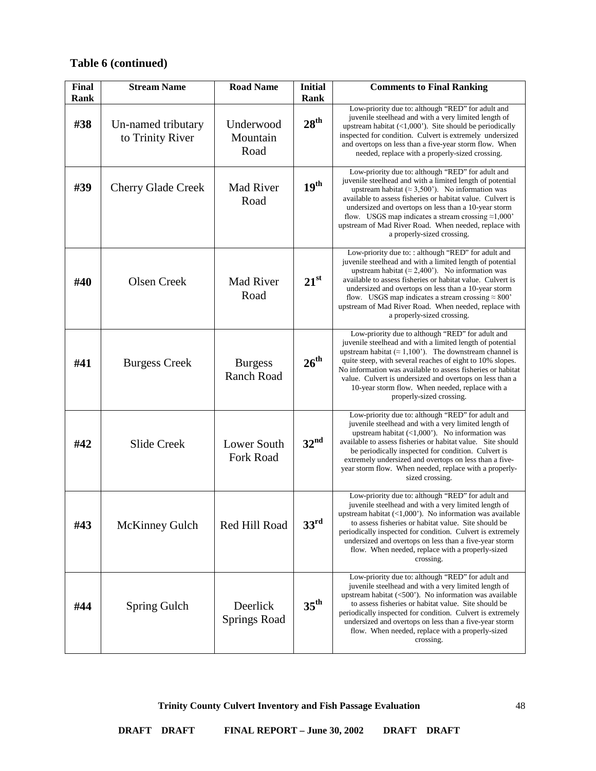**Table 6 (continued)**

| Final Rank | Stream Name | Road Name | Initial Rank | Comments to Final Ranking |
|---|---|---|---|---|
| **#38** | Un-named tributary to Trinity River | Underwood Mountain Road | **28th** | Low-priority due to: although "RED" for adult and juvenile steelhead and with a very limited length of upstream habitat (<1,000'). Site should be periodically inspected for condition. Culvert is extremely undersized and overtops on less than a five-year storm flow. When needed, replace with a properly-sized crossing. |
| **#39** | Cherry Glade Creek | Mad River Road | **19th** | Low-priority due to: although "RED" for adult and juvenile steelhead and with a limited length of potential upstream habitat (≈ 3,500'). No information was available to assess fisheries or habitat value. Culvert is undersized and overtops on less than a 10-year storm flow. USGS map indicates a stream crossing ≈1,000' upstream of Mad River Road. When needed, replace with a properly-sized crossing. |
| **#40** | Olsen Creek | Mad River Road | **21st** | Low-priority due to: : although "RED" for adult and juvenile steelhead and with a limited length of potential upstream habitat (≈ 2,400'). No information was available to assess fisheries or habitat value. Culvert is undersized and overtops on less than a 10-year storm flow. USGS map indicates a stream crossing ≈ 800' upstream of Mad River Road. When needed, replace with a properly-sized crossing. |
| **#41** | Burgess Creek | Burgess Ranch Road | **26th** | Low-priority due to although "RED" for adult and juvenile steelhead and with a limited length of potential upstream habitat (≈ 1,100'). The downstream channel is quite steep, with several reaches of eight to 10% slopes. No information was available to assess fisheries or habitat value. Culvert is undersized and overtops on less than a 10-year storm flow. When needed, replace with a properly-sized crossing. |
| **#42** | Slide Creek | Lower South Fork Road | **32nd** | Low-priority due to: although "RED" for adult and juvenile steelhead and with a very limited length of upstream habitat (<1,000'). No information was available to assess fisheries or habitat value. Site should be periodically inspected for condition. Culvert is extremely undersized and overtops on less than a five-year storm flow. When needed, replace with a properly-sized crossing. |
| **#43** | McKinney Gulch | Red Hill Road | **33rd** | Low-priority due to: although "RED" for adult and juvenile steelhead and with a very limited length of upstream habitat (<1,000'). No information was available to assess fisheries or habitat value. Site should be periodically inspected for condition. Culvert is extremely undersized and overtops on less than a five-year storm flow. When needed, replace with a properly-sized crossing. |
| **#44** | Spring Gulch | Deerlick Springs Road | **35th** | Low-priority due to: although "RED" for adult and juvenile steelhead and with a very limited length of upstream habitat (<500'). No information was available to assess fisheries or habitat value. Site should be periodically inspected for condition. Culvert is extremely undersized and overtops on less than a five-year storm flow. When needed, replace with a properly-sized crossing. |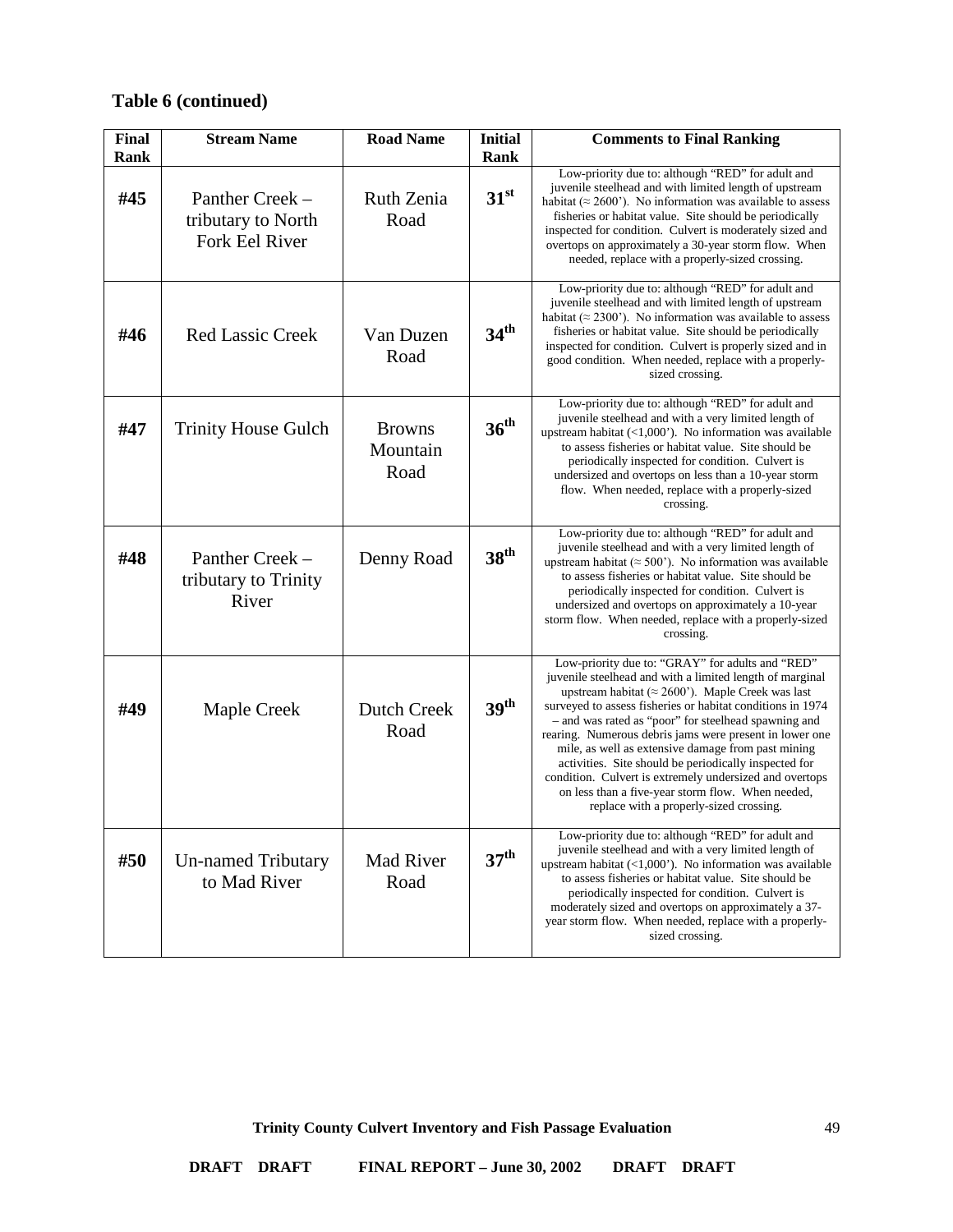**Table 6 (continued)**

| Final Rank | Stream Name | Road Name | Initial Rank | Comments to Final Ranking |
|---|---|---|---|---|
| **#45** | Panther Creek – tributary to North Fork Eel River | Ruth Zenia Road | **31st** | Low-priority due to: although “RED” for adult and juvenile steelhead and with limited length of upstream habitat (≈ 2600’). No information was available to assess fisheries or habitat value. Site should be periodically inspected for condition. Culvert is moderately sized and overtops on approximately a 30-year storm flow. When needed, replace with a properly-sized crossing. |
| **#46** | Red Lassic Creek | Van Duzen Road | **34th** | Low-priority due to: although “RED” for adult and juvenile steelhead and with limited length of upstream habitat (≈ 2300’). No information was available to assess fisheries or habitat value. Site should be periodically inspected for condition. Culvert is properly sized and in good condition. When needed, replace with a properly-sized crossing. |
| **#47** | Trinity House Gulch | Browns Mountain Road | **36th** | Low-priority due to: although “RED” for adult and juvenile steelhead and with a very limited length of upstream habitat (<1,000’). No information was available to assess fisheries or habitat value. Site should be periodically inspected for condition. Culvert is undersized and overtops on less than a 10-year storm flow. When needed, replace with a properly-sized crossing. |
| **#48** | Panther Creek – tributary to Trinity River | Denny Road | **38th** | Low-priority due to: although “RED” for adult and juvenile steelhead and with a very limited length of upstream habitat (≈ 500’). No information was available to assess fisheries or habitat value. Site should be periodically inspected for condition. Culvert is undersized and overtops on approximately a 10-year storm flow. When needed, replace with a properly-sized crossing. |
| **#49** | Maple Creek | Dutch Creek Road | **39th** | Low-priority due to: “GRAY” for adults and “RED” juvenile steelhead and with a limited length of marginal upstream habitat (≈ 2600’). Maple Creek was last surveyed to assess fisheries or habitat conditions in 1974 – and was rated as “poor” for steelhead spawning and rearing. Numerous debris jams were present in lower one mile, as well as extensive damage from past mining activities. Site should be periodically inspected for condition. Culvert is extremely undersized and overtops on less than a five-year storm flow. When needed, replace with a properly-sized crossing. |
| **#50** | Un-named Tributary to Mad River | Mad River Road | **37th** | Low-priority due to: although “RED” for adult and juvenile steelhead and with a very limited length of upstream habitat (<1,000’). No information was available to assess fisheries or habitat value. Site should be periodically inspected for condition. Culvert is moderately sized and overtops on approximately a 37-year storm flow. When needed, replace with a properly-sized crossing. |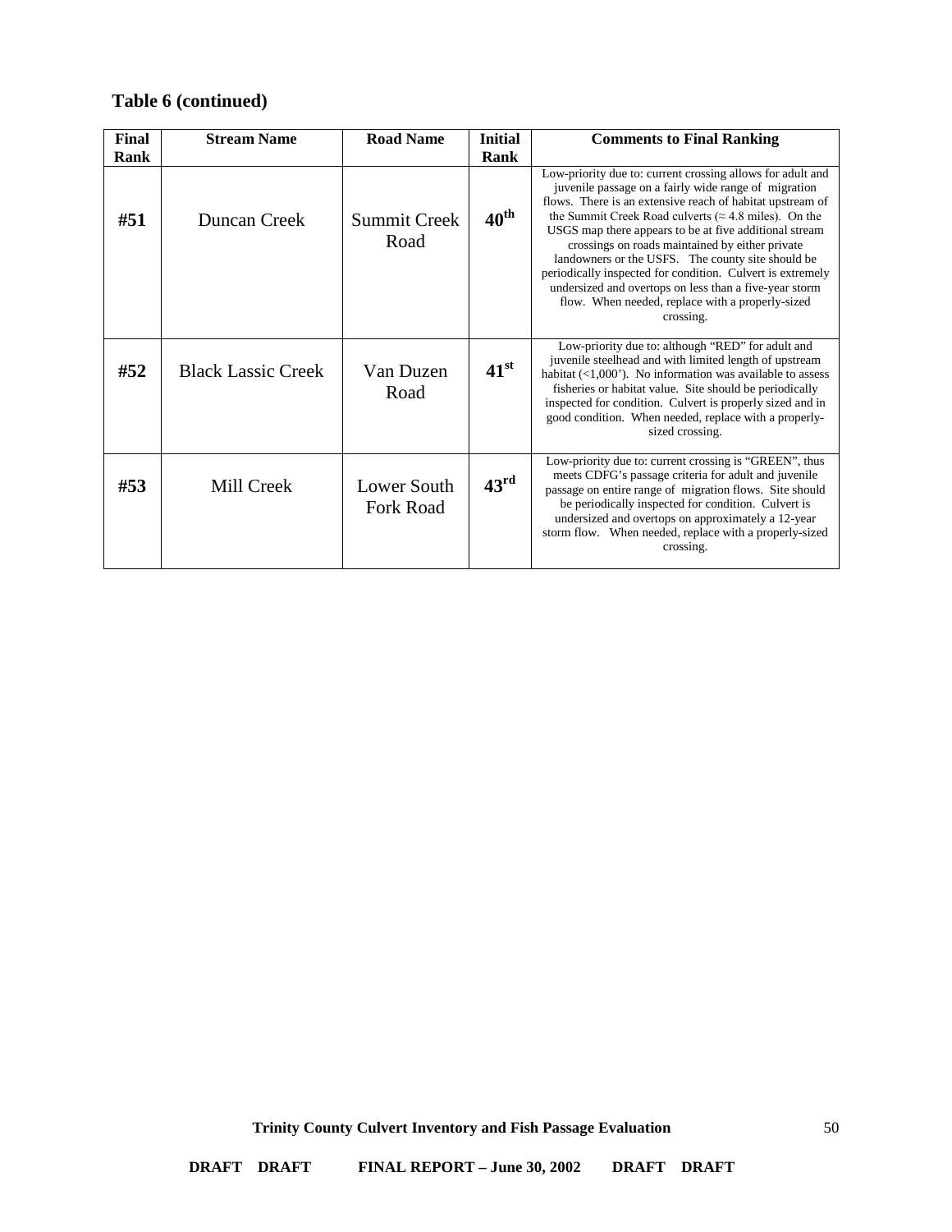**Table 6 (continued)**

| Final Rank | Stream Name | Road Name | Initial Rank | Comments to Final Ranking |
|---|---|---|---|---|
| **#51** | Duncan Creek | Summit Creek Road | **40th** | Low-priority due to: current crossing allows for adult and juvenile passage on a fairly wide range of migration flows. There is an extensive reach of habitat upstream of the Summit Creek Road culverts (≈ 4.8 miles). On the USGS map there appears to be at five additional stream crossings on roads maintained by either private landowners or the USFS. The county site should be periodically inspected for condition. Culvert is extremely undersized and overtops on less than a five-year storm flow. When needed, replace with a properly-sized crossing. |
| **#52** | Black Lassic Creek | Van Duzen Road | **41st** | Low-priority due to: although "RED" for adult and juvenile steelhead and with limited length of upstream habitat (<1,000'). No information was available to assess fisheries or habitat value. Site should be periodically inspected for condition. Culvert is properly sized and in good condition. When needed, replace with a properly-sized crossing. |
| **#53** | Mill Creek | Lower South Fork Road | **43rd** | Low-priority due to: current crossing is "GREEN", thus meets CDFG's passage criteria for adult and juvenile passage on entire range of migration flows. Site should be periodically inspected for condition. Culvert is undersized and overtops on approximately a 12-year storm flow. When needed, replace with a properly-sized crossing. |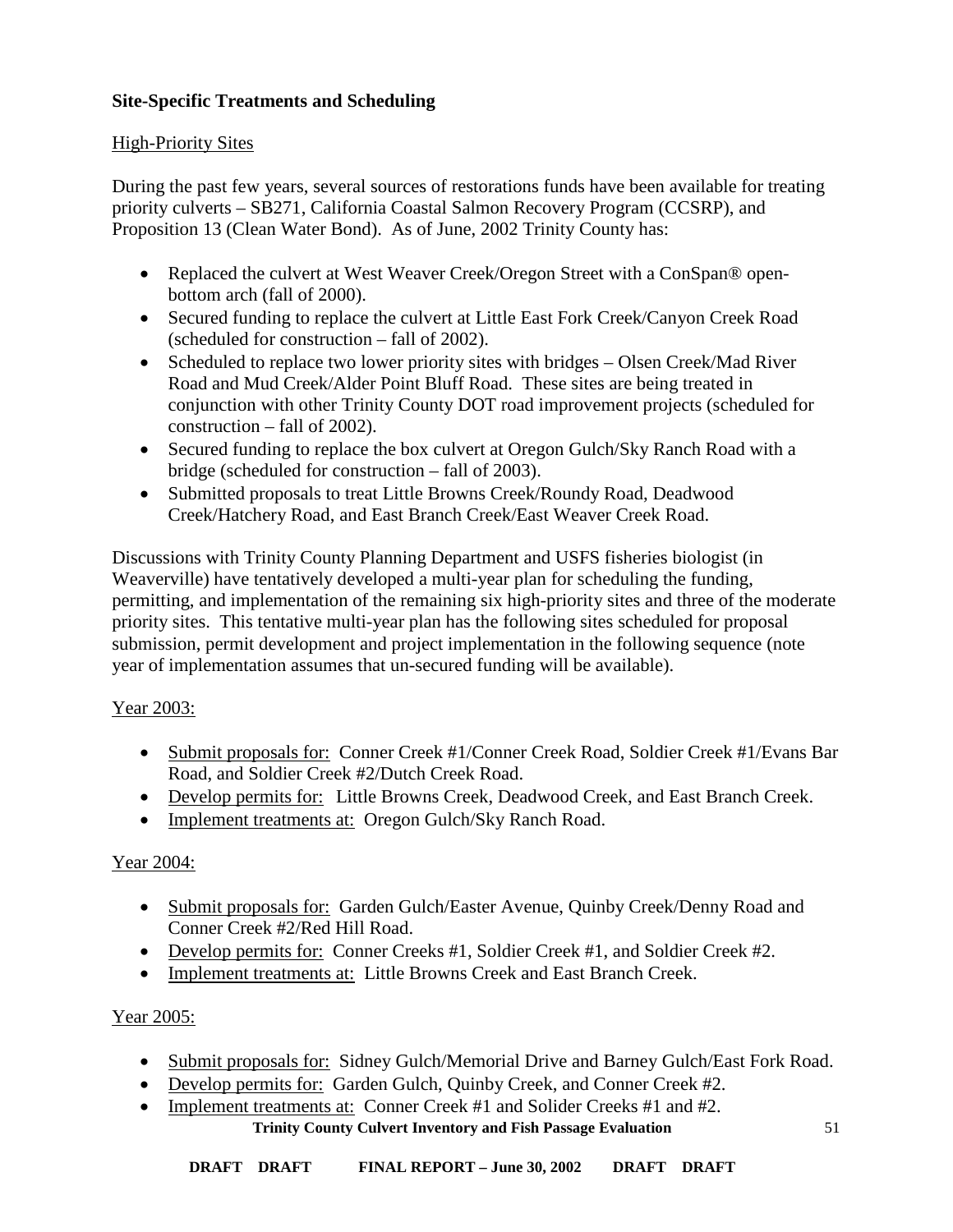**Site-Specific Treatments and Scheduling**

High-Priority Sites

During the past few years, several sources of restorations funds have been available for treating priority culverts – SB271, California Coastal Salmon Recovery Program (CCSRP), and Proposition 13 (Clean Water Bond). As of June, 2002 Trinity County has:

- Replaced the culvert at West Weaver Creek/Oregon Street with a ConSpan® open-bottom arch (fall of 2000).
- Secured funding to replace the culvert at Little East Fork Creek/Canyon Creek Road (scheduled for construction – fall of 2002).
- Scheduled to replace two lower priority sites with bridges – Olsen Creek/Mad River Road and Mud Creek/Alder Point Bluff Road. These sites are being treated in conjunction with other Trinity County DOT road improvement projects (scheduled for construction – fall of 2002).
- Secured funding to replace the box culvert at Oregon Gulch/Sky Ranch Road with a bridge (scheduled for construction – fall of 2003).
- Submitted proposals to treat Little Browns Creek/Roundy Road, Deadwood Creek/Hatchery Road, and East Branch Creek/East Weaver Creek Road.

Discussions with Trinity County Planning Department and USFS fisheries biologist (in Weaverville) have tentatively developed a multi-year plan for scheduling the funding, permitting, and implementation of the remaining six high-priority sites and three of the moderate priority sites. This tentative multi-year plan has the following sites scheduled for proposal submission, permit development and project implementation in the following sequence (note year of implementation assumes that un-secured funding will be available).

Year 2003:

- Submit proposals for: Conner Creek #1/Conner Creek Road, Soldier Creek #1/Evans Bar Road, and Soldier Creek #2/Dutch Creek Road.
- Develop permits for: Little Browns Creek, Deadwood Creek, and East Branch Creek.
- Implement treatments at: Oregon Gulch/Sky Ranch Road.

Year 2004:

- Submit proposals for: Garden Gulch/Easter Avenue, Quinby Creek/Denny Road and Conner Creek #2/Red Hill Road.
- Develop permits for: Conner Creeks #1, Soldier Creek #1, and Soldier Creek #2.
- Implement treatments at: Little Browns Creek and East Branch Creek.

Year 2005:

- Submit proposals for: Sidney Gulch/Memorial Drive and Barney Gulch/East Fork Road.
- Develop permits for: Garden Gulch, Quinby Creek, and Conner Creek #2.
- Implement treatments at: Conner Creek #1 and Solider Creeks #1 and #2.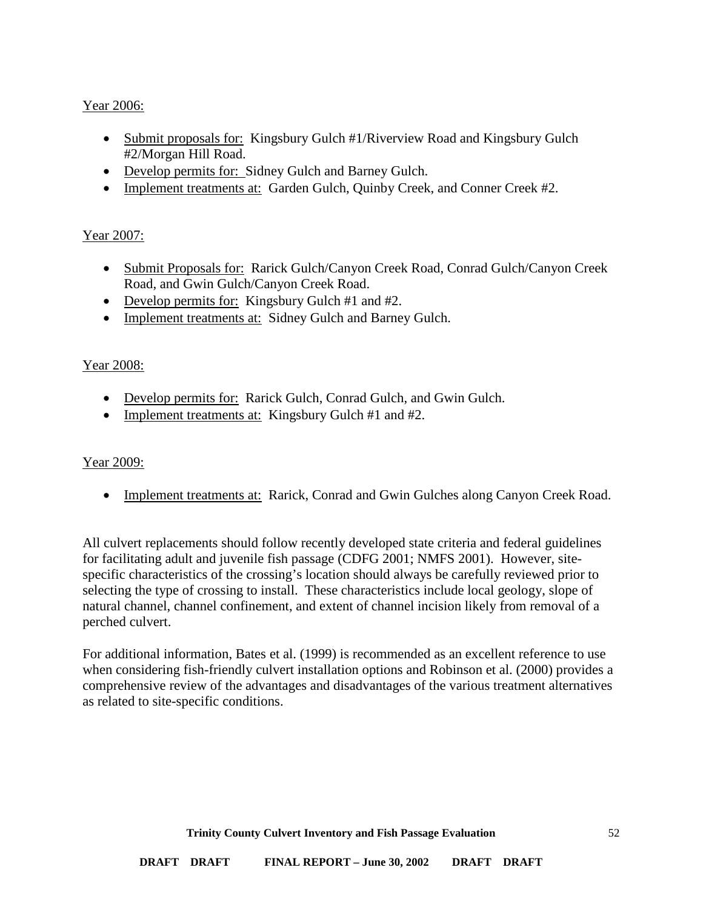Year 2006:

- Submit proposals for: Kingsbury Gulch #1/Riverview Road and Kingsbury Gulch #2/Morgan Hill Road.
- Develop permits for: Sidney Gulch and Barney Gulch.
- Implement treatments at: Garden Gulch, Quinby Creek, and Conner Creek #2.

Year 2007:

- Submit Proposals for: Rarick Gulch/Canyon Creek Road, Conrad Gulch/Canyon Creek Road, and Gwin Gulch/Canyon Creek Road.
- Develop permits for: Kingsbury Gulch #1 and #2.
- Implement treatments at: Sidney Gulch and Barney Gulch.

Year 2008:

- Develop permits for: Rarick Gulch, Conrad Gulch, and Gwin Gulch.
- Implement treatments at: Kingsbury Gulch #1 and #2.

Year 2009:

- Implement treatments at: Rarick, Conrad and Gwin Gulches along Canyon Creek Road.

All culvert replacements should follow recently developed state criteria and federal guidelines for facilitating adult and juvenile fish passage (CDFG 2001; NMFS 2001). However, site-specific characteristics of the crossing's location should always be carefully reviewed prior to selecting the type of crossing to install. These characteristics include local geology, slope of natural channel, channel confinement, and extent of channel incision likely from removal of a perched culvert.

For additional information, Bates et al. (1999) is recommended as an excellent reference to use when considering fish-friendly culvert installation options and Robinson et al. (2000) provides a comprehensive review of the advantages and disadvantages of the various treatment alternatives as related to site-specific conditions.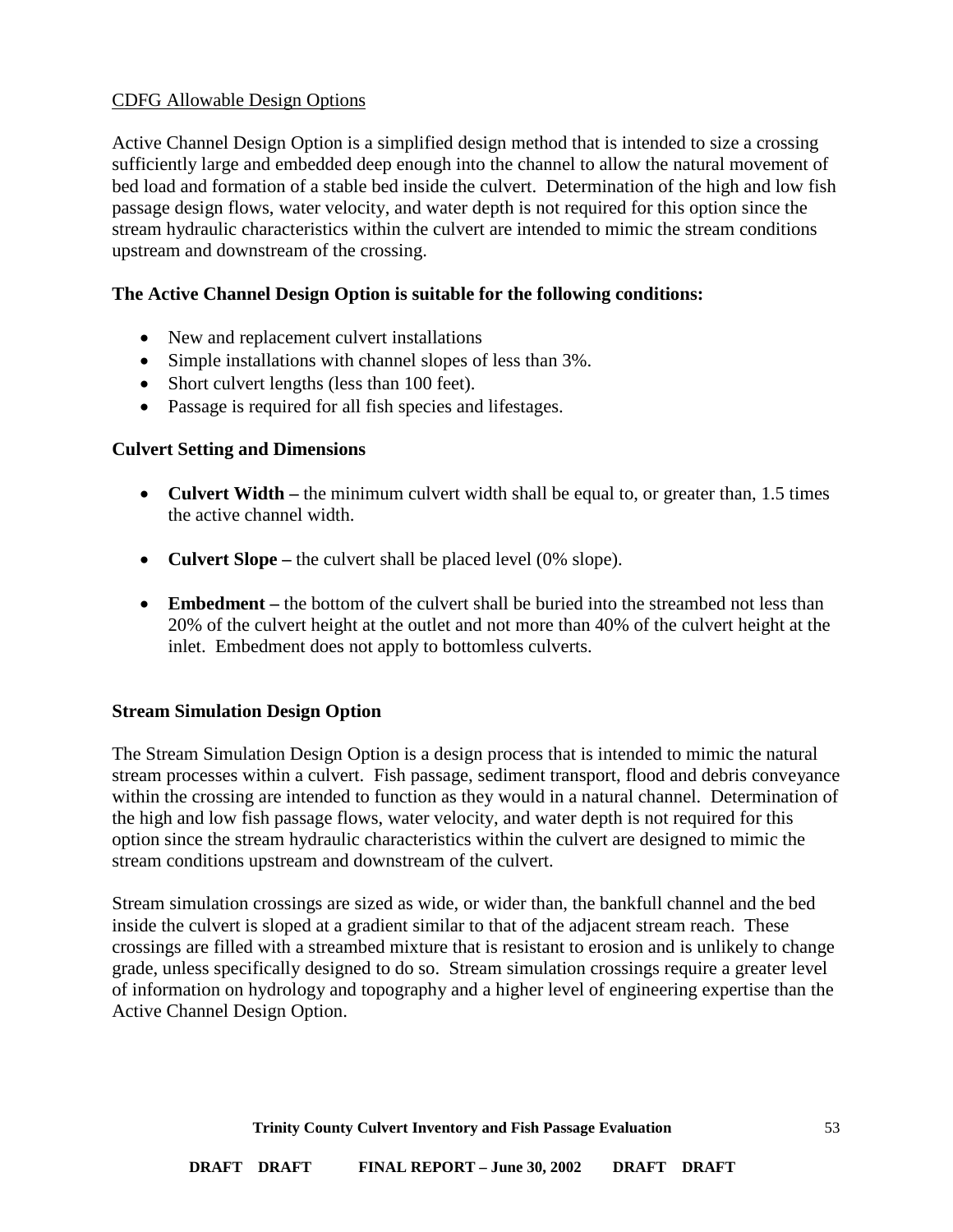CDFG Allowable Design Options

Active Channel Design Option is a simplified design method that is intended to size a crossing sufficiently large and embedded deep enough into the channel to allow the natural movement of bed load and formation of a stable bed inside the culvert. Determination of the high and low fish passage design flows, water velocity, and water depth is not required for this option since the stream hydraulic characteristics within the culvert are intended to mimic the stream conditions upstream and downstream of the crossing.

**The Active Channel Design Option is suitable for the following conditions:**

- New and replacement culvert installations
- Simple installations with channel slopes of less than 3%.
- Short culvert lengths (less than 100 feet).
- Passage is required for all fish species and lifestages.

**Culvert Setting and Dimensions**

- **Culvert Width –** the minimum culvert width shall be equal to, or greater than, 1.5 times the active channel width.
- **Culvert Slope –** the culvert shall be placed level (0% slope).
- **Embedment –** the bottom of the culvert shall be buried into the streambed not less than 20% of the culvert height at the outlet and not more than 40% of the culvert height at the inlet. Embedment does not apply to bottomless culverts.

**Stream Simulation Design Option**

The Stream Simulation Design Option is a design process that is intended to mimic the natural stream processes within a culvert. Fish passage, sediment transport, flood and debris conveyance within the crossing are intended to function as they would in a natural channel. Determination of the high and low fish passage flows, water velocity, and water depth is not required for this option since the stream hydraulic characteristics within the culvert are designed to mimic the stream conditions upstream and downstream of the culvert.

Stream simulation crossings are sized as wide, or wider than, the bankfull channel and the bed inside the culvert is sloped at a gradient similar to that of the adjacent stream reach. These crossings are filled with a streambed mixture that is resistant to erosion and is unlikely to change grade, unless specifically designed to do so. Stream simulation crossings require a greater level of information on hydrology and topography and a higher level of engineering expertise than the Active Channel Design Option.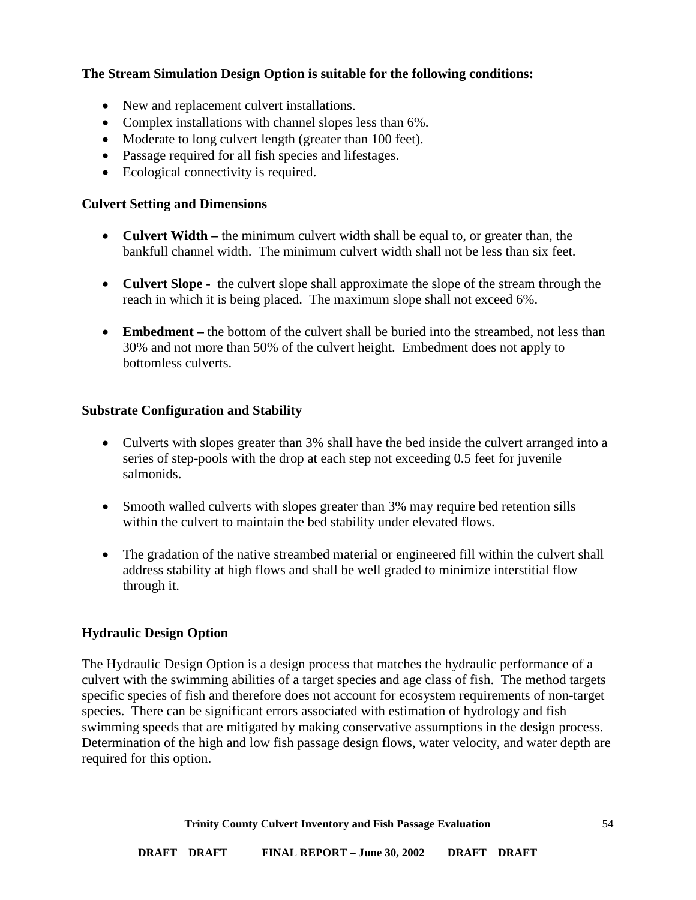**The Stream Simulation Design Option is suitable for the following conditions:**

- New and replacement culvert installations.
- Complex installations with channel slopes less than 6%.
- Moderate to long culvert length (greater than 100 feet).
- Passage required for all fish species and lifestages.
- Ecological connectivity is required.

### Culvert Setting and Dimensions

- **Culvert Width –** the minimum culvert width shall be equal to, or greater than, the bankfull channel width. The minimum culvert width shall not be less than six feet.

- **Culvert Slope -** the culvert slope shall approximate the slope of the stream through the reach in which it is being placed. The maximum slope shall not exceed 6%.

- **Embedment –** the bottom of the culvert shall be buried into the streambed, not less than 30% and not more than 50% of the culvert height. Embedment does not apply to bottomless culverts.

### Substrate Configuration and Stability

- Culverts with slopes greater than 3% shall have the bed inside the culvert arranged into a series of step-pools with the drop at each step not exceeding 0.5 feet for juvenile salmonids.

- Smooth walled culverts with slopes greater than 3% may require bed retention sills within the culvert to maintain the bed stability under elevated flows.

- The gradation of the native streambed material or engineered fill within the culvert shall address stability at high flows and shall be well graded to minimize interstitial flow through it.

### Hydraulic Design Option

The Hydraulic Design Option is a design process that matches the hydraulic performance of a culvert with the swimming abilities of a target species and age class of fish. The method targets specific species of fish and therefore does not account for ecosystem requirements of non-target species. There can be significant errors associated with estimation of hydrology and fish swimming speeds that are mitigated by making conservative assumptions in the design process. Determination of the high and low fish passage design flows, water velocity, and water depth are required for this option.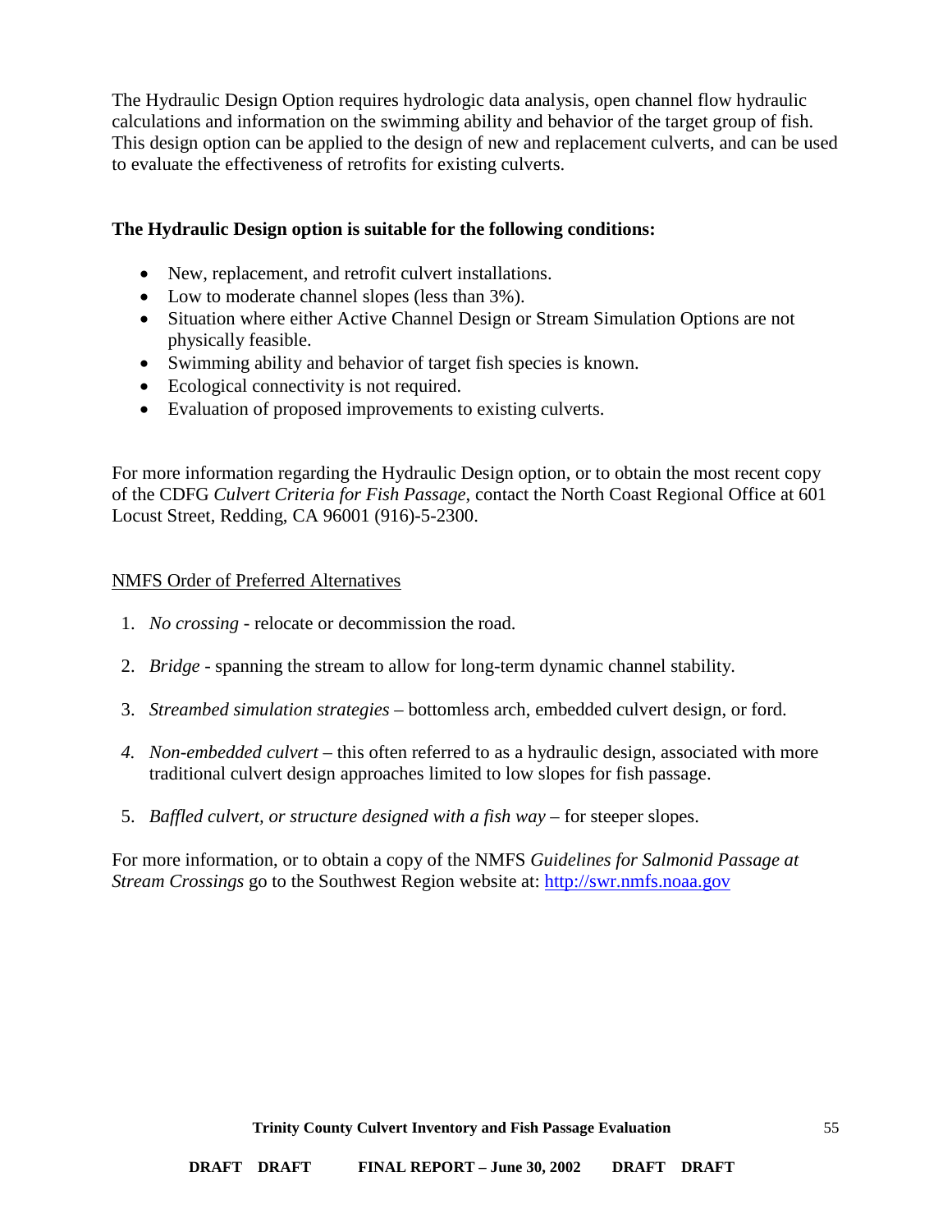The Hydraulic Design Option requires hydrologic data analysis, open channel flow hydraulic calculations and information on the swimming ability and behavior of the target group of fish. This design option can be applied to the design of new and replacement culverts, and can be used to evaluate the effectiveness of retrofits for existing culverts.

**The Hydraulic Design option is suitable for the following conditions:**

- New, replacement, and retrofit culvert installations.
- Low to moderate channel slopes (less than 3%).
- Situation where either Active Channel Design or Stream Simulation Options are not physically feasible.
- Swimming ability and behavior of target fish species is known.
- Ecological connectivity is not required.
- Evaluation of proposed improvements to existing culverts.

For more information regarding the Hydraulic Design option, or to obtain the most recent copy of the CDFG *Culvert Criteria for Fish Passage*, contact the North Coast Regional Office at 601 Locust Street, Redding, CA 96001 (916)-5-2300.

<u>NMFS Order of Preferred Alternatives</u>

1. *No crossing* - relocate or decommission the road.
2. *Bridge* - spanning the stream to allow for long-term dynamic channel stability.
3. *Streambed simulation strategies* – bottomless arch, embedded culvert design, or ford.
4. *Non-embedded culvert* – this often referred to as a hydraulic design, associated with more traditional culvert design approaches limited to low slopes for fish passage.
5. *Baffled culvert, or structure designed with a fish way* – for steeper slopes.

For more information, or to obtain a copy of the NMFS *Guidelines for Salmonid Passage at Stream Crossings* go to the Southwest Region website at: [http://swr.nmfs.noaa.gov](http://swr.nmfs.noaa.gov)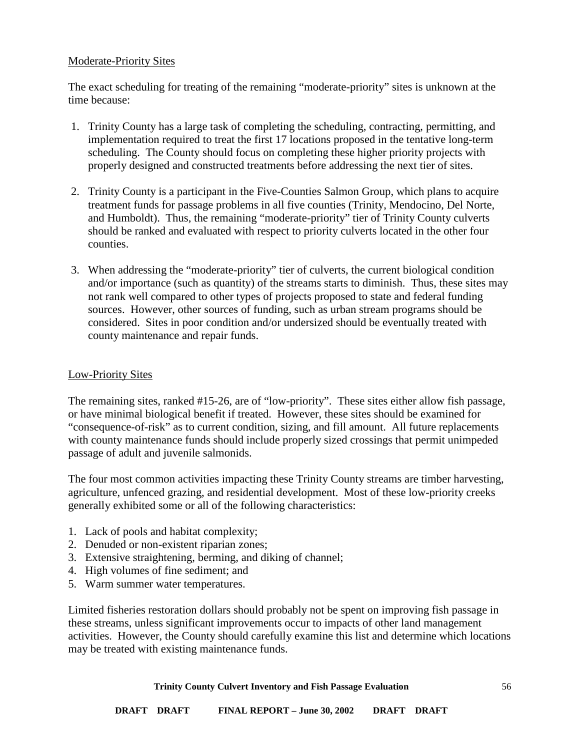Moderate-Priority Sites

The exact scheduling for treating of the remaining "moderate-priority" sites is unknown at the time because:

1. Trinity County has a large task of completing the scheduling, contracting, permitting, and implementation required to treat the first 17 locations proposed in the tentative long-term scheduling. The County should focus on completing these higher priority projects with properly designed and constructed treatments before addressing the next tier of sites.

2. Trinity County is a participant in the Five-Counties Salmon Group, which plans to acquire treatment funds for passage problems in all five counties (Trinity, Mendocino, Del Norte, and Humboldt). Thus, the remaining "moderate-priority" tier of Trinity County culverts should be ranked and evaluated with respect to priority culverts located in the other four counties.

3. When addressing the "moderate-priority" tier of culverts, the current biological condition and/or importance (such as quantity) of the streams starts to diminish. Thus, these sites may not rank well compared to other types of projects proposed to state and federal funding sources. However, other sources of funding, such as urban stream programs should be considered. Sites in poor condition and/or undersized should be eventually treated with county maintenance and repair funds.

Low-Priority Sites

The remaining sites, ranked #15-26, are of "low-priority". These sites either allow fish passage, or have minimal biological benefit if treated. However, these sites should be examined for "consequence-of-risk" as to current condition, sizing, and fill amount. All future replacements with county maintenance funds should include properly sized crossings that permit unimpeded passage of adult and juvenile salmonids.

The four most common activities impacting these Trinity County streams are timber harvesting, agriculture, unfenced grazing, and residential development. Most of these low-priority creeks generally exhibited some or all of the following characteristics:

1. Lack of pools and habitat complexity;
2. Denuded or non-existent riparian zones;
3. Extensive straightening, berming, and diking of channel;
4. High volumes of fine sediment; and
5. Warm summer water temperatures.

Limited fisheries restoration dollars should probably not be spent on improving fish passage in these streams, unless significant improvements occur to impacts of other land management activities. However, the County should carefully examine this list and determine which locations may be treated with existing maintenance funds.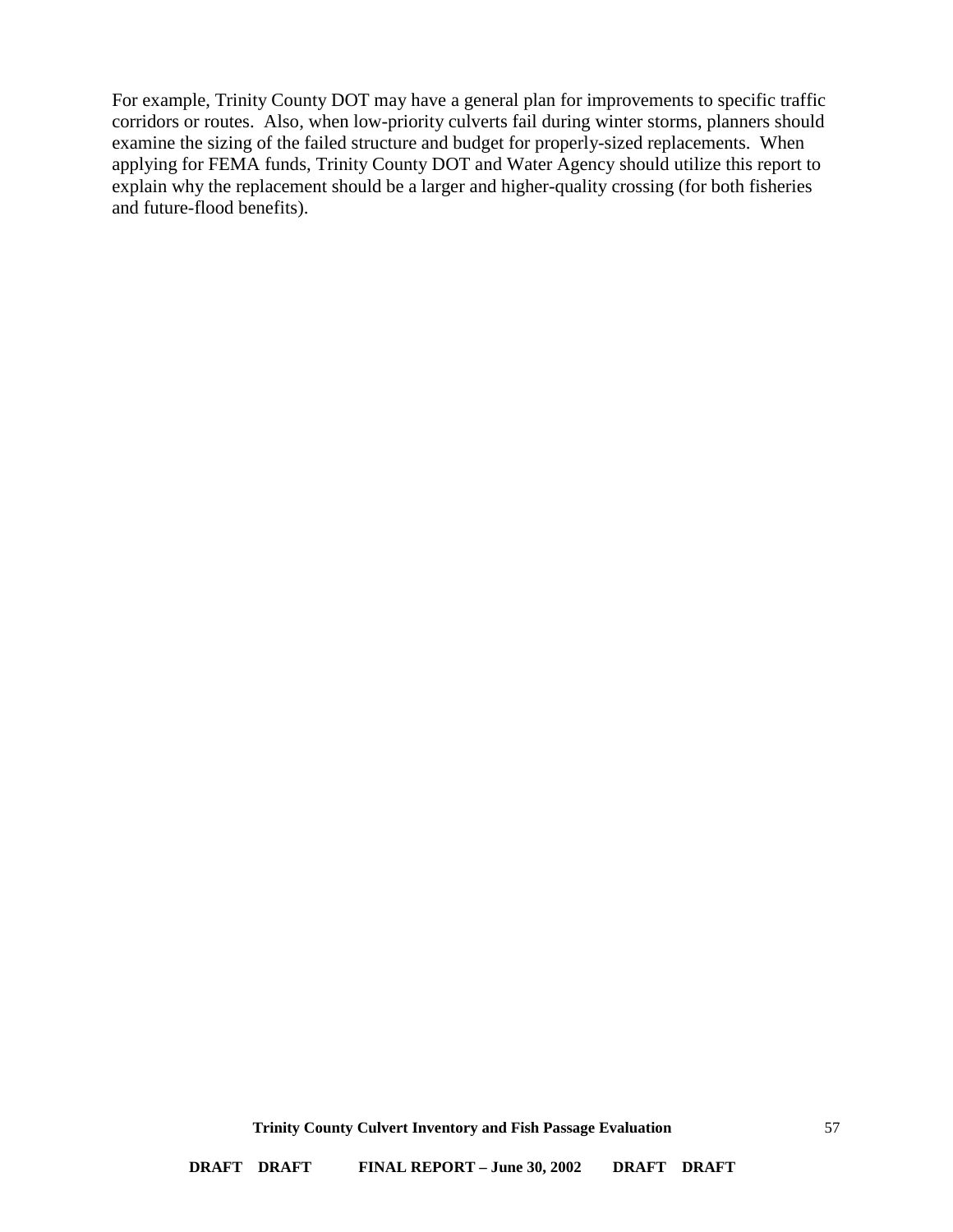For example, Trinity County DOT may have a general plan for improvements to specific traffic corridors or routes. Also, when low-priority culverts fail during winter storms, planners should examine the sizing of the failed structure and budget for properly-sized replacements. When applying for FEMA funds, Trinity County DOT and Water Agency should utilize this report to explain why the replacement should be a larger and higher-quality crossing (for both fisheries and future-flood benefits).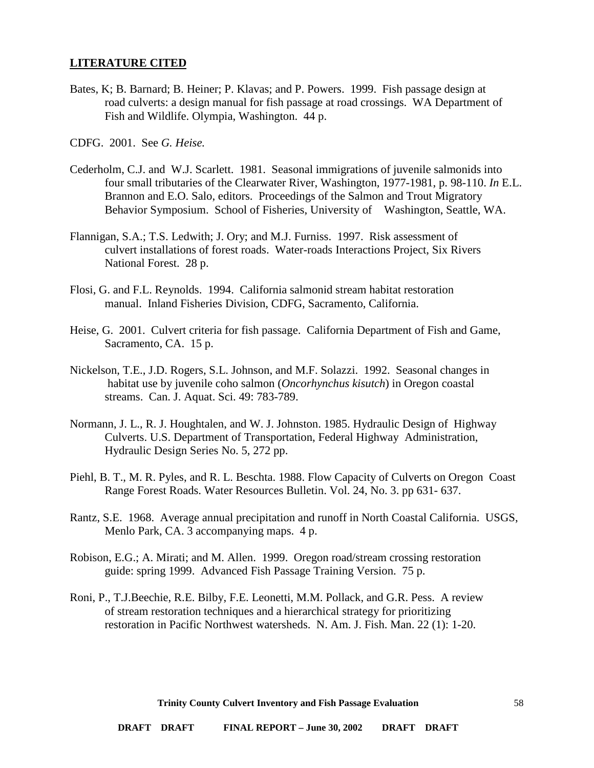**LITERATURE CITED**

Bates, K; B. Barnard; B. Heiner; P. Klavas; and P. Powers. 1999. Fish passage design at road culverts: a design manual for fish passage at road crossings. WA Department of Fish and Wildlife. Olympia, Washington. 44 p.

CDFG. 2001. See *G. Heise.*

Cederholm, C.J. and W.J. Scarlett. 1981. Seasonal immigrations of juvenile salmonids into four small tributaries of the Clearwater River, Washington, 1977-1981, p. 98-110. *In* E.L. Brannon and E.O. Salo, editors. Proceedings of the Salmon and Trout Migratory Behavior Symposium. School of Fisheries, University of Washington, Seattle, WA.

Flannigan, S.A.; T.S. Ledwith; J. Ory; and M.J. Furniss. 1997. Risk assessment of culvert installations of forest roads. Water-roads Interactions Project, Six Rivers National Forest. 28 p.

Flosi, G. and F.L. Reynolds. 1994. California salmonid stream habitat restoration manual. Inland Fisheries Division, CDFG, Sacramento, California.

Heise, G. 2001. Culvert criteria for fish passage. California Department of Fish and Game, Sacramento, CA. 15 p.

Nickelson, T.E., J.D. Rogers, S.L. Johnson, and M.F. Solazzi. 1992. Seasonal changes in habitat use by juvenile coho salmon (*Oncorhynchus kisutch*) in Oregon coastal streams. Can. J. Aquat. Sci. 49: 783-789.

Normann, J. L., R. J. Houghtalen, and W. J. Johnston. 1985. Hydraulic Design of Highway Culverts. U.S. Department of Transportation, Federal Highway Administration, Hydraulic Design Series No. 5, 272 pp.

Piehl, B. T., M. R. Pyles, and R. L. Beschta. 1988. Flow Capacity of Culverts on Oregon Coast Range Forest Roads. Water Resources Bulletin. Vol. 24, No. 3. pp 631- 637.

Rantz, S.E. 1968. Average annual precipitation and runoff in North Coastal California. USGS, Menlo Park, CA. 3 accompanying maps. 4 p.

Robison, E.G.; A. Mirati; and M. Allen. 1999. Oregon road/stream crossing restoration guide: spring 1999. Advanced Fish Passage Training Version. 75 p.

Roni, P., T.J.Beechie, R.E. Bilby, F.E. Leonetti, M.M. Pollack, and G.R. Pess. A review of stream restoration techniques and a hierarchical strategy for prioritizing restoration in Pacific Northwest watersheds. N. Am. J. Fish. Man. 22 (1): 1-20.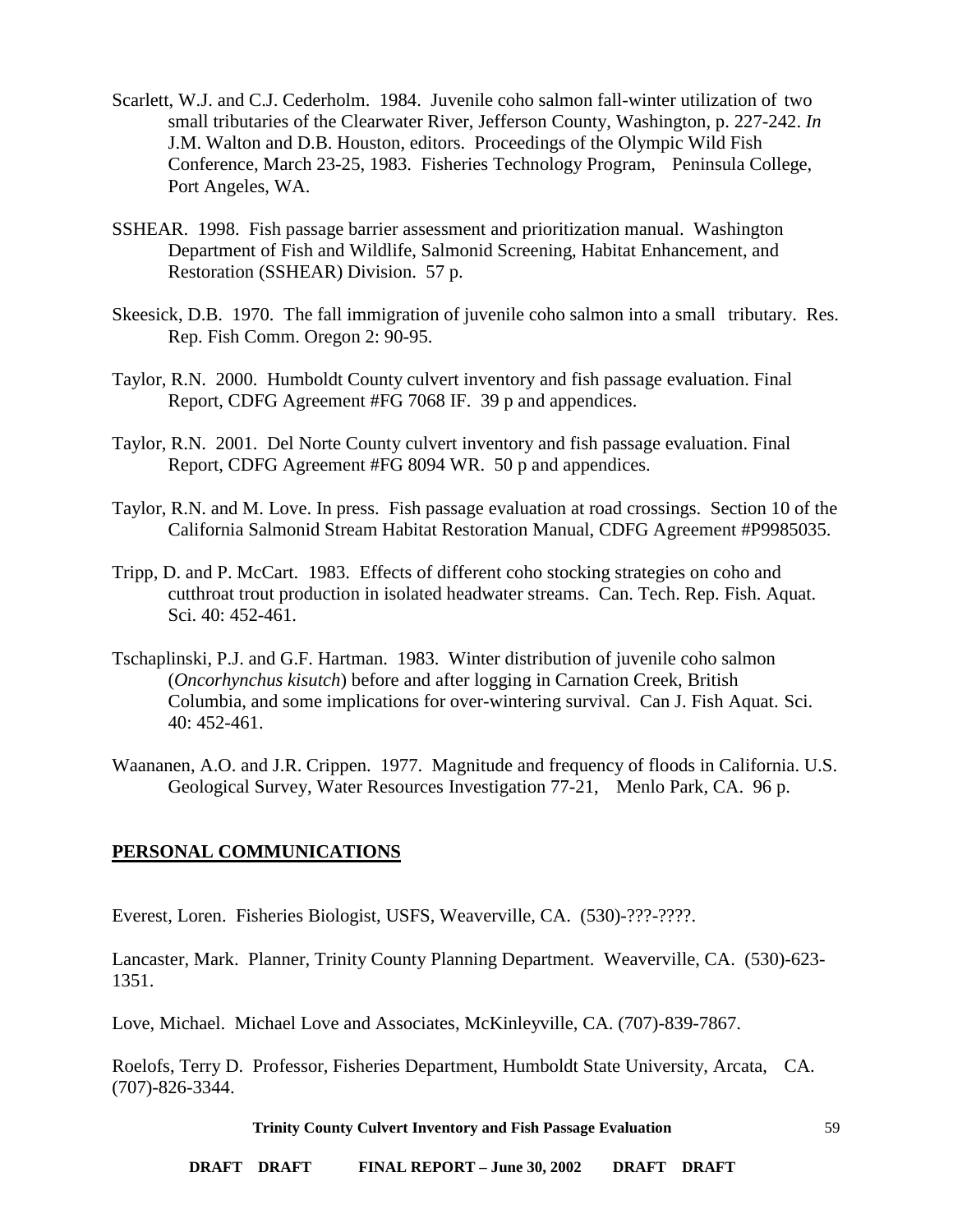Scarlett, W.J. and C.J. Cederholm. 1984. Juvenile coho salmon fall-winter utilization of two small tributaries of the Clearwater River, Jefferson County, Washington, p. 227-242. *In* J.M. Walton and D.B. Houston, editors. Proceedings of the Olympic Wild Fish Conference, March 23-25, 1983. Fisheries Technology Program, Peninsula College, Port Angeles, WA.

SSHEAR. 1998. Fish passage barrier assessment and prioritization manual. Washington Department of Fish and Wildlife, Salmonid Screening, Habitat Enhancement, and Restoration (SSHEAR) Division. 57 p.

Skeesick, D.B. 1970. The fall immigration of juvenile coho salmon into a small tributary. Res. Rep. Fish Comm. Oregon 2: 90-95.

Taylor, R.N. 2000. Humboldt County culvert inventory and fish passage evaluation. Final Report, CDFG Agreement #FG 7068 IF. 39 p and appendices.

Taylor, R.N. 2001. Del Norte County culvert inventory and fish passage evaluation. Final Report, CDFG Agreement #FG 8094 WR. 50 p and appendices.

Taylor, R.N. and M. Love. In press. Fish passage evaluation at road crossings. Section 10 of the California Salmonid Stream Habitat Restoration Manual, CDFG Agreement #P9985035.

Tripp, D. and P. McCart. 1983. Effects of different coho stocking strategies on coho and cutthroat trout production in isolated headwater streams. Can. Tech. Rep. Fish. Aquat. Sci. 40: 452-461.

Tschaplinski, P.J. and G.F. Hartman. 1983. Winter distribution of juvenile coho salmon (*Oncorhynchus kisutch*) before and after logging in Carnation Creek, British Columbia, and some implications for over-wintering survival. Can J. Fish Aquat. Sci. 40: 452-461.

Waananen, A.O. and J.R. Crippen. 1977. Magnitude and frequency of floods in California. U.S. Geological Survey, Water Resources Investigation 77-21, Menlo Park, CA. 96 p.

## PERSONAL COMMUNICATIONS

Everest, Loren. Fisheries Biologist, USFS, Weaverville, CA. (530)-???-????.

Lancaster, Mark. Planner, Trinity County Planning Department. Weaverville, CA. (530)-623-1351.

Love, Michael. Michael Love and Associates, McKinleyville, CA. (707)-839-7867.

Roelofs, Terry D. Professor, Fisheries Department, Humboldt State University, Arcata, CA. (707)-826-3344.